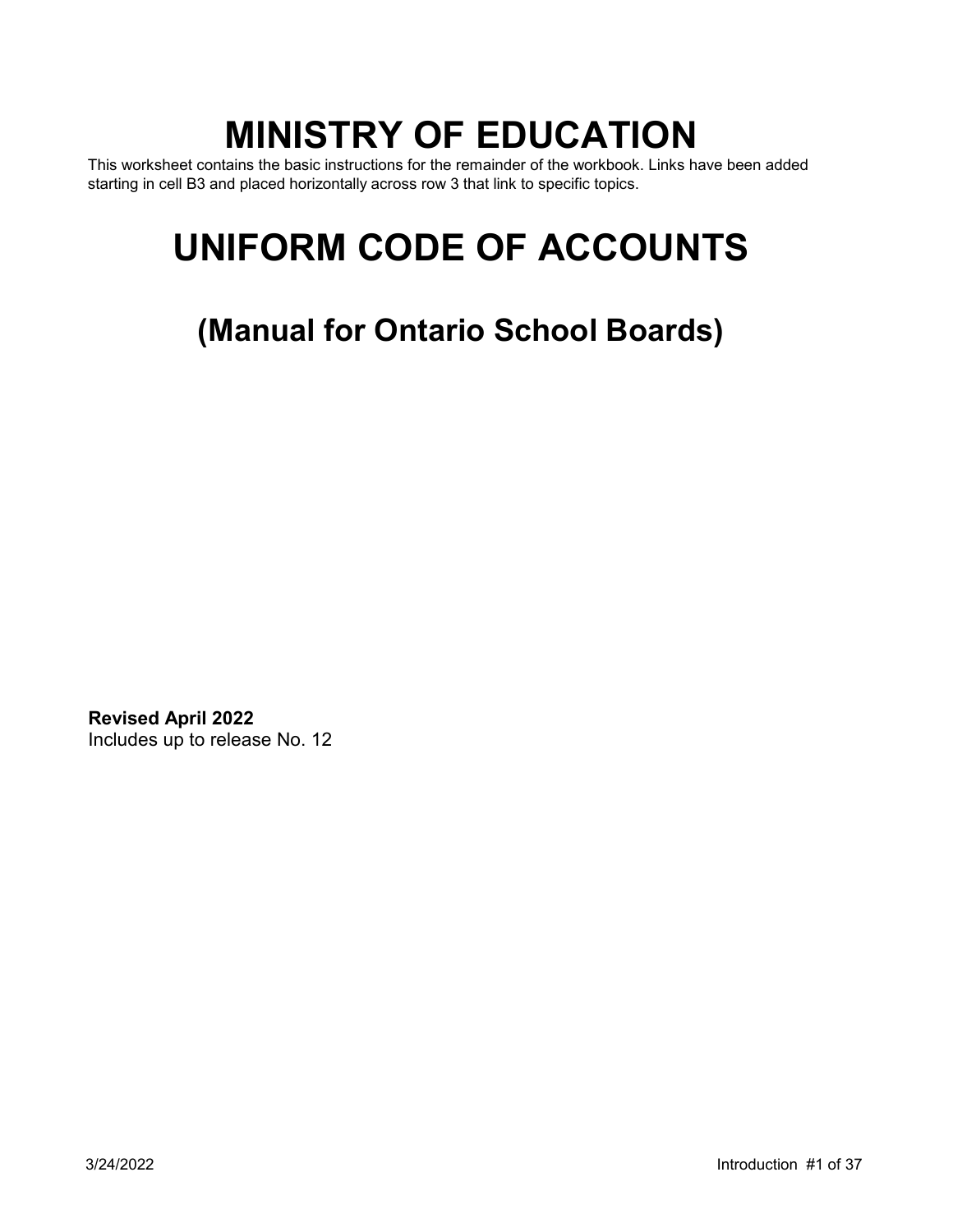# MINISTRY OF EDUCATION

This worksheet contains the basic instructions for the remainder of the workbook. Links have been added starting in cell B3 and placed horizontally across row 3 that link to specific topics.

# UNIFORM CODE OF ACCOUNTS

## (Manual for Ontario School Boards)

**Revised April 2022**
Includes up to release No. 12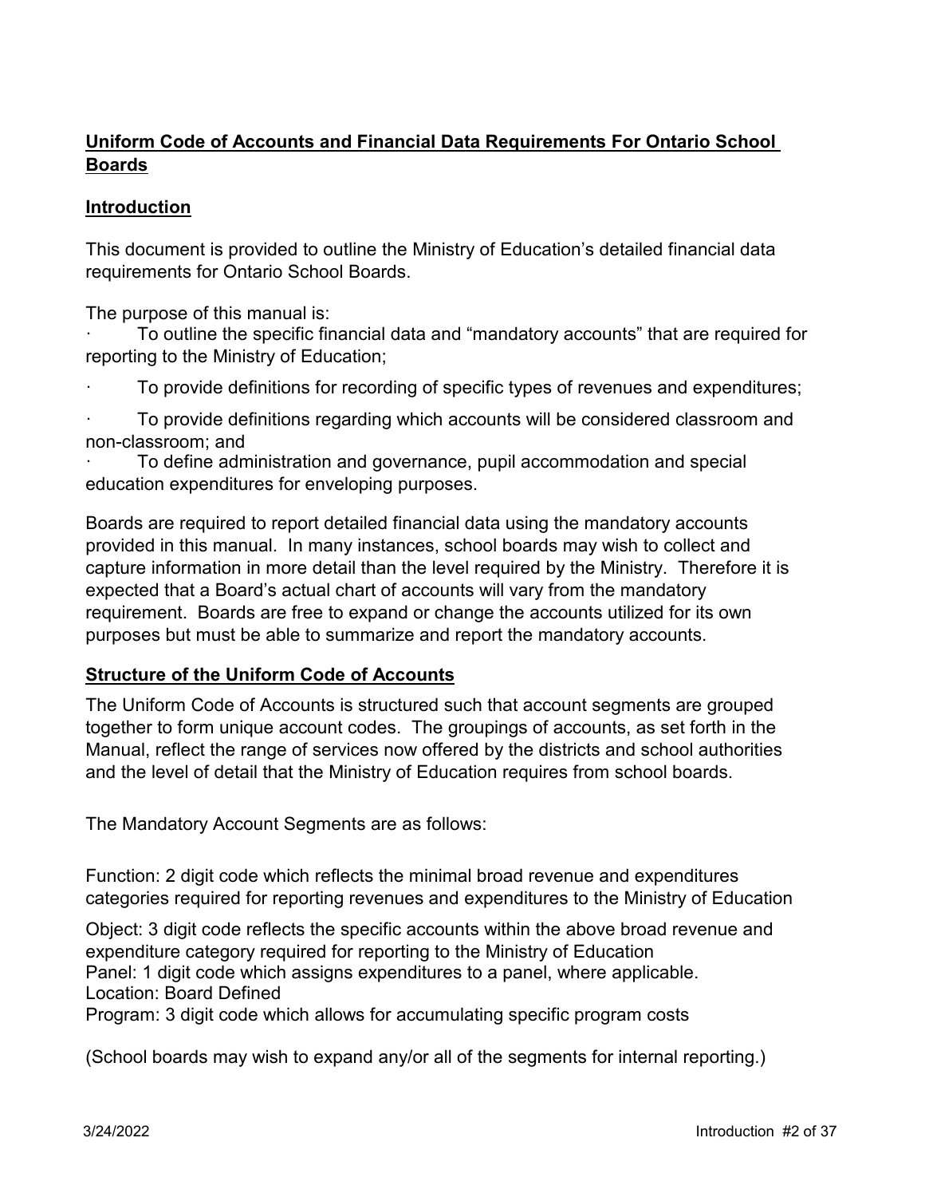## Uniform Code of Accounts and Financial Data Requirements For Ontario School Boards

## Introduction

This document is provided to outline the Ministry of Education's detailed financial data requirements for Ontario School Boards.

The purpose of this manual is:

- To outline the specific financial data and "mandatory accounts" that are required for reporting to the Ministry of Education;
- To provide definitions for recording of specific types of revenues and expenditures;
- To provide definitions regarding which accounts will be considered classroom and non-classroom; and
- To define administration and governance, pupil accommodation and special education expenditures for enveloping purposes.

Boards are required to report detailed financial data using the mandatory accounts provided in this manual. In many instances, school boards may wish to collect and capture information in more detail than the level required by the Ministry. Therefore it is expected that a Board's actual chart of accounts will vary from the mandatory requirement. Boards are free to expand or change the accounts utilized for its own purposes but must be able to summarize and report the mandatory accounts.

## Structure of the Uniform Code of Accounts

The Uniform Code of Accounts is structured such that account segments are grouped together to form unique account codes. The groupings of accounts, as set forth in the Manual, reflect the range of services now offered by the districts and school authorities and the level of detail that the Ministry of Education requires from school boards.

The Mandatory Account Segments are as follows:

Function: 2 digit code which reflects the minimal broad revenue and expenditures categories required for reporting revenues and expenditures to the Ministry of Education

Object: 3 digit code reflects the specific accounts within the above broad revenue and expenditure category required for reporting to the Ministry of Education
Panel: 1 digit code which assigns expenditures to a panel, where applicable.
Location: Board Defined
Program: 3 digit code which allows for accumulating specific program costs

(School boards may wish to expand any/or all of the segments for internal reporting.)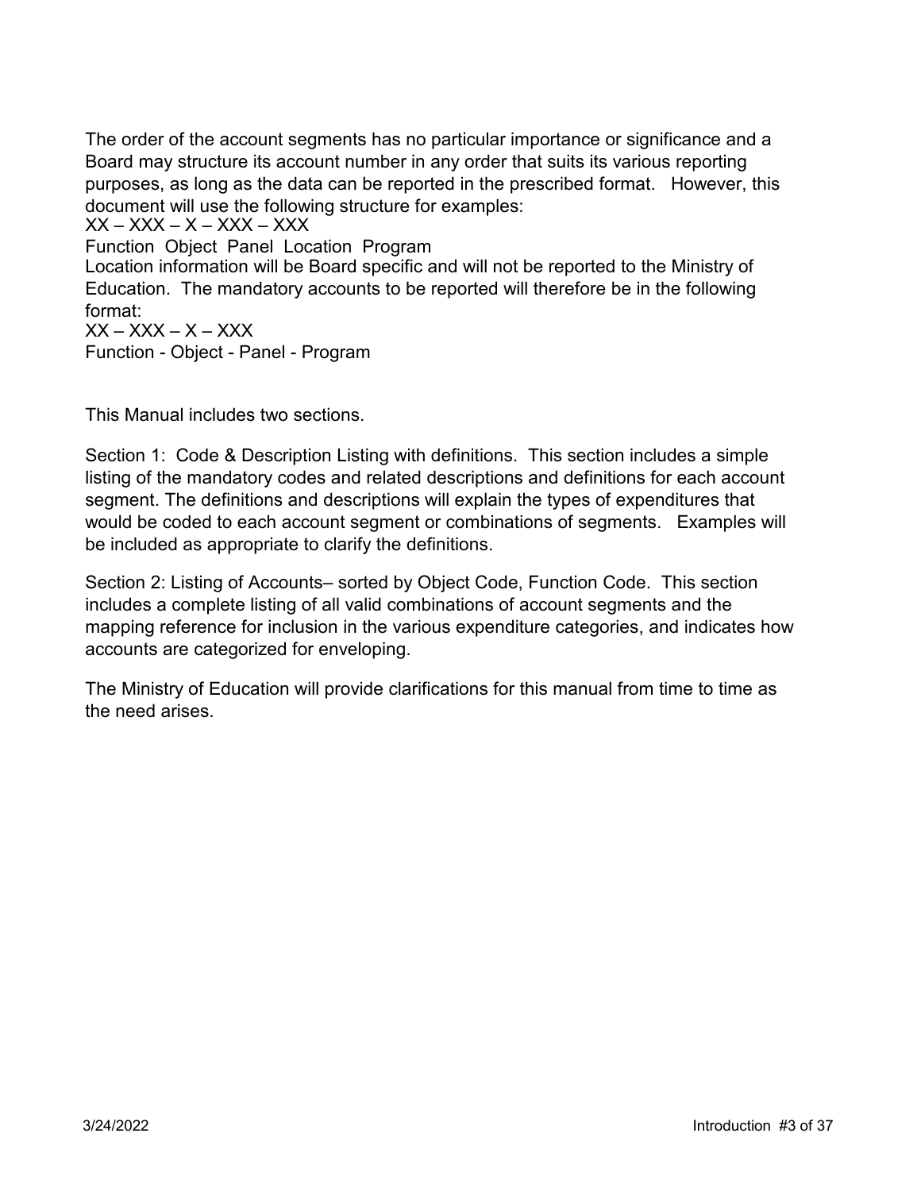The order of the account segments has no particular importance or significance and a Board may structure its account number in any order that suits its various reporting purposes, as long as the data can be reported in the prescribed format. However, this document will use the following structure for examples:

XX – XXX – X – XXX – XXX

Function Object Panel Location Program

Location information will be Board specific and will not be reported to the Ministry of Education. The mandatory accounts to be reported will therefore be in the following format:

XX – XXX – X – XXX

Function - Object - Panel - Program

This Manual includes two sections.

Section 1: Code & Description Listing with definitions. This section includes a simple listing of the mandatory codes and related descriptions and definitions for each account segment. The definitions and descriptions will explain the types of expenditures that would be coded to each account segment or combinations of segments. Examples will be included as appropriate to clarify the definitions.

Section 2: Listing of Accounts– sorted by Object Code, Function Code. This section includes a complete listing of all valid combinations of account segments and the mapping reference for inclusion in the various expenditure categories, and indicates how accounts are categorized for enveloping.

The Ministry of Education will provide clarifications for this manual from time to time as the need arises.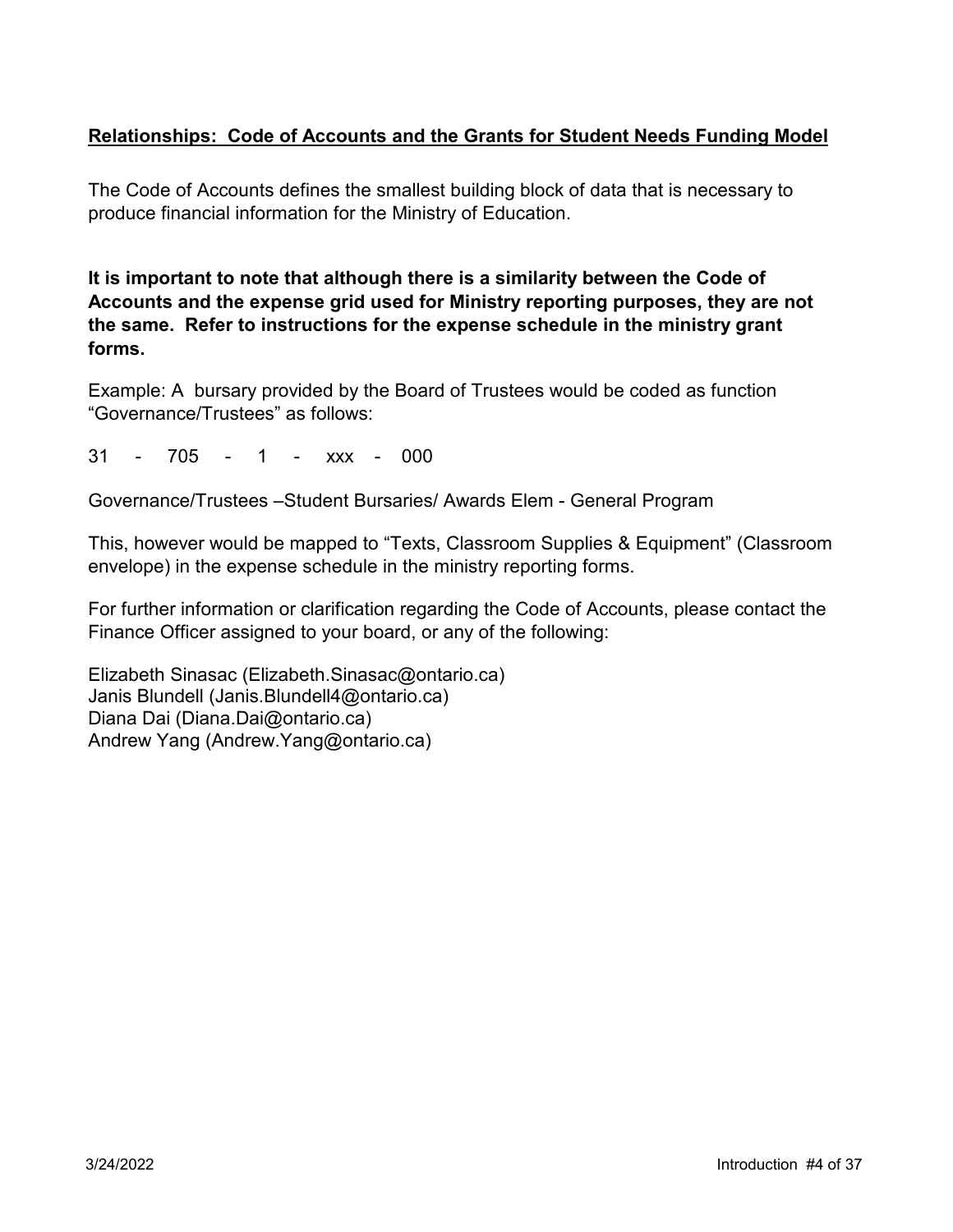**Relationships: Code of Accounts and the Grants for Student Needs Funding Model**

The Code of Accounts defines the smallest building block of data that is necessary to produce financial information for the Ministry of Education.

**It is important to note that although there is a similarity between the Code of Accounts and the expense grid used for Ministry reporting purposes, they are not the same. Refer to instructions for the expense schedule in the ministry grant forms.**

Example: A bursary provided by the Board of Trustees would be coded as function "Governance/Trustees" as follows:

31 - 705 - 1 - xxx - 000

Governance/Trustees –Student Bursaries/ Awards Elem - General Program

This, however would be mapped to "Texts, Classroom Supplies & Equipment" (Classroom envelope) in the expense schedule in the ministry reporting forms.

For further information or clarification regarding the Code of Accounts, please contact the Finance Officer assigned to your board, or any of the following:

Elizabeth Sinasac (Elizabeth.Sinasac@ontario.ca)
Janis Blundell (Janis.Blundell4@ontario.ca)
Diana Dai (Diana.Dai@ontario.ca)
Andrew Yang (Andrew.Yang@ontario.ca)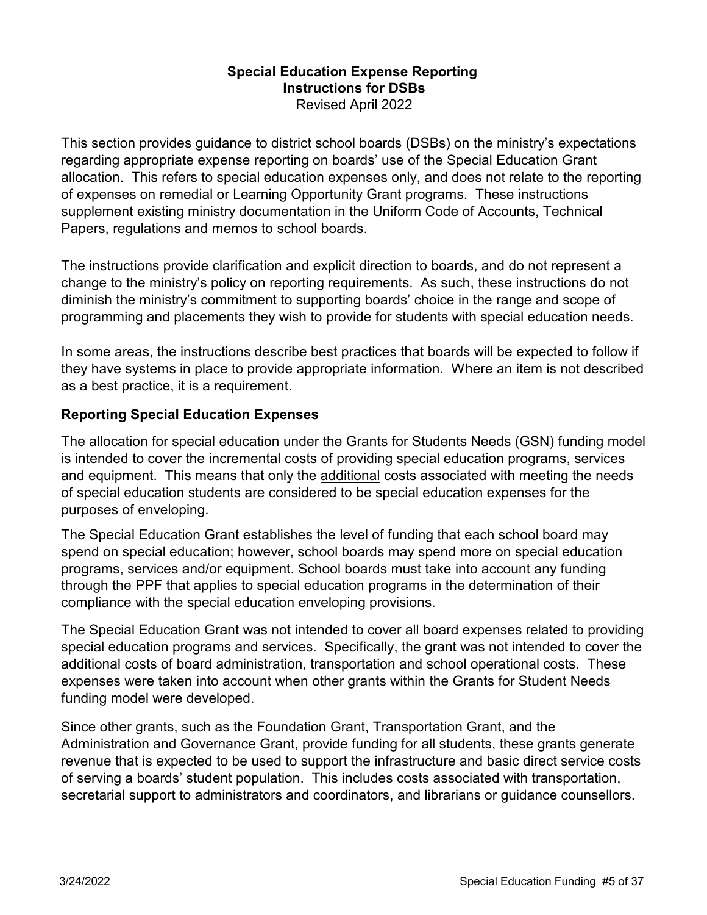**Special Education Expense Reporting**
**Instructions for DSBs**
Revised April 2022

This section provides guidance to district school boards (DSBs) on the ministry's expectations regarding appropriate expense reporting on boards' use of the Special Education Grant allocation. This refers to special education expenses only, and does not relate to the reporting of expenses on remedial or Learning Opportunity Grant programs. These instructions supplement existing ministry documentation in the Uniform Code of Accounts, Technical Papers, regulations and memos to school boards.

The instructions provide clarification and explicit direction to boards, and do not represent a change to the ministry's policy on reporting requirements. As such, these instructions do not diminish the ministry's commitment to supporting boards' choice in the range and scope of programming and placements they wish to provide for students with special education needs.

In some areas, the instructions describe best practices that boards will be expected to follow if they have systems in place to provide appropriate information. Where an item is not described as a best practice, it is a requirement.

## Reporting Special Education Expenses

The allocation for special education under the Grants for Students Needs (GSN) funding model is intended to cover the incremental costs of providing special education programs, services and equipment. This means that only the additional costs associated with meeting the needs of special education students are considered to be special education expenses for the purposes of enveloping.

The Special Education Grant establishes the level of funding that each school board may spend on special education; however, school boards may spend more on special education programs, services and/or equipment. School boards must take into account any funding through the PPF that applies to special education programs in the determination of their compliance with the special education enveloping provisions.

The Special Education Grant was not intended to cover all board expenses related to providing special education programs and services. Specifically, the grant was not intended to cover the additional costs of board administration, transportation and school operational costs. These expenses were taken into account when other grants within the Grants for Student Needs funding model were developed.

Since other grants, such as the Foundation Grant, Transportation Grant, and the Administration and Governance Grant, provide funding for all students, these grants generate revenue that is expected to be used to support the infrastructure and basic direct service costs of serving a boards' student population. This includes costs associated with transportation, secretarial support to administrators and coordinators, and librarians or guidance counsellors.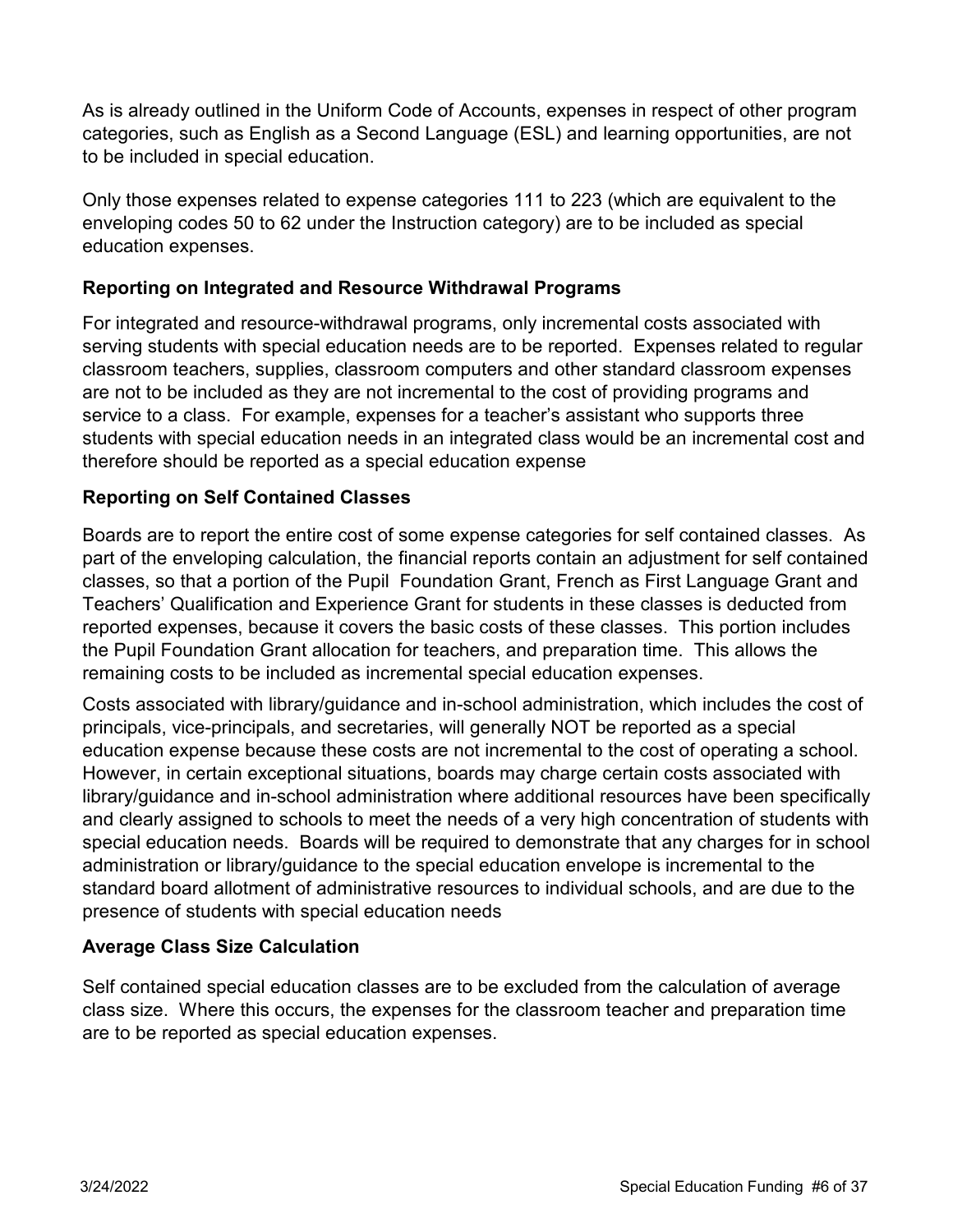As is already outlined in the Uniform Code of Accounts, expenses in respect of other program categories, such as English as a Second Language (ESL) and learning opportunities, are not to be included in special education.

Only those expenses related to expense categories 111 to 223 (which are equivalent to the enveloping codes 50 to 62 under the Instruction category) are to be included as special education expenses.

### Reporting on Integrated and Resource Withdrawal Programs

For integrated and resource-withdrawal programs, only incremental costs associated with serving students with special education needs are to be reported. Expenses related to regular classroom teachers, supplies, classroom computers and other standard classroom expenses are not to be included as they are not incremental to the cost of providing programs and service to a class. For example, expenses for a teacher's assistant who supports three students with special education needs in an integrated class would be an incremental cost and therefore should be reported as a special education expense

### Reporting on Self Contained Classes

Boards are to report the entire cost of some expense categories for self contained classes. As part of the enveloping calculation, the financial reports contain an adjustment for self contained classes, so that a portion of the Pupil Foundation Grant, French as First Language Grant and Teachers' Qualification and Experience Grant for students in these classes is deducted from reported expenses, because it covers the basic costs of these classes. This portion includes the Pupil Foundation Grant allocation for teachers, and preparation time. This allows the remaining costs to be included as incremental special education expenses.

Costs associated with library/guidance and in-school administration, which includes the cost of principals, vice-principals, and secretaries, will generally NOT be reported as a special education expense because these costs are not incremental to the cost of operating a school. However, in certain exceptional situations, boards may charge certain costs associated with library/guidance and in-school administration where additional resources have been specifically and clearly assigned to schools to meet the needs of a very high concentration of students with special education needs. Boards will be required to demonstrate that any charges for in school administration or library/guidance to the special education envelope is incremental to the standard board allotment of administrative resources to individual schools, and are due to the presence of students with special education needs

### Average Class Size Calculation

Self contained special education classes are to be excluded from the calculation of average class size. Where this occurs, the expenses for the classroom teacher and preparation time are to be reported as special education expenses.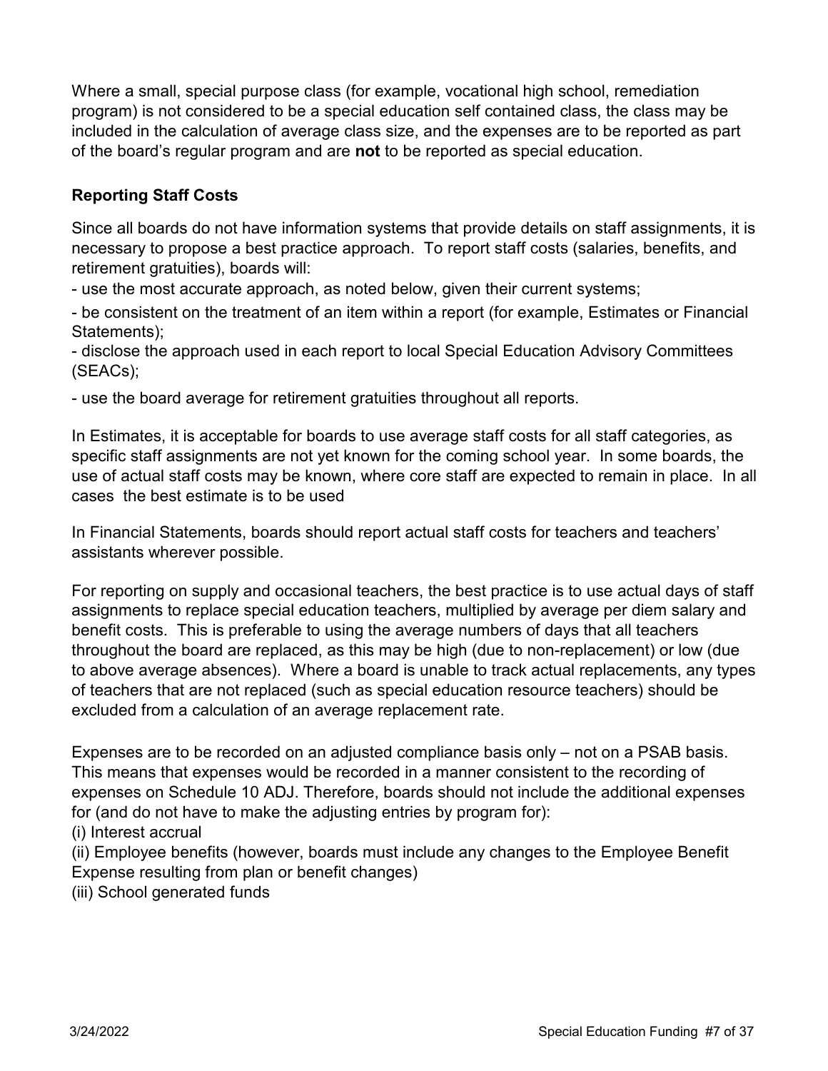Where a small, special purpose class (for example, vocational high school, remediation program) is not considered to be a special education self contained class, the class may be included in the calculation of average class size, and the expenses are to be reported as part of the board's regular program and are **not** to be reported as special education.

### Reporting Staff Costs

Since all boards do not have information systems that provide details on staff assignments, it is necessary to propose a best practice approach. To report staff costs (salaries, benefits, and retirement gratuities), boards will:

- use the most accurate approach, as noted below, given their current systems;
- be consistent on the treatment of an item within a report (for example, Estimates or Financial Statements);
- disclose the approach used in each report to local Special Education Advisory Committees (SEACs);
- use the board average for retirement gratuities throughout all reports.

In Estimates, it is acceptable for boards to use average staff costs for all staff categories, as specific staff assignments are not yet known for the coming school year. In some boards, the use of actual staff costs may be known, where core staff are expected to remain in place. In all cases the best estimate is to be used

In Financial Statements, boards should report actual staff costs for teachers and teachers' assistants wherever possible.

For reporting on supply and occasional teachers, the best practice is to use actual days of staff assignments to replace special education teachers, multiplied by average per diem salary and benefit costs. This is preferable to using the average numbers of days that all teachers throughout the board are replaced, as this may be high (due to non-replacement) or low (due to above average absences). Where a board is unable to track actual replacements, any types of teachers that are not replaced (such as special education resource teachers) should be excluded from a calculation of an average replacement rate.

Expenses are to be recorded on an adjusted compliance basis only – not on a PSAB basis. This means that expenses would be recorded in a manner consistent to the recording of expenses on Schedule 10 ADJ. Therefore, boards should not include the additional expenses for (and do not have to make the adjusting entries by program for):

(i) Interest accrual

(ii) Employee benefits (however, boards must include any changes to the Employee Benefit Expense resulting from plan or benefit changes)

(iii) School generated funds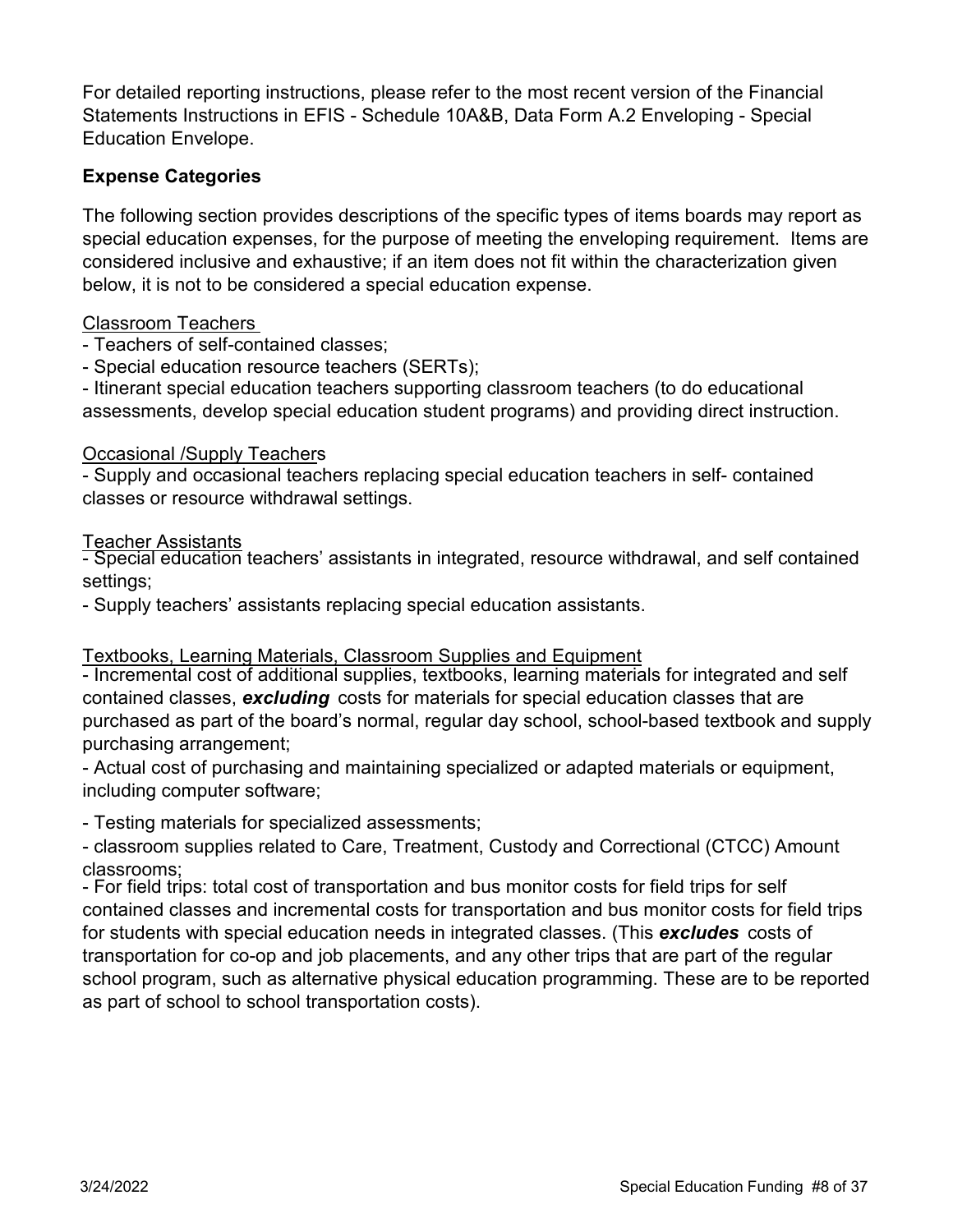For detailed reporting instructions, please refer to the most recent version of the Financial Statements Instructions in EFIS - Schedule 10A&B, Data Form A.2 Enveloping - Special Education Envelope.

## Expense Categories

The following section provides descriptions of the specific types of items boards may report as special education expenses, for the purpose of meeting the enveloping requirement. Items are considered inclusive and exhaustive; if an item does not fit within the characterization given below, it is not to be considered a special education expense.

<u>Classroom Teachers</u>

- Teachers of self-contained classes;
- Special education resource teachers (SERTs);
- Itinerant special education teachers supporting classroom teachers (to do educational assessments, develop special education student programs) and providing direct instruction.

<u>Occasional /Supply Teachers</u>

- Supply and occasional teachers replacing special education teachers in self- contained classes or resource withdrawal settings.

<u>Teacher Assistants</u>

- Special education teachers' assistants in integrated, resource withdrawal, and self contained settings;
- Supply teachers' assistants replacing special education assistants.

<u>Textbooks, Learning Materials, Classroom Supplies and Equipment</u>

- Incremental cost of additional supplies, textbooks, learning materials for integrated and self contained classes, ***excluding*** costs for materials for special education classes that are purchased as part of the board's normal, regular day school, school-based textbook and supply purchasing arrangement;
- Actual cost of purchasing and maintaining specialized or adapted materials or equipment, including computer software;
- Testing materials for specialized assessments;
- classroom supplies related to Care, Treatment, Custody and Correctional (CTCC) Amount classrooms;
- For field trips: total cost of transportation and bus monitor costs for field trips for self contained classes and incremental costs for transportation and bus monitor costs for field trips for students with special education needs in integrated classes. (This ***excludes*** costs of transportation for co-op and job placements, and any other trips that are part of the regular school program, such as alternative physical education programming. These are to be reported as part of school to school transportation costs).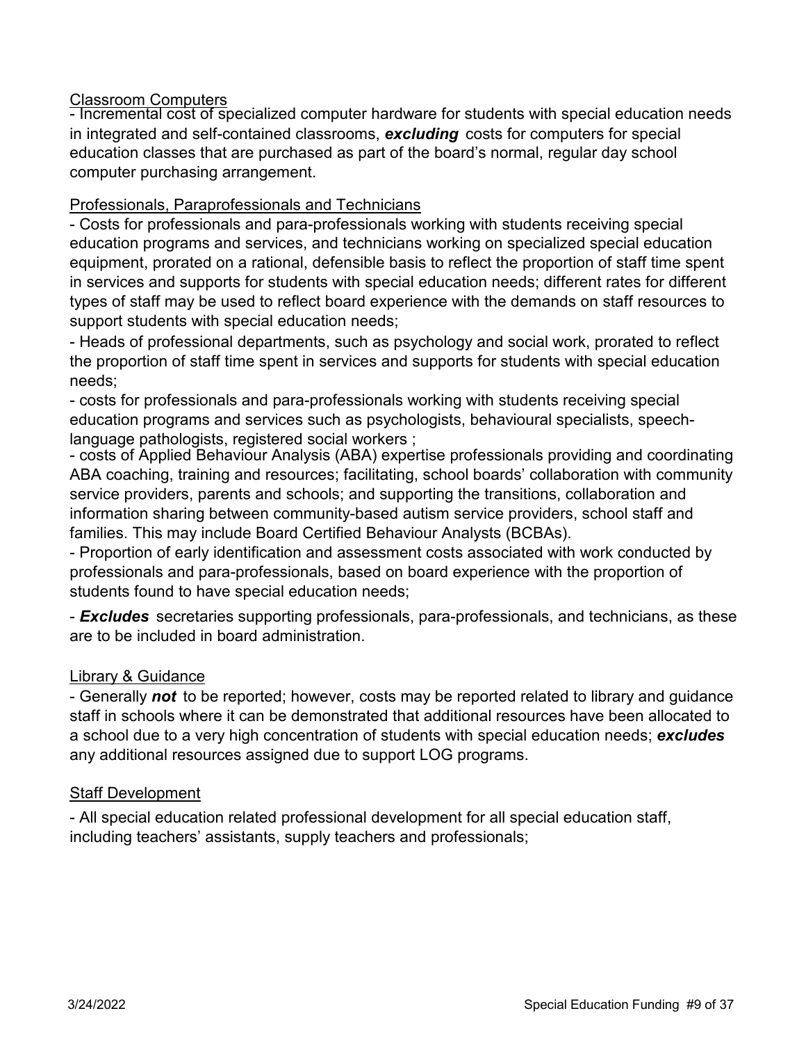Classroom Computers

- Incremental cost of specialized computer hardware for students with special education needs in integrated and self-contained classrooms, ***excluding*** costs for computers for special education classes that are purchased as part of the board's normal, regular day school computer purchasing arrangement.

Professionals, Paraprofessionals and Technicians

- Costs for professionals and para-professionals working with students receiving special education programs and services, and technicians working on specialized special education equipment, prorated on a rational, defensible basis to reflect the proportion of staff time spent in services and supports for students with special education needs; different rates for different types of staff may be used to reflect board experience with the demands on staff resources to support students with special education needs;
- Heads of professional departments, such as psychology and social work, prorated to reflect the proportion of staff time spent in services and supports for students with special education needs;
- costs for professionals and para-professionals working with students receiving special education programs and services such as psychologists, behavioural specialists, speech-language pathologists, registered social workers ;
- costs of Applied Behaviour Analysis (ABA) expertise professionals providing and coordinating ABA coaching, training and resources; facilitating, school boards' collaboration with community service providers, parents and schools; and supporting the transitions, collaboration and information sharing between community-based autism service providers, school staff and families. This may include Board Certified Behaviour Analysts (BCBAs).
- Proportion of early identification and assessment costs associated with work conducted by professionals and para-professionals, based on board experience with the proportion of students found to have special education needs;
- ***Excludes*** secretaries supporting professionals, para-professionals, and technicians, as these are to be included in board administration.

Library & Guidance

- Generally ***not*** to be reported; however, costs may be reported related to library and guidance staff in schools where it can be demonstrated that additional resources have been allocated to a school due to a very high concentration of students with special education needs; ***excludes*** any additional resources assigned due to support LOG programs.

Staff Development

- All special education related professional development for all special education staff, including teachers' assistants, supply teachers and professionals;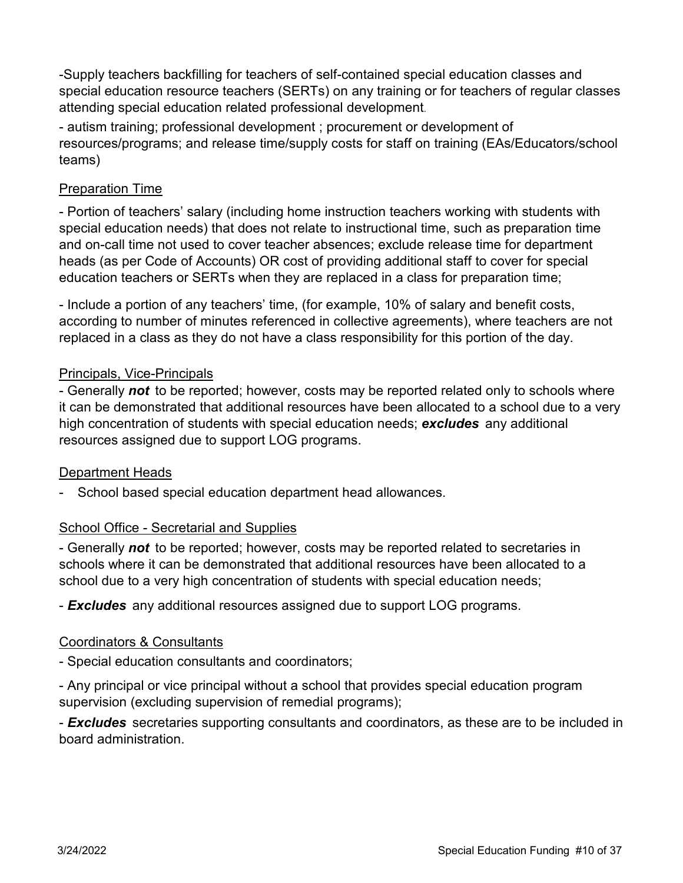-Supply teachers backfilling for teachers of self-contained special education classes and special education resource teachers (SERTs) on any training or for teachers of regular classes attending special education related professional development.

- autism training; professional development ; procurement or development of resources/programs; and release time/supply costs for staff on training (EAs/Educators/school teams)

Preparation Time

- Portion of teachers' salary (including home instruction teachers working with students with special education needs) that does not relate to instructional time, such as preparation time and on-call time not used to cover teacher absences; exclude release time for department heads (as per Code of Accounts) OR cost of providing additional staff to cover for special education teachers or SERTs when they are replaced in a class for preparation time;

- Include a portion of any teachers' time, (for example, 10% of salary and benefit costs, according to number of minutes referenced in collective agreements), where teachers are not replaced in a class as they do not have a class responsibility for this portion of the day.

Principals, Vice-Principals

- Generally ***not*** to be reported; however, costs may be reported related only to schools where it can be demonstrated that additional resources have been allocated to a school due to a very high concentration of students with special education needs; ***excludes*** any additional resources assigned due to support LOG programs.

Department Heads

- School based special education department head allowances.

School Office - Secretarial and Supplies

- Generally ***not*** to be reported; however, costs may be reported related to secretaries in schools where it can be demonstrated that additional resources have been allocated to a school due to a very high concentration of students with special education needs;

- ***Excludes*** any additional resources assigned due to support LOG programs.

Coordinators & Consultants

- Special education consultants and coordinators;

- Any principal or vice principal without a school that provides special education program supervision (excluding supervision of remedial programs);

- ***Excludes*** secretaries supporting consultants and coordinators, as these are to be included in board administration.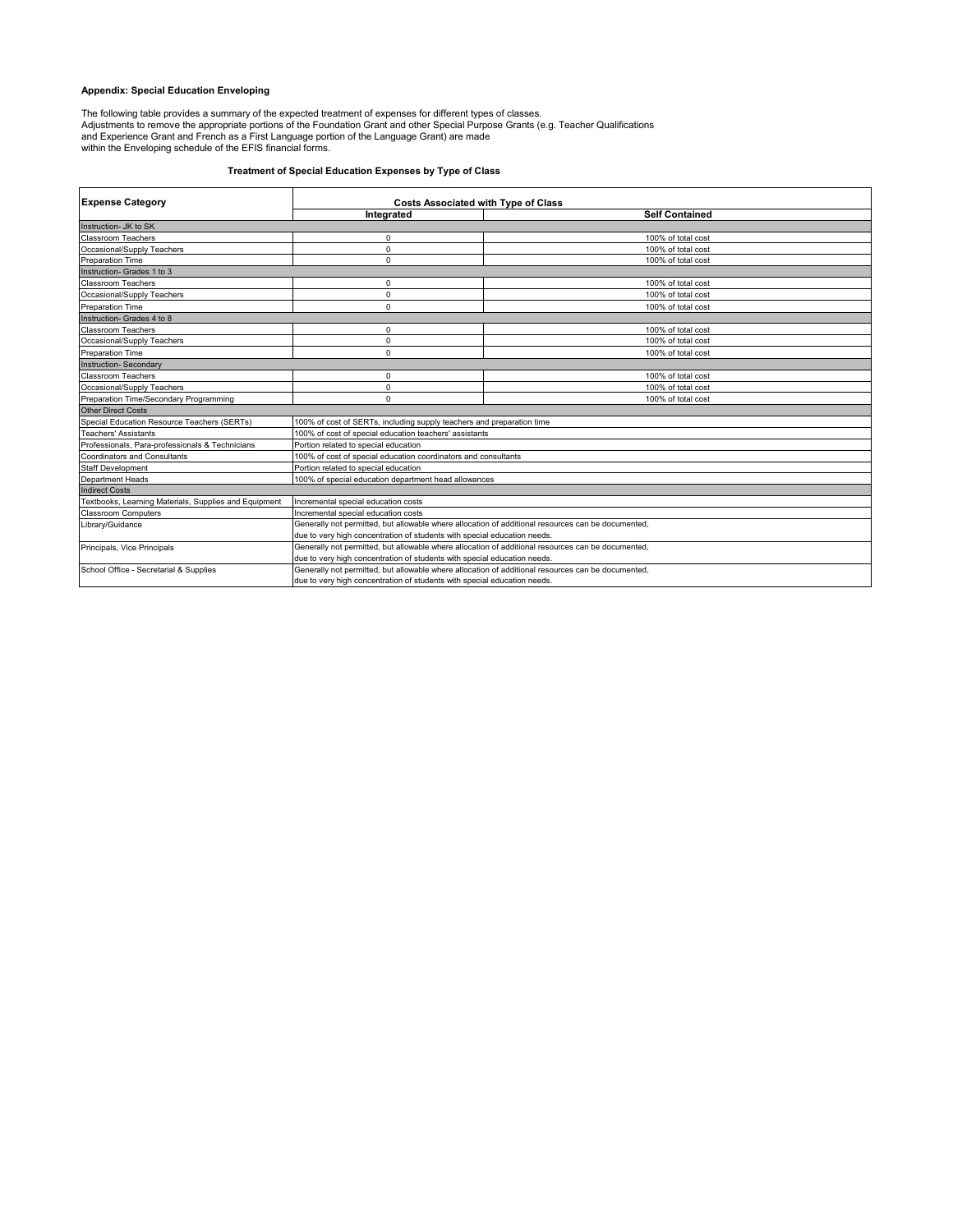**Appendix: Special Education Enveloping**

The following table provides a summary of the expected treatment of expenses for different types of classes.
Adjustments to remove the appropriate portions of the Foundation Grant and other Special Purpose Grants (e.g. Teacher Qualifications and Experience Grant and French as a First Language portion of the Language Grant) are made within the Enveloping schedule of the EFIS financial forms.

**Treatment of Special Education Expenses by Type of Class**

| Expense Category | Costs Associated with Type of Class | |
|---|---|---|
| | **Integrated** | **Self Contained** |
| Instruction- JK to SK | | |
| Classroom Teachers | 0 | 100% of total cost |
| Occasional/Supply Teachers | 0 | 100% of total cost |
| Preparation Time | 0 | 100% of total cost |
| Instruction- Grades 1 to 3 | | |
| Classroom Teachers | 0 | 100% of total cost |
| Occasional/Supply Teachers | 0 | 100% of total cost |
| Preparation Time | 0 | 100% of total cost |
| Instruction- Grades 4 to 8 | | |
| Classroom Teachers | 0 | 100% of total cost |
| Occasional/Supply Teachers | 0 | 100% of total cost |
| Preparation Time | 0 | 100% of total cost |
| Instruction- Secondary | | |
| Classroom Teachers | 0 | 100% of total cost |
| Occasional/Supply Teachers | 0 | 100% of total cost |
| Preparation Time/Secondary Programming | 0 | 100% of total cost |
| Other Direct Costs | | |
| Special Education Resource Teachers (SERTs) | 100% of cost of SERTs, including supply teachers and preparation time | |
| Teachers' Assistants | 100% of cost of special education teachers' assistants | |
| Professionals, Para-professionals & Technicians | Portion related to special education | |
| Coordinators and Consultants | 100% of cost of special education coordinators and consultants | |
| Staff Development | Portion related to special education | |
| Department Heads | 100% of special education department head allowances | |
| Indirect Costs | | |
| Textbooks, Learning Materials, Supplies and Equipment | Incremental special education costs | |
| Classroom Computers | Incremental special education costs | |
| Library/Guidance | Generally not permitted, but allowable where allocation of additional resources can be documented, due to very high concentration of students with special education needs. | |
| Principals, Vice Principals | Generally not permitted, but allowable where allocation of additional resources can be documented, due to very high concentration of students with special education needs. | |
| School Office - Secretarial & Supplies | Generally not permitted, but allowable where allocation of additional resources can be documented, due to very high concentration of students with special education needs. | |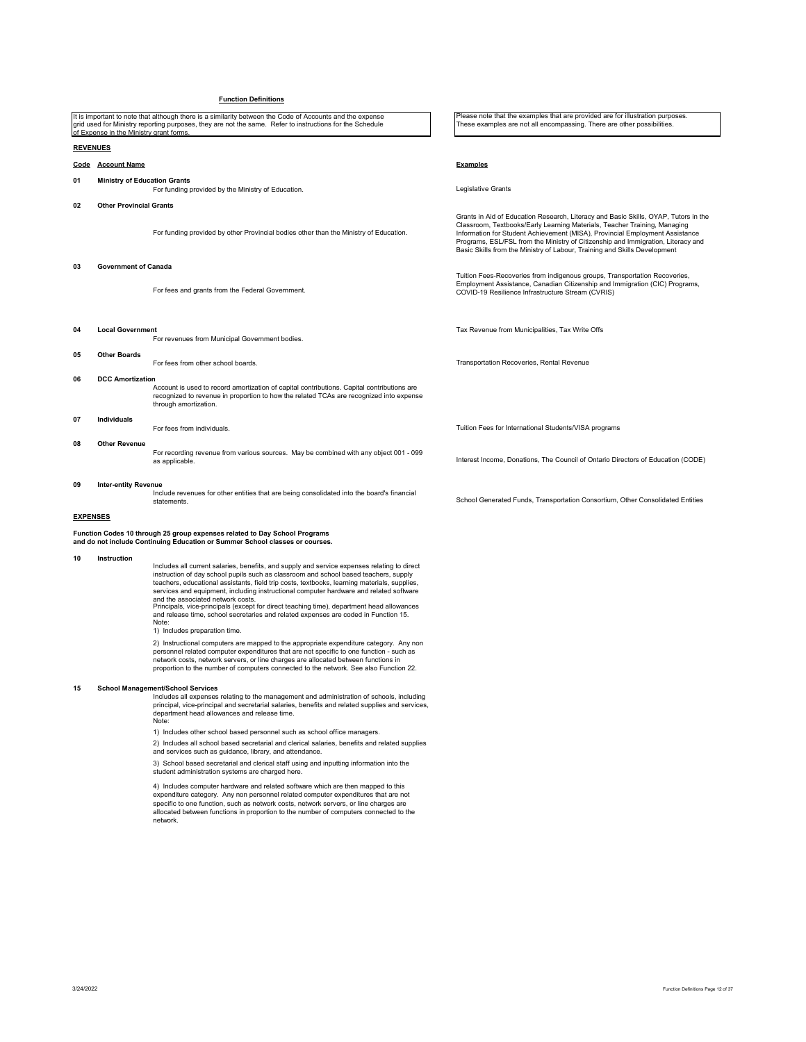## Function Definitions

It is important to note that although there is a similarity between the Code of Accounts and the expense grid used for Ministry reporting purposes, they are not the same. Refer to instructions for the Schedule of Expense in the Ministry grant forms.

Please note that the examples that are provided are for illustration purposes. These examples are not all encompassing. There are other possibilities.

### REVENUES

| Code | Account Name | Description | Examples |
|---|---|---|---|
| 01 | Ministry of Education Grants | For funding provided by the Ministry of Education. | Legislative Grants |
| 02 | Other Provincial Grants | For funding provided by other Provincial bodies other than the Ministry of Education. | Grants in Aid of Education Research, Literacy and Basic Skills, OYAP, Tutors in the Classroom, Textbooks/Early Learning Materials, Teacher Training, Managing Information for Student Achievement (MISA), Provincial Employment Assistance Programs, ESL/FSL from the Ministry of Citizenship and Immigration, Literacy and Basic Skills from the Ministry of Labour, Training and Skills Development |
| 03 | Government of Canada | For fees and grants from the Federal Government. | Tuition Fees-Recoveries from indigenous groups, Transportation Recoveries, Employment Assistance, Canadian Citizenship and Immigration (CIC) Programs, COVID-19 Resilience Infrastructure Stream (CVRIS) |
| 04 | Local Government | For revenues from Municipal Government bodies. | Tax Revenue from Municipalities, Tax Write Offs |
| 05 | Other Boards | For fees from other school boards. | Transportation Recoveries, Rental Revenue |
| 06 | DCC Amortization | Account is used to record amortization of capital contributions. Capital contributions are recognized to revenue in proportion to how the related TCAs are recognized into expense through amortization. | |
| 07 | Individuals | For fees from individuals. | Tuition Fees for International Students/VISA programs |
| 08 | Other Revenue | For recording revenue from various sources. May be combined with any object 001 - 099 as applicable. | Interest Income, Donations, The Council of Ontario Directors of Education (CODE) |
| 09 | Inter-entity Revenue | Include revenues for other entities that are being consolidated into the board's financial statements. | School Generated Funds, Transportation Consortium, Other Consolidated Entities |

### EXPENSES

**Function Codes 10 through 25 group expenses related to Day School Programs and do not include Continuing Education or Summer School classes or courses.**

**10 Instruction**

Includes all current salaries, benefits, and supply and service expenses relating to direct instruction of day school pupils such as classroom and school based teachers, supply teachers, educational assistants, field trip costs, textbooks, learning materials, supplies, services and equipment, including instructional computer hardware and related software and the associated network costs.
Principals, vice-principals (except for direct teaching time), department head allowances and release time, school secretaries and related expenses are coded in Function 15.
Note:
1) Includes preparation time.

2) Instructional computers are mapped to the appropriate expenditure category. Any non personnel related computer expenditures that are not specific to one function - such as network costs, network servers, or line charges are allocated between functions in proportion to the number of computers connected to the network. See also Function 22.

**15 School Management/School Services**

Includes all expenses relating to the management and administration of schools, including principal, vice-principal and secretarial salaries, benefits and related supplies and services, department head allowances and release time.
Note:

1) Includes other school based personnel such as school office managers.

2) Includes all school based secretarial and clerical salaries, benefits and related supplies and services such as guidance, library, and attendance.

3) School based secretarial and clerical staff using and inputting information into the student administration systems are charged here.

4) Includes computer hardware and related software which are then mapped to this expenditure category. Any non personnel related computer expenditures that are not specific to one function, such as network costs, network servers, or line charges are allocated between functions in proportion to the number of computers connected to the network.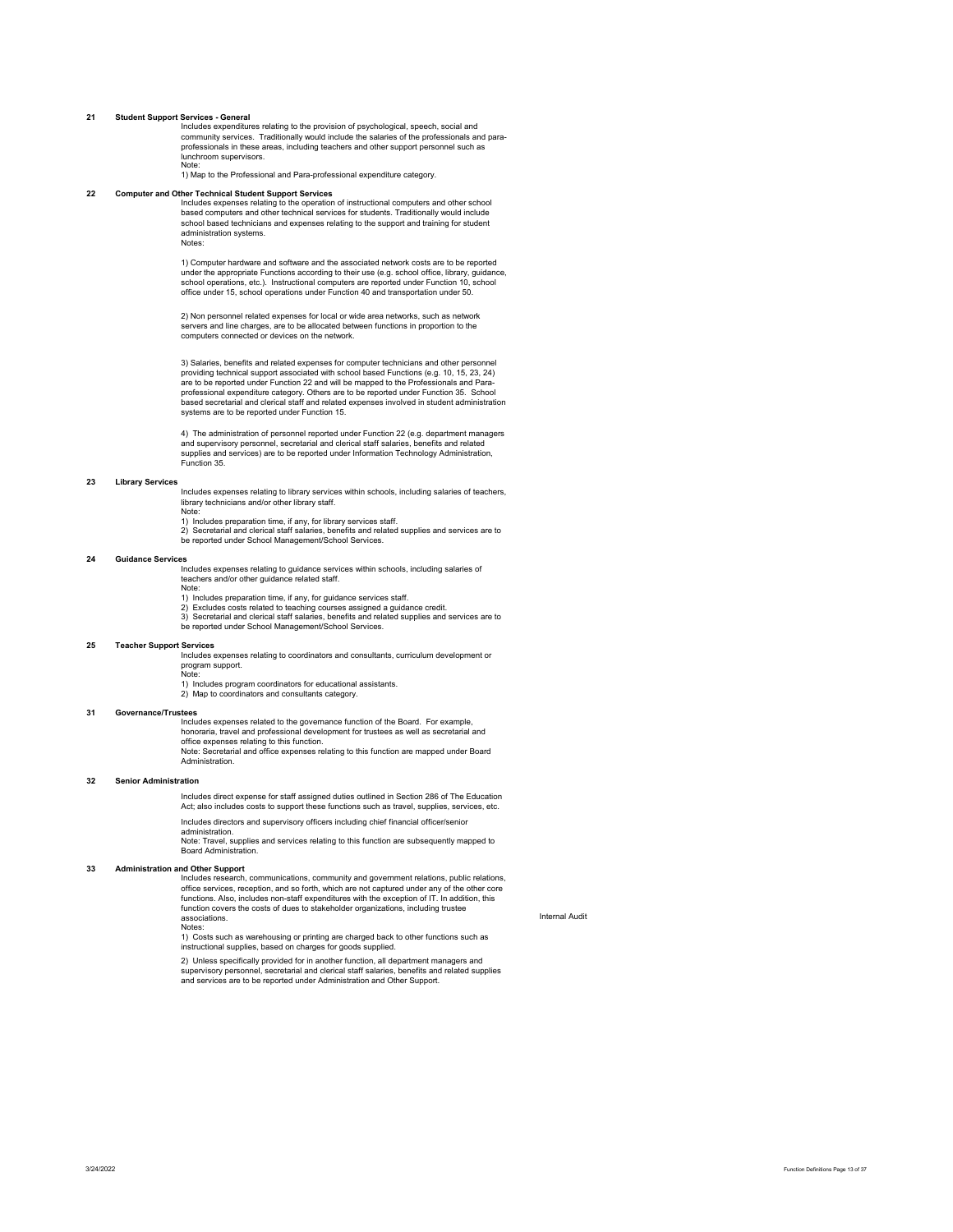## 21 Student Support Services - General

Includes expenditures relating to the provision of psychological, speech, social and community services. Traditionally would include the salaries of the professionals and para-professionals in these areas, including teachers and other support personnel such as lunchroom supervisors.

Note:

1) Map to the Professional and Para-professional expenditure category.

## 22 Computer and Other Technical Student Support Services

Includes expenses relating to the operation of instructional computers and other school based computers and other technical services for students. Traditionally would include school based technicians and expenses relating to the support and training for student administration systems.

Notes:

1) Computer hardware and software and the associated network costs are to be reported under the appropriate Functions according to their use (e.g. school office, library, guidance, school operations, etc.). Instructional computers are reported under Function 10, school office under 15, school operations under Function 40 and transportation under 50.

2) Non personnel related expenses for local or wide area networks, such as network servers and line charges, are to be allocated between functions in proportion to the computers connected or devices on the network.

3) Salaries, benefits and related expenses for computer technicians and other personnel providing technical support associated with school based Functions (e.g. 10, 15, 23, 24) are to be reported under Function 22 and will be mapped to the Professionals and Para-professional expenditure category. Others are to be reported under Function 35. School based secretarial and clerical staff and related expenses involved in student administration systems are to be reported under Function 15.

4) The administration of personnel reported under Function 22 (e.g. department managers and supervisory personnel, secretarial and clerical staff salaries, benefits and related supplies and services) are to be reported under Information Technology Administration, Function 35.

## 23 Library Services

Includes expenses relating to library services within schools, including salaries of teachers, library technicians and/or other library staff.

Note:

1) Includes preparation time, if any, for library services staff.
2) Secretarial and clerical staff salaries, benefits and related supplies and services are to be reported under School Management/School Services.

## 24 Guidance Services

Includes expenses relating to guidance services within schools, including salaries of teachers and/or other guidance related staff.

Note:

1) Includes preparation time, if any, for guidance services staff.
2) Excludes costs related to teaching courses assigned a guidance credit.
3) Secretarial and clerical staff salaries, benefits and related supplies and services are to be reported under School Management/School Services.

## 25 Teacher Support Services

Includes expenses relating to coordinators and consultants, curriculum development or program support.

Note:

1) Includes program coordinators for educational assistants.
2) Map to coordinators and consultants category.

## 31 Governance/Trustees

Includes expenses related to the governance function of the Board. For example, honoraria, travel and professional development for trustees as well as secretarial and office expenses relating to this function.

Note: Secretarial and office expenses relating to this function are mapped under Board Administration.

## 32 Senior Administration

Includes direct expense for staff assigned duties outlined in Section 286 of The Education Act; also includes costs to support these functions such as travel, supplies, services, etc.

Includes directors and supervisory officers including chief financial officer/senior administration.

Note: Travel, supplies and services relating to this function are subsequently mapped to Board Administration.

## 33 Administration and Other Support

Includes research, communications, community and government relations, public relations, office services, reception, and so forth, which are not captured under any of the other core functions. Also, includes non-staff expenditures with the exception of IT. In addition, this function covers the costs of dues to stakeholder organizations, including trustee associations.

Internal Audit

Notes:

1) Costs such as warehousing or printing are charged back to other functions such as instructional supplies, based on charges for goods supplied.

2) Unless specifically provided for in another function, all department managers and supervisory personnel, secretarial and clerical staff salaries, benefits and related supplies and services are to be reported under Administration and Other Support.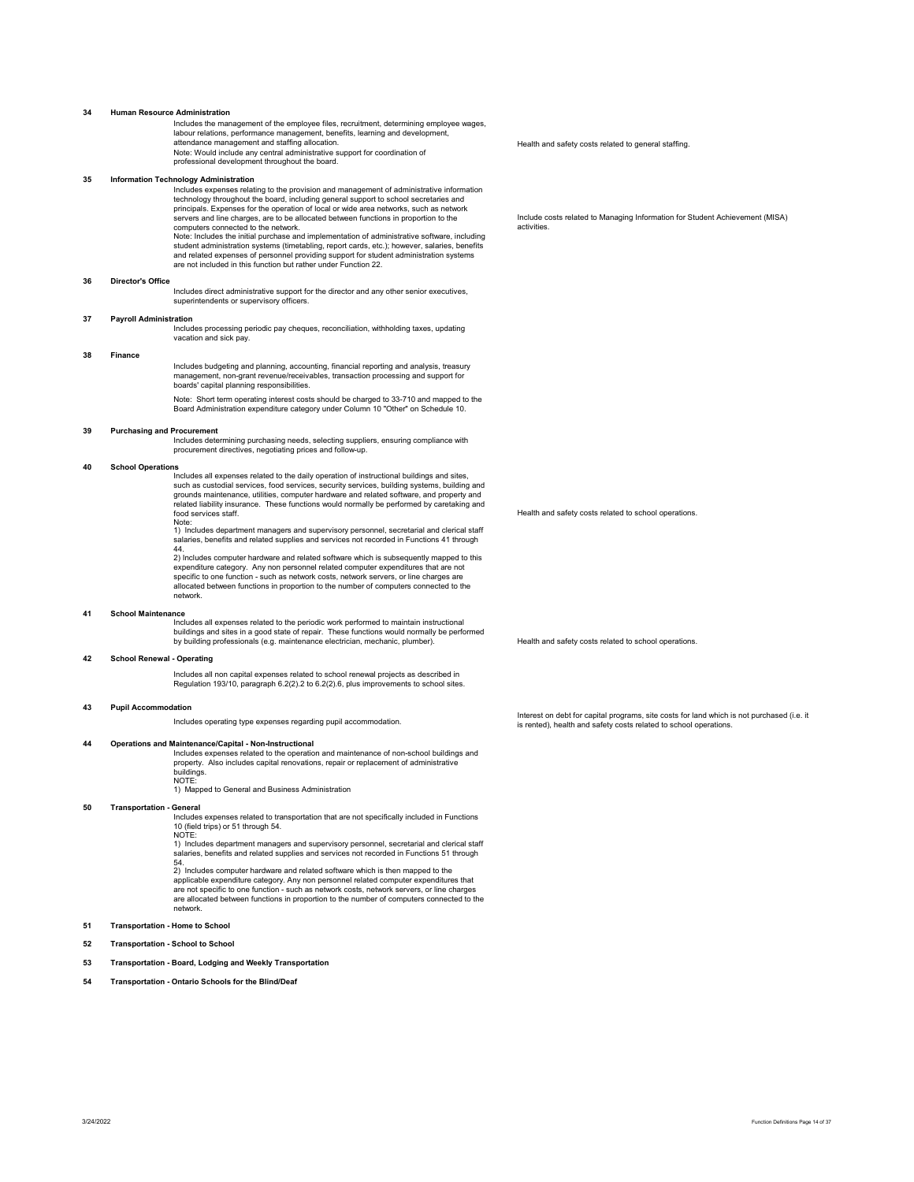| Function | Description | Includes | Excludes |
|---|---|---|---|
| **34** | **Human Resource Administration** | | |
| | Includes the management of the employee files, recruitment, determining employee wages, labour relations, performance management, benefits, learning and development, attendance management and staffing allocation.<br>Note: Would include any central administrative support for coordination of professional development throughout the board. | Health and safety costs related to general staffing. | |
| **35** | **Information Technology Administration** | | |
| | Includes expenses relating to the provision and management of administrative information technology throughout the board, including general support to school secretaries and principals. Expenses for the operation of local or wide area networks, such as network servers and line charges, are to be allocated between functions in proportion to the computers connected to the network.<br>Note: Includes the initial purchase and implementation of administrative software, including student administration systems (timetabling, report cards, etc.); however, salaries, benefits and related expenses of personnel providing support for student administration systems are not included in this function but rather under Function 22. | Include costs related to Managing Information for Student Achievement (MISA) activities. | |
| **36** | **Director's Office** | | |
| | Includes direct administrative support for the director and any other senior executives, superintendents or supervisory officers. | | |
| **37** | **Payroll Administration** | | |
| | Includes processing periodic pay cheques, reconciliation, withholding taxes, updating vacation and sick pay. | | |
| **38** | **Finance** | | |
| | Includes budgeting and planning, accounting, financial reporting and analysis, treasury management, non-grant revenue/receivables, transaction processing and support for boards' capital planning responsibilities.<br><br>Note: Short term operating interest costs should be charged to 33-710 and mapped to the Board Administration expenditure category under Column 10 "Other" on Schedule 10. | | |
| **39** | **Purchasing and Procurement** | | |
| | Includes determining purchasing needs, selecting suppliers, ensuring compliance with procurement directives, negotiating prices and follow-up. | | |
| **40** | **School Operations** | | |
| | Includes all expenses related to the daily operation of instructional buildings and sites, such as custodial services, food services, security services, building systems, building and grounds maintenance, utilities, computer hardware and related software, and property and related liability insurance. These functions would normally be performed by caretaking and food services staff.<br>Note:<br>1) Includes department managers and supervisory personnel, secretarial and clerical staff salaries, benefits and related supplies and services not recorded in Functions 41 through 44.<br>2) Includes computer hardware and related software which is subsequently mapped to this expenditure category. Any non personnel related computer expenditures that are not specific to one function - such as network costs, network servers, or line charges are allocated between functions in proportion to the number of computers connected to the network. | Health and safety costs related to school operations. | |
| **41** | **School Maintenance** | | |
| | Includes all expenses related to the periodic work performed to maintain instructional buildings and sites in a good state of repair. These functions would normally be performed by building professionals (e.g. maintenance electrician, mechanic, plumber). | Health and safety costs related to school operations. | |
| **42** | **School Renewal - Operating** | | |
| | Includes all non capital expenses related to school renewal projects as described in Regulation 193/10, paragraph 6.2(2).2 to 6.2(2).6, plus improvements to school sites. | | |
| **43** | **Pupil Accommodation** | | |
| | Includes operating type expenses regarding pupil accommodation. | Interest on debt for capital programs, site costs for land which is not purchased (i.e. it is rented), health and safety costs related to school operations. | |
| **44** | **Operations and Maintenance/Capital - Non-Instructional** | | |
| | Includes expenses related to the operation and maintenance of non-school buildings and property. Also includes capital renovations, repair or replacement of administrative buildings.<br>NOTE:<br>1) Mapped to General and Business Administration | | |
| **50** | **Transportation - General** | | |
| | Includes expenses related to transportation that are not specifically included in Functions 10 (field trips) or 51 through 54.<br>NOTE:<br>1) Includes department managers and supervisory personnel, secretarial and clerical staff salaries, benefits and related supplies and services not recorded in Functions 51 through 54.<br>2) Includes computer hardware and related software which is then mapped to the applicable expenditure category. Any non personnel related computer expenditures that are not specific to one function - such as network costs, network servers, or line charges are allocated between functions in proportion to the number of computers connected to the network. | | |
| **51** | **Transportation - Home to School** | | |
| **52** | **Transportation - School to School** | | |
| **53** | **Transportation - Board, Lodging and Weekly Transportation** | | |
| **54** | **Transportation - Ontario Schools for the Blind/Deaf** | | |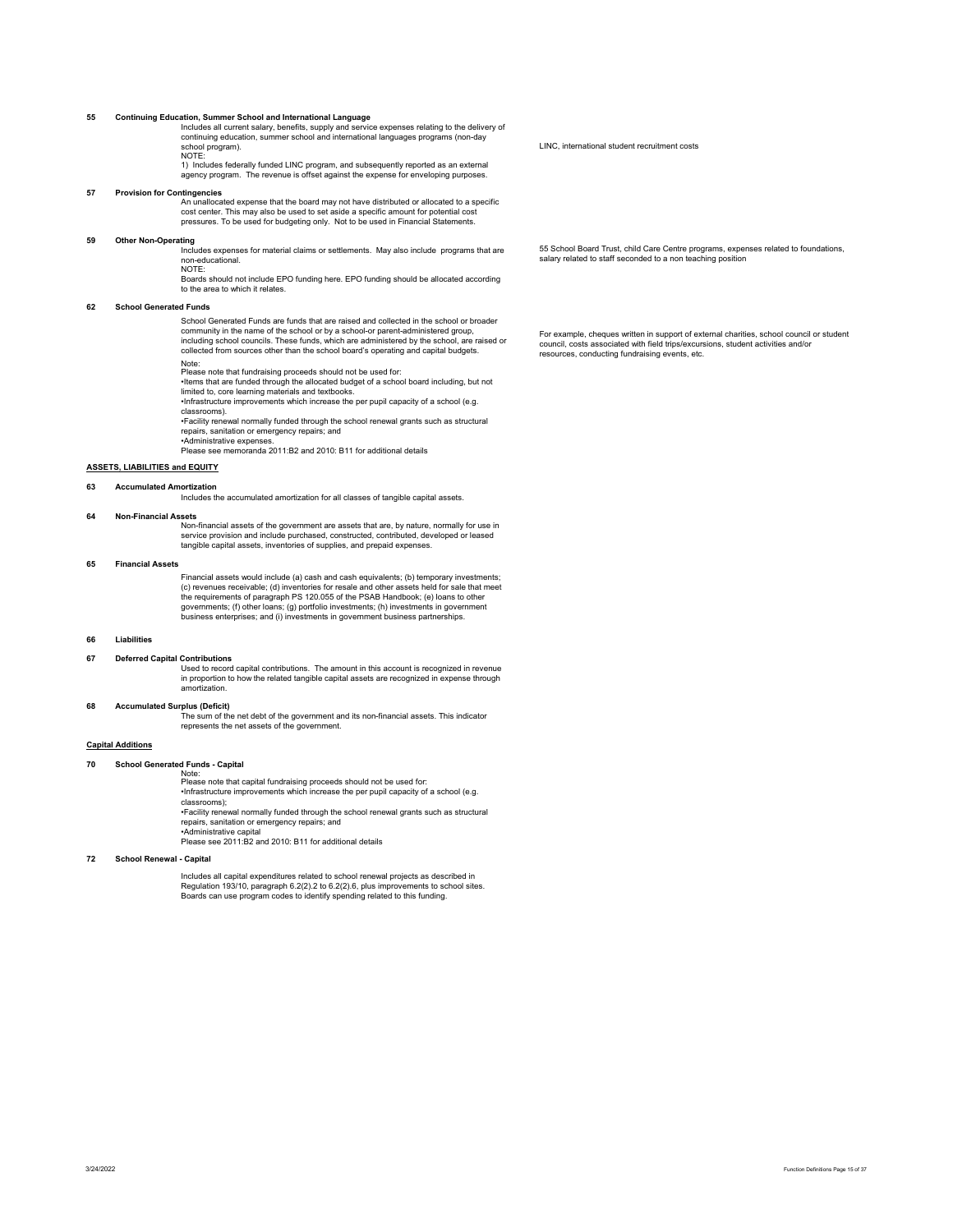**55 Continuing Education, Summer School and International Language**

Includes all current salary, benefits, supply and service expenses relating to the delivery of continuing education, summer school and international languages programs (non-day school program).

NOTE:

1) Includes federally funded LINC program, and subsequently reported as an external agency program. The revenue is offset against the expense for enveloping purposes.

LINC, international student recruitment costs

**57 Provision for Contingencies**

An unallocated expense that the board may not have distributed or allocated to a specific cost center. This may also be used to set aside a specific amount for potential cost pressures. To be used for budgeting only. Not to be used in Financial Statements.

**59 Other Non-Operating**

Includes expenses for material claims or settlements. May also include programs that are non-educational.

NOTE:

Boards should not include EPO funding here. EPO funding should be allocated according to the area to which it relates.

55 School Board Trust, child Care Centre programs, expenses related to foundations, salary related to staff seconded to a non teaching position

**62 School Generated Funds**

School Generated Funds are funds that are raised and collected in the school or broader community in the name of the school or by a school-or parent-administered group, including school councils. These funds, which are administered by the school, are raised or collected from sources other than the school board's operating and capital budgets.

Note:

Please note that fundraising proceeds should not be used for:

•Items that are funded through the allocated budget of a school board including, but not limited to, core learning materials and textbooks.

•Infrastructure improvements which increase the per pupil capacity of a school (e.g. classrooms).

•Facility renewal normally funded through the school renewal grants such as structural repairs, sanitation or emergency repairs; and

•Administrative expenses.

Please see memoranda 2011:B2 and 2010: B11 for additional details

For example, cheques written in support of external charities, school council or student council, costs associated with field trips/excursions, student activities and/or resources, conducting fundraising events, etc.

**ASSETS, LIABILITIES and EQUITY**

**63 Accumulated Amortization**

Includes the accumulated amortization for all classes of tangible capital assets.

**64 Non-Financial Assets**

Non-financial assets of the government are assets that are, by nature, normally for use in service provision and include purchased, constructed, contributed, developed or leased tangible capital assets, inventories of supplies, and prepaid expenses.

**65 Financial Assets**

Financial assets would include (a) cash and cash equivalents; (b) temporary investments; (c) revenues receivable; (d) inventories for resale and other assets held for sale that meet the requirements of paragraph PS 120.055 of the PSAB Handbook; (e) loans to other governments; (f) other loans; (g) portfolio investments; (h) investments in government business enterprises; and (i) investments in government business partnerships.

**66 Liabilities**

**67 Deferred Capital Contributions**

Used to record capital contributions. The amount in this account is recognized in revenue in proportion to how the related tangible capital assets are recognized in expense through amortization.

**68 Accumulated Surplus (Deficit)**

The sum of the net debt of the government and its non-financial assets. This indicator represents the net assets of the government.

**Capital Additions**

**70 School Generated Funds - Capital**

Note:

Please note that capital fundraising proceeds should not be used for:

•Infrastructure improvements which increase the per pupil capacity of a school (e.g. classrooms);

•Facility renewal normally funded through the school renewal grants such as structural repairs, sanitation or emergency repairs; and

•Administrative capital

Please see 2011:B2 and 2010: B11 for additional details

**72 School Renewal - Capital**

Includes all capital expenditures related to school renewal projects as described in Regulation 193/10, paragraph 6.2(2).2 to 6.2(2).6, plus improvements to school sites. Boards can use program codes to identify spending related to this funding.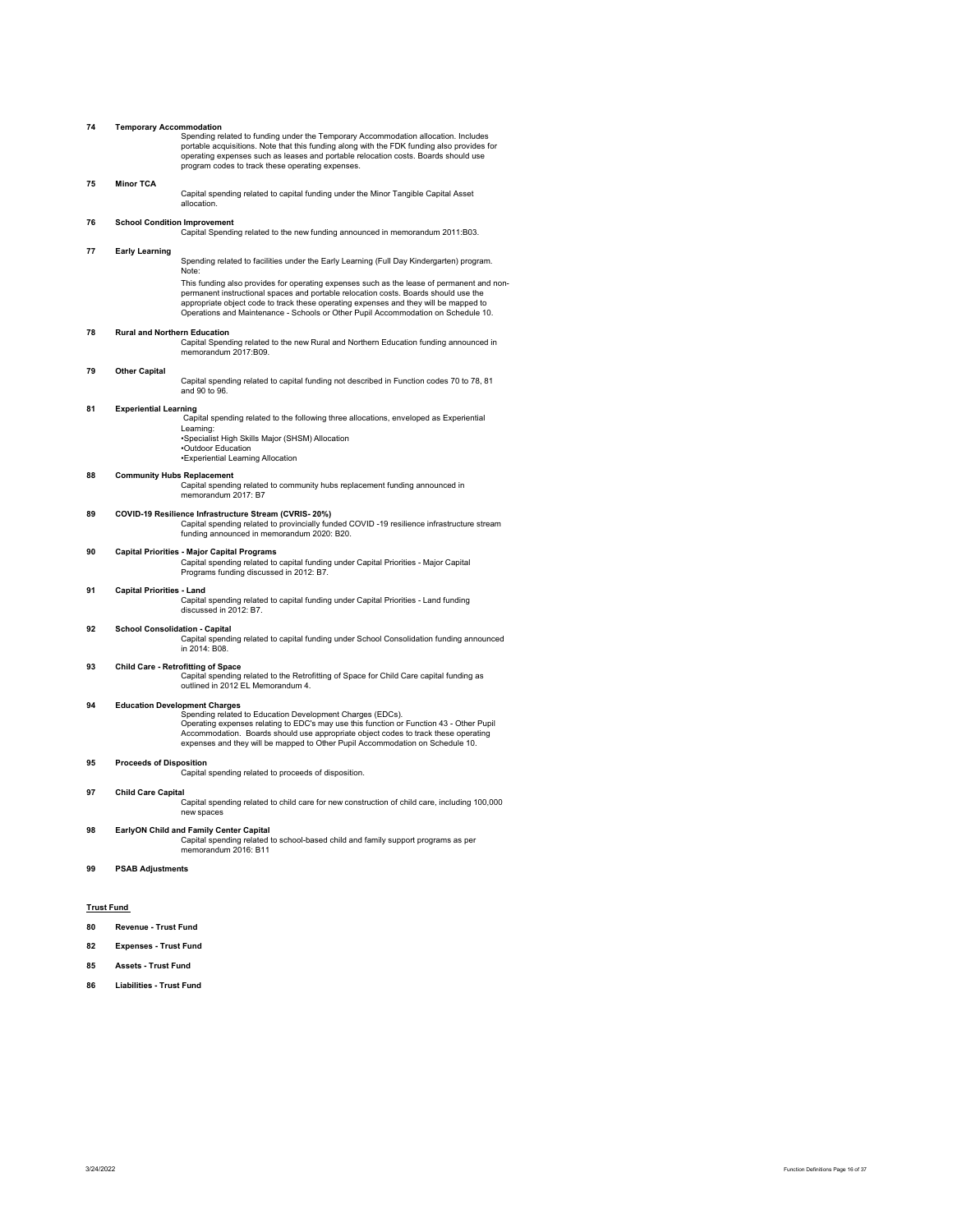**74 Temporary Accommodation**

Spending related to funding under the Temporary Accommodation allocation. Includes portable acquisitions. Note that this funding along with the FDK funding also provides for operating expenses such as leases and portable relocation costs. Boards should use program codes to track these operating expenses.

**75 Minor TCA**

Capital spending related to capital funding under the Minor Tangible Capital Asset allocation.

**76 School Condition Improvement**

Capital Spending related to the new funding announced in memorandum 2011:B03.

**77 Early Learning**

Spending related to facilities under the Early Learning (Full Day Kindergarten) program.
Note:
This funding also provides for operating expenses such as the lease of permanent and non-permanent instructional spaces and portable relocation costs. Boards should use the appropriate object code to track these operating expenses and they will be mapped to Operations and Maintenance - Schools or Other Pupil Accommodation on Schedule 10.

**78 Rural and Northern Education**

Capital Spending related to the new Rural and Northern Education funding announced in memorandum 2017:B09.

**79 Other Capital**

Capital spending related to capital funding not described in Function codes 70 to 78, 81 and 90 to 96.

**81 Experiential Learning**

Capital spending related to the following three allocations, enveloped as Experiential Learning:
- Specialist High Skills Major (SHSM) Allocation
- Outdoor Education
- Experiential Learning Allocation

**88 Community Hubs Replacement**

Capital spending related to community hubs replacement funding announced in memorandum 2017: B7

**89 COVID-19 Resilience Infrastructure Stream (CVRIS- 20%)**

Capital spending related to provincially funded COVID -19 resilience infrastructure stream funding announced in memorandum 2020: B20.

**90 Capital Priorities - Major Capital Programs**

Capital spending related to capital funding under Capital Priorities - Major Capital Programs funding discussed in 2012: B7.

**91 Capital Priorities - Land**

Capital spending related to capital funding under Capital Priorities - Land funding discussed in 2012: B7.

**92 School Consolidation - Capital**

Capital spending related to capital funding under School Consolidation funding announced in 2014: B08.

**93 Child Care - Retrofitting of Space**

Capital spending related to the Retrofitting of Space for Child Care capital funding as outlined in 2012 EL Memorandum 4.

**94 Education Development Charges**

Spending related to Education Development Charges (EDCs).
Operating expenses relating to EDC's may use this function or Function 43 - Other Pupil Accommodation. Boards should use appropriate object codes to track these operating expenses and they will be mapped to Other Pupil Accommodation on Schedule 10.

**95 Proceeds of Disposition**

Capital spending related to proceeds of disposition.

**97 Child Care Capital**

Capital spending related to child care for new construction of child care, including 100,000 new spaces

**98 EarlyON Child and Family Center Capital**

Capital spending related to school-based child and family support programs as per memorandum 2016: B11

**99 PSAB Adjustments**

**Trust Fund**

**80 Revenue - Trust Fund**

**82 Expenses - Trust Fund**

**85 Assets - Trust Fund**

**86 Liabilities - Trust Fund**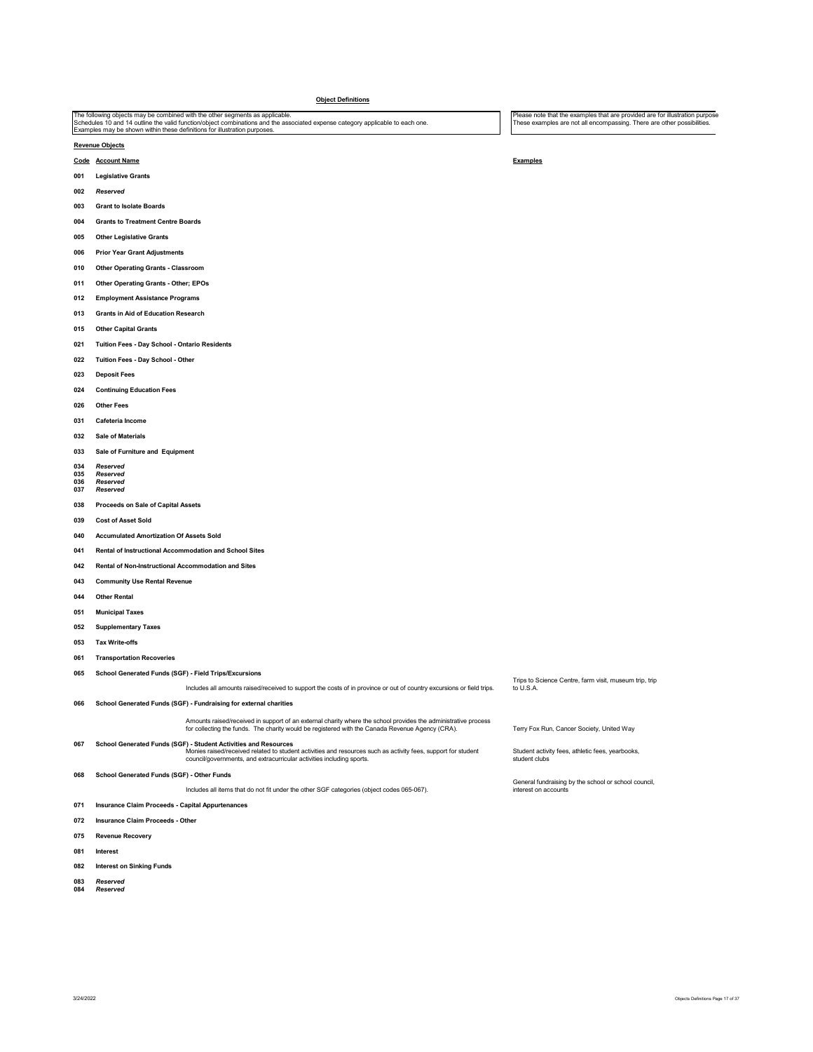**Object Definitions**

The following objects may be combined with the other segments as applicable.
Schedules 10 and 14 outline the valid function/object combinations and the associated expense category applicable to each one.
Examples may be shown within these definitions for illustration purposes.

Please note that the examples that are provided are for illustration purpose
These examples are not all encompassing. There are other possibilities.

**Revenue Objects**

| Code | Account Name | Examples |
|---|---|---|
| 001 | **Legislative Grants** | |
| 002 | ***Reserved*** | |
| 003 | **Grant to Isolate Boards** | |
| 004 | **Grants to Treatment Centre Boards** | |
| 005 | **Other Legislative Grants** | |
| 006 | **Prior Year Grant Adjustments** | |
| 010 | **Other Operating Grants - Classroom** | |
| 011 | **Other Operating Grants - Other; EPOs** | |
| 012 | **Employment Assistance Programs** | |
| 013 | **Grants in Aid of Education Research** | |
| 015 | **Other Capital Grants** | |
| 021 | **Tuition Fees - Day School - Ontario Residents** | |
| 022 | **Tuition Fees - Day School - Other** | |
| 023 | **Deposit Fees** | |
| 024 | **Continuing Education Fees** | |
| 026 | **Other Fees** | |
| 031 | **Cafeteria Income** | |
| 032 | **Sale of Materials** | |
| 033 | **Sale of Furniture and Equipment** | |
| 034 | ***Reserved*** | |
| 035 | ***Reserved*** | |
| 036 | ***Reserved*** | |
| 037 | ***Reserved*** | |
| 038 | **Proceeds on Sale of Capital Assets** | |
| 039 | **Cost of Asset Sold** | |
| 040 | **Accumulated Amortization Of Assets Sold** | |
| 041 | **Rental of Instructional Accommodation and School Sites** | |
| 042 | **Rental of Non-Instructional Accommodation and Sites** | |
| 043 | **Community Use Rental Revenue** | |
| 044 | **Other Rental** | |
| 051 | **Municipal Taxes** | |
| 052 | **Supplementary Taxes** | |
| 053 | **Tax Write-offs** | |
| 061 | **Transportation Recoveries** | |
| 065 | **School Generated Funds (SGF) - Field Trips/Excursions**<br>Includes all amounts raised/received to support the costs of in province or out of country excursions or field trips. | Trips to Science Centre, farm visit, museum trip, trip to U.S.A. |
| 066 | **School Generated Funds (SGF) - Fundraising for external charities**<br>Amounts raised/received in support of an external charity where the school provides the administrative process for collecting the funds. The charity would be registered with the Canada Revenue Agency (CRA). | Terry Fox Run, Cancer Society, United Way |
| 067 | **School Generated Funds (SGF) - Student Activities and Resources**<br>Monies raised/received related to student activities and resources such as activity fees, support for student council/governments, and extracurricular activities including sports. | Student activity fees, athletic fees, yearbooks, student clubs |
| 068 | **School Generated Funds (SGF) - Other Funds**<br>Includes all items that do not fit under the other SGF categories (object codes 065-067). | General fundraising by the school or school council, interest on accounts |
| 071 | **Insurance Claim Proceeds - Capital Appurtenances** | |
| 072 | **Insurance Claim Proceeds - Other** | |
| 075 | **Revenue Recovery** | |
| 081 | **Interest** | |
| 082 | **Interest on Sinking Funds** | |
| 083 | ***Reserved*** | |
| 084 | ***Reserved*** | |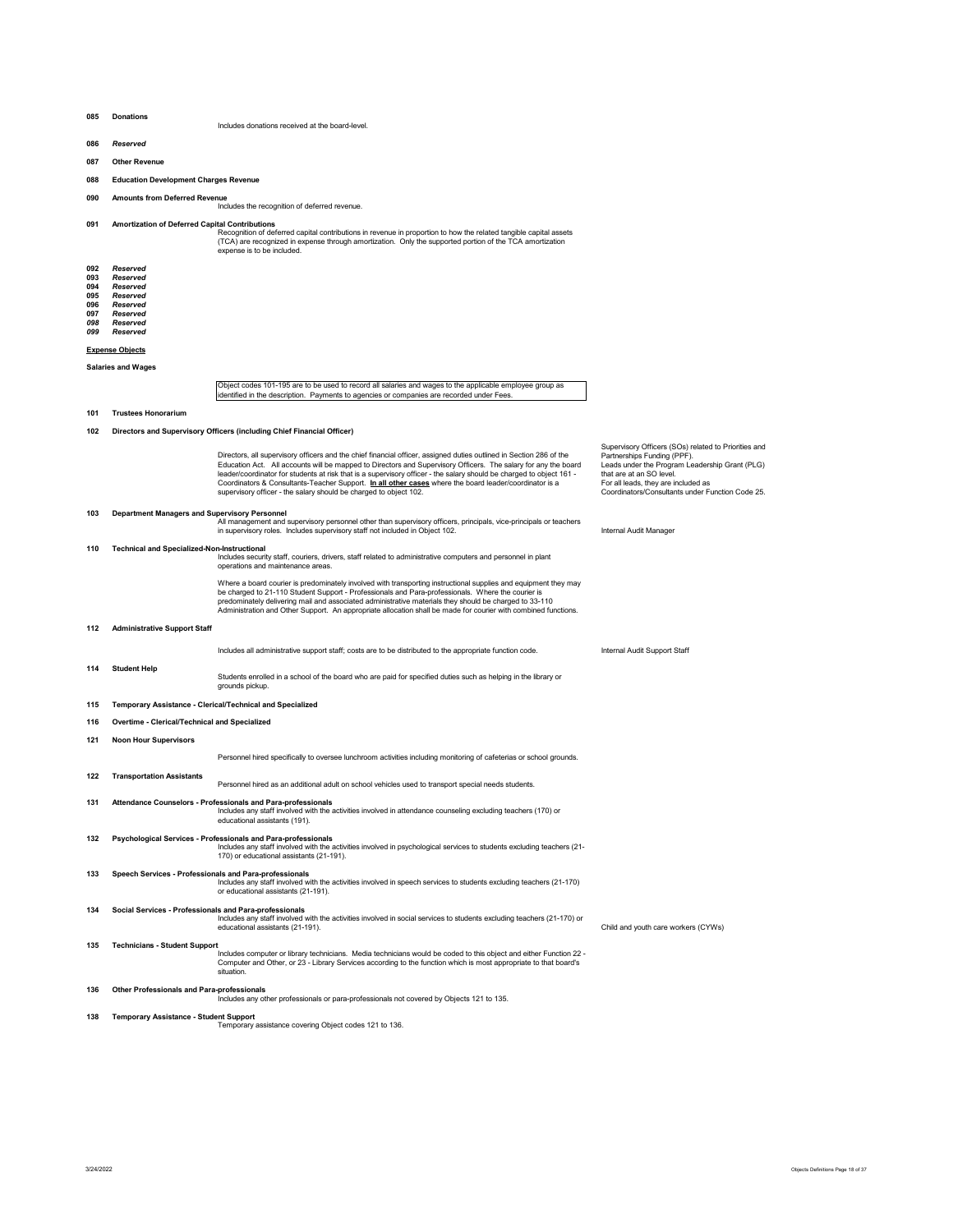**085 Donations**

Includes donations received at the board-level.

***086 Reserved***

**087 Other Revenue**

**088 Education Development Charges Revenue**

**090 Amounts from Deferred Revenue**

Includes the recognition of deferred revenue.

**091 Amortization of Deferred Capital Contributions**

Recognition of deferred capital contributions in revenue in proportion to how the related tangible capital assets (TCA) are recognized in expense through amortization. Only the supported portion of the TCA amortization expense is to be included.

***092 Reserved***
***093 Reserved***
***094 Reserved***
***095 Reserved***
***096 Reserved***
***097 Reserved***
***098 Reserved***
***099 Reserved***

## Expense Objects

### Salaries and Wages

Object codes 101-195 are to be used to record all salaries and wages to the applicable employee group as identified in the description. Payments to agencies or companies are recorded under Fees.

**101 Trustees Honorarium**

**102 Directors and Supervisory Officers (including Chief Financial Officer)**

Directors, all supervisory officers and the chief financial officer, assigned duties outlined in Section 286 of the Education Act. All accounts will be mapped to Directors and Supervisory Officers. The salary for any the board leader/coordinator for students at risk that is a supervisory officer - the salary should be charged to object 161 - Coordinators & Consultants-Teacher Support. **In all other cases** where the board leader/coordinator is a supervisory officer - the salary should be charged to object 102.

Supervisory Officers (SOs) related to Priorities and Partnerships Funding (PPF). Leads under the Program Leadership Grant (PLG) that are at an SO level. For all leads, they are included as Coordinators/Consultants under Function Code 25.

**103 Department Managers and Supervisory Personnel**

All management and supervisory personnel other than supervisory officers, principals, vice-principals or teachers in supervisory roles. Includes supervisory staff not included in Object 102.

Internal Audit Manager

**110 Technical and Specialized-Non-Instructional**

Includes security staff, couriers, drivers, staff related to administrative computers and personnel in plant operations and maintenance areas.

Where a board courier is predominately involved with transporting instructional supplies and equipment they may be charged to 21-110 Student Support - Professionals and Para-professionals. Where the courier is predominately delivering mail and associated administrative materials they should be charged to 33-110 Administration and Other Support. An appropriate allocation shall be made for courier with combined functions.

**112 Administrative Support Staff**

Includes all administrative support staff; costs are to be distributed to the appropriate function code.

Internal Audit Support Staff

**114 Student Help**

Students enrolled in a school of the board who are paid for specified duties such as helping in the library or grounds pickup.

**115 Temporary Assistance - Clerical/Technical and Specialized**

**116 Overtime - Clerical/Technical and Specialized**

**121 Noon Hour Supervisors**

Personnel hired specifically to oversee lunchroom activities including monitoring of cafeterias or school grounds.

**122 Transportation Assistants**

Personnel hired as an additional adult on school vehicles used to transport special needs students.

**131 Attendance Counselors - Professionals and Para-professionals**

Includes any staff involved with the activities involved in attendance counseling excluding teachers (170) or educational assistants (191).

**132 Psychological Services - Professionals and Para-professionals**

Includes any staff involved with the activities involved in psychological services to students excluding teachers (21-170) or educational assistants (21-191).

**133 Speech Services - Professionals and Para-professionals**

Includes any staff involved with the activities involved in speech services to students excluding teachers (21-170) or educational assistants (21-191).

**134 Social Services - Professionals and Para-professionals**

Includes any staff involved with the activities involved in social services to students excluding teachers (21-170) or educational assistants (21-191).

Child and youth care workers (CYWs)

**135 Technicians - Student Support**

Includes computer or library technicians. Media technicians would be coded to this object and either Function 22 - Computer and Other, or 23 - Library Services according to the function which is most appropriate to that board's situation.

**136 Other Professionals and Para-professionals**

Includes any other professionals or para-professionals not covered by Objects 121 to 135.

**138 Temporary Assistance - Student Support**

Temporary assistance covering Object codes 121 to 136.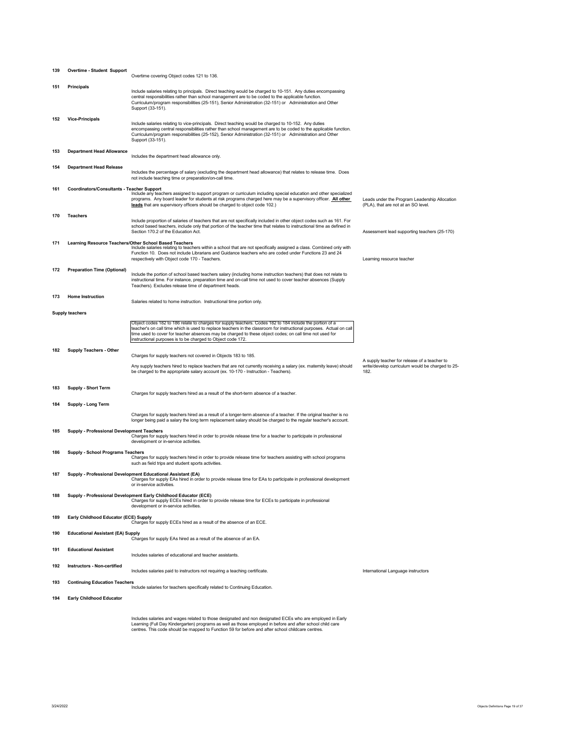| Code | Object | Definition | Examples |
| --- | --- | --- | --- |
| 139 | Overtime - Student Support | Overtime covering Object codes 121 to 136. | |
| 151 | Principals | Include salaries relating to principals. Direct teaching would be charged to 10-151. Any duties encompassing central responsibilities rather than school management are to be coded to the applicable function. Curriculum/program responsibilities (25-151), Senior Administration (32-151) or Administration and Other Support (33-151). | |
| 152 | Vice-Principals | Include salaries relating to vice-principals. Direct teaching would be charged to 10-152. Any duties encompassing central responsibilities rather than school management are to be coded to the applicable function. Curriculum/program responsibilities (25-152), Senior Administration (32-151) or Administration and Other Support (33-151). | |
| 153 | Department Head Allowance | Includes the department head allowance only. | |
| 154 | Department Head Release | Includes the percentage of salary (excluding the department head allowance) that relates to release time. Does not include teaching time or preparation/on-call time. | |
| 161 | Coordinators/Consultants - Teacher Support | Include any teachers assigned to support program or curriculum including special education and other specialized programs. Any board leader for students at risk programs charged here may be a supervisory officer. **All other leads** that are supervisory officers should be charged to object code 102.) | Leads under the Program Leadership Allocation (PLA), that are not at an SO level. |
| 170 | Teachers | Include proportion of salaries of teachers that are not specifically included in other object codes such as 161. For school based teachers, include only that portion of the teacher time that relates to instructional time as defined in Section 170.2 of the Education Act. | Assessment lead supporting teachers (25-170) |
| 171 | Learning Resource Teachers/Other School Based Teachers | Include salaries relating to teachers within a school that are not specifically assigned a class. Combined only with Function 10. Does not include Librarians and Guidance teachers who are coded under Functions 23 and 24 respectively with Object code 170 - Teachers. | Learning resource teacher |
| 172 | Preparation Time (Optional) | Include the portion of school based teachers salary (including home instruction teachers) that does not relate to instructional time. For instance, preparation time and on-call time not used to cover teacher absences (Supply Teachers). Excludes release time of department heads. | |
| 173 | Home Instruction | Salaries related to home instruction. Instructional time portion only. | |
| | Supply teachers | Object codes 182 to 186 relate to charges for supply teachers. Codes 182 to 184 include the portion of a teacher's on call time which is used to replace teachers in the classroom for instructional purposes. Actual on call time used to cover for teacher absences may be charged to these object codes; on call time not used for instructional purposes is to be charged to Object code 172. | |
| 182 | Supply Teachers - Other | Charges for supply teachers not covered in Objects 183 to 185.<br><br>Any supply teachers hired to replace teachers that are not currently receiving a salary (ex. maternity leave) should be charged to the appropriate salary account (ex. 10-170 - Instruction - Teachers). | A supply teacher for release of a teacher to write/develop curriculum would be charged to 25-182. |
| 183 | Supply - Short Term | Charges for supply teachers hired as a result of the short-term absence of a teacher. | |
| 184 | Supply - Long Term | Charges for supply teachers hired as a result of a longer-term absence of a teacher. If the original teacher is no longer being paid a salary the long term replacement salary should be charged to the regular teacher's account. | |
| 185 | Supply - Professional Development Teachers | Charges for supply teachers hired in order to provide release time for a teacher to participate in professional development or in-service activities. | |
| 186 | Supply - School Programs Teachers | Charges for supply teachers hired in order to provide release time for teachers assisting with school programs such as field trips and student sports activities. | |
| 187 | Supply - Professional Development Educational Assistant (EA) | Charges for supply EAs hired in order to provide release time for EAs to participate in professional development or in-service activities. | |
| 188 | Supply - Professional Development Early Childhood Educator (ECE) | Charges for supply ECEs hired in order to provide release time for ECEs to participate in professional development or in-service activities. | |
| 189 | Early Childhood Educator (ECE) Supply | Charges for supply ECEs hired as a result of the absence of an ECE. | |
| 190 | Educational Assistant (EA) Supply | Charges for supply EAs hired as a result of the absence of an EA. | |
| 191 | Educational Assistant | Includes salaries of educational and teacher assistants. | |
| 192 | Instructors - Non-certified | Includes salaries paid to instructors not requiring a teaching certificate. | International Language instructors |
| 193 | Continuing Education Teachers | Include salaries for teachers specifically related to Continuing Education. | |
| 194 | Early Childhood Educator | Includes salaries and wages related to those designated and non designated ECEs who are employed in Early Learning (Full Day Kindergarten) programs as well as those employed in before and after school child care centres. This code should be mapped to Function 59 for before and after school childcare centres. | |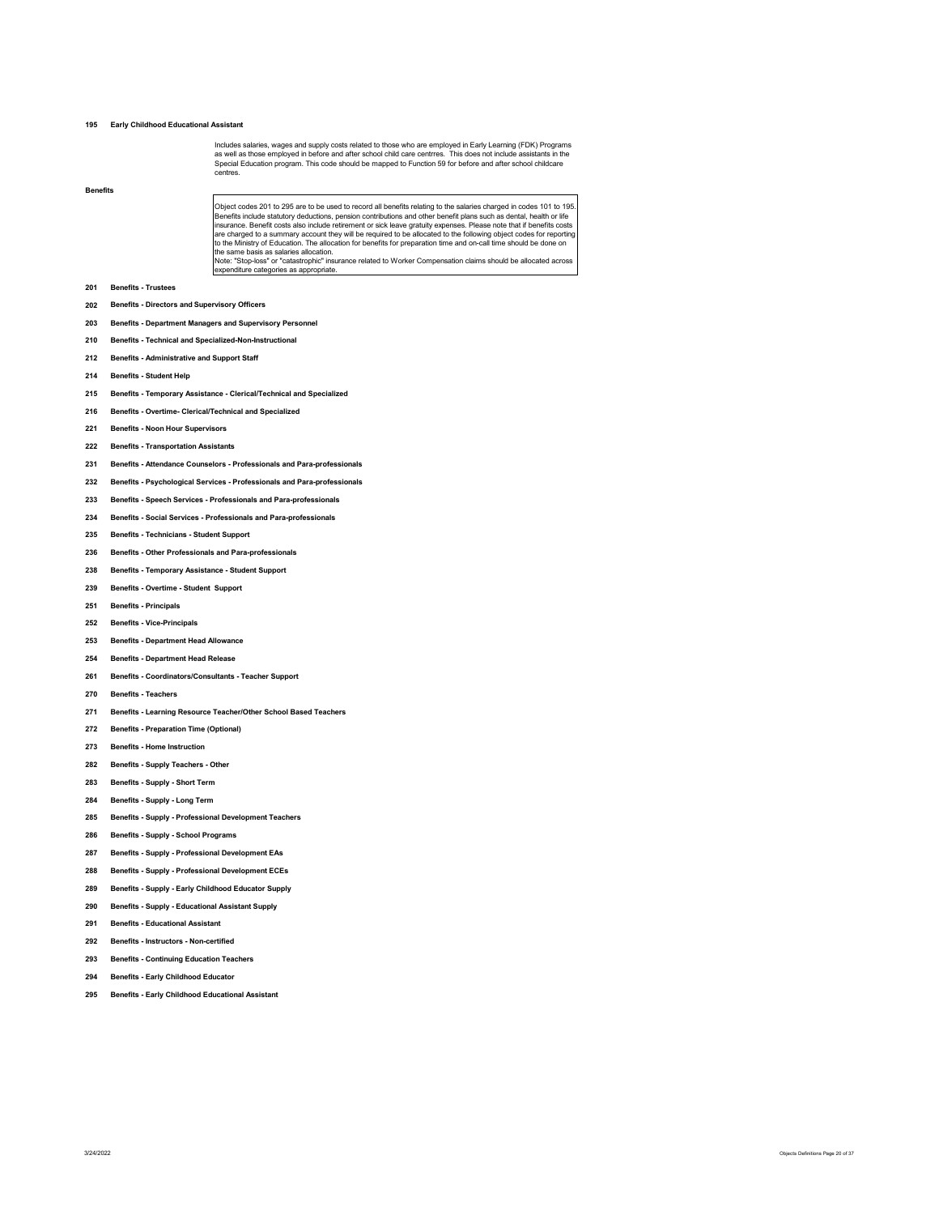**195 Early Childhood Educational Assistant**

Includes salaries, wages and supply costs related to those who are employed in Early Learning (FDK) Programs as well as those employed in before and after school child care centrres. This does not include assistants in the Special Education program. This code should be mapped to Function 59 for before and after school childcare centres.

## Benefits

Object codes 201 to 295 are to be used to record all benefits relating to the salaries charged in codes 101 to 195. Benefits include statutory deductions, pension contributions and other benefit plans such as dental, health or life insurance. Benefit costs also include retirement or sick leave gratuity expenses. Please note that if benefits costs are charged to a summary account they will be required to be allocated to the following object codes for reporting to the Ministry of Education. The allocation for benefits for preparation time and on-call time should be done on the same basis as salaries allocation.
Note: "Stop-loss" or "catastrophic" insurance related to Worker Compensation claims should be allocated across expenditure categories as appropriate.

**201 Benefits - Trustees**

**202 Benefits - Directors and Supervisory Officers**

**203 Benefits - Department Managers and Supervisory Personnel**

**210 Benefits - Technical and Specialized-Non-Instructional**

**212 Benefits - Administrative and Support Staff**

**214 Benefits - Student Help**

**215 Benefits - Temporary Assistance - Clerical/Technical and Specialized**

**216 Benefits - Overtime- Clerical/Technical and Specialized**

**221 Benefits - Noon Hour Supervisors**

**222 Benefits - Transportation Assistants**

**231 Benefits - Attendance Counselors - Professionals and Para-professionals**

**232 Benefits - Psychological Services - Professionals and Para-professionals**

**233 Benefits - Speech Services - Professionals and Para-professionals**

**234 Benefits - Social Services - Professionals and Para-professionals**

**235 Benefits - Technicians - Student Support**

**236 Benefits - Other Professionals and Para-professionals**

**238 Benefits - Temporary Assistance - Student Support**

**239 Benefits - Overtime - Student Support**

**251 Benefits - Principals**

**252 Benefits - Vice-Principals**

**253 Benefits - Department Head Allowance**

**254 Benefits - Department Head Release**

**261 Benefits - Coordinators/Consultants - Teacher Support**

**270 Benefits - Teachers**

**271 Benefits - Learning Resource Teacher/Other School Based Teachers**

**272 Benefits - Preparation Time (Optional)**

**273 Benefits - Home Instruction**

**282 Benefits - Supply Teachers - Other**

**283 Benefits - Supply - Short Term**

**284 Benefits - Supply - Long Term**

**285 Benefits - Supply - Professional Development Teachers**

**286 Benefits - Supply - School Programs**

**287 Benefits - Supply - Professional Development EAs**

**288 Benefits - Supply - Professional Development ECEs**

**289 Benefits - Supply - Early Childhood Educator Supply**

**290 Benefits - Supply - Educational Assistant Supply**

**291 Benefits - Educational Assistant**

**292 Benefits - Instructors - Non-certified**

**293 Benefits - Continuing Education Teachers**

**294 Benefits - Early Childhood Educator**

**295 Benefits - Early Childhood Educational Assistant**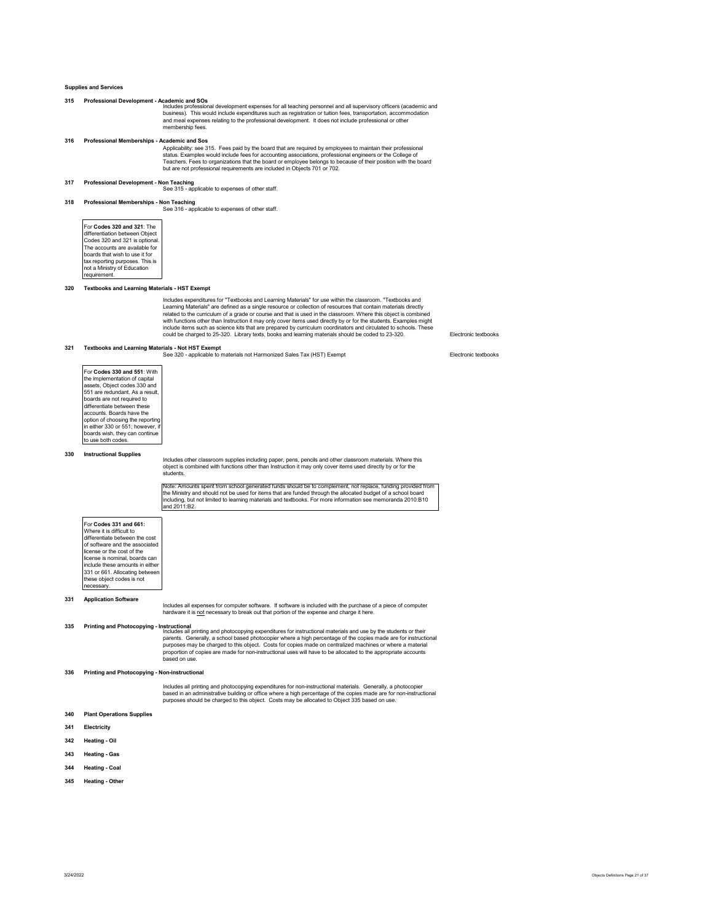**Supplies and Services**

**315 Professional Development - Academic and SOs**

Includes professional development expenses for all teaching personnel and all supervisory officers (academic and business). This would include expenditures such as registration or tuition fees, transportation, accommodation and meal expenses relating to the professional development. It does not include professional or other membership fees.

**316 Professional Memberships - Academic and Sos**

Applicability: see 315. Fees paid by the board that are required by employees to maintain their professional status. Examples would include fees for accounting associations, professional engineers or the College of Teachers. Fees to organizations that the board or employee belongs to because of their position with the board but are not professional requirements are included in Objects 701 or 702.

**317 Professional Development - Non Teaching**

See 315 - applicable to expenses of other staff.

**318 Professional Memberships - Non Teaching**

See 316 - applicable to expenses of other staff.

> For **Codes 320 and 321**: The differentiation between Object Codes 320 and 321 is optional. The accounts are available for boards that wish to use it for tax reporting purposes. This is not a Ministry of Education requirement.

**320 Textbooks and Learning Materials - HST Exempt**

Includes expenditures for "Textbooks and Learning Materials" for use within the classroom. "Textbooks and Learning Materials" are defined as a single resource or collection of resources that contain materials directly related to the curriculum of a grade or course and that is used in the classroom. Where this object is combined with functions other than Instruction it may only cover items used directly by or for the students. Examples might include items such as science kits that are prepared by curriculum coordinators and circulated to schools. These could be charged to 25-320. Library texts, books and learning materials should be coded to 23-320.

Electronic textbooks

**321 Textbooks and Learning Materials - Not HST Exempt**

See 320 - applicable to materials not Harmonized Sales Tax (HST) Exempt

Electronic textbooks

> For **Codes 330 and 551**: With the implementation of capital assets, Object codes 330 and 551 are redundant. As a result, boards are not required to differentiate between these accounts. Boards have the option of choosing the reporting in either 330 or 551; however, if boards wish, they can continue to use both codes.

**330 Instructional Supplies**

Includes other classroom supplies including paper, pens, pencils and other classroom materials. Where this object is combined with functions other than Instruction it may only cover items used directly by or for the students.

> Note: Amounts spent from school generated funds should be to complement, not replace, funding provided from the Ministry and should not be used for items that are funded through the allocated budget of a school board including, but not limited to learning materials and textbooks. For more information see memoranda 2010:B10 and 2011:B2.

> For **Codes 331 and 661:** Where it is difficult to differentiate between the cost of software and the associated license or the cost of the license is nominal, boards can include these amounts in either 331 or 661. Allocating between these object codes is not necessary.

**331 Application Software**

Includes all expenses for computer software. If software is included with the purchase of a piece of computer hardware it is not necessary to break out that portion of the expense and charge it here.

**335 Printing and Photocopying - Instructional**

Includes all printing and photocopying expenditures for instructional materials and use by the students or their parents. Generally, a school based photocopier where a high percentage of the copies made are for instructional purposes may be charged to this object. Costs for copies made on centralized machines or where a material proportion of copies are made for non-instructional uses will have to be allocated to the appropriate accounts based on use.

**336 Printing and Photocopying - Non-instructional**

Includes all printing and photocopying expenditures for non-instructional materials. Generally, a photocopier based in an administrative building or office where a high percentage of the copies made are for non-instructional purposes should be charged to this object. Costs may be allocated to Object 335 based on use.

**340 Plant Operations Supplies**

**341 Electricity**

**342 Heating - Oil**

**343 Heating - Gas**

**344 Heating - Coal**

**345 Heating - Other**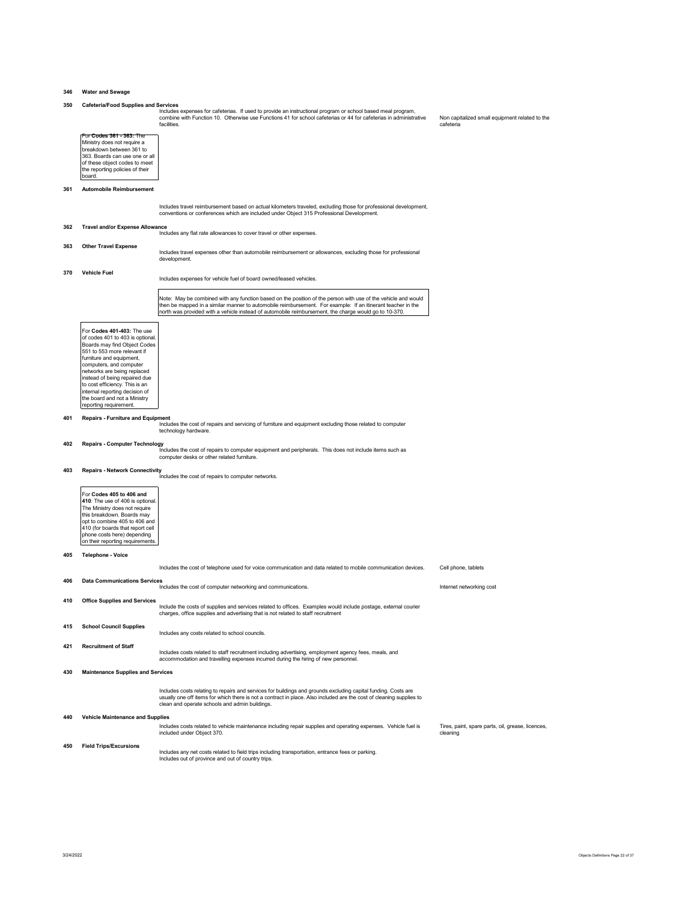**346 Water and Sewage**

**350 Cafeteria/Food Supplies and Services**

Includes expenses for cafeterias. If used to provide an instructional program or school based meal program, combine with Function 10. Otherwise use Functions 41 for school cafeterias or 44 for cafeterias in administrative facilities.

Non capitalized small equipment related to the cafeteria

> For **Codes 361 - 363:** The Ministry does not require a breakdown between 361 to 363. Boards can use one or all of these object codes to meet the reporting policies of their board.

**361 Automobile Reimbursement**

Includes travel reimbursement based on actual kilometers traveled, excluding those for professional development, conventions or conferences which are included under Object 315 Professional Development.

**362 Travel and/or Expense Allowance**

Includes any flat rate allowances to cover travel or other expenses.

**363 Other Travel Expense**

Includes travel expenses other than automobile reimbursement or allowances, excluding those for professional development.

**370 Vehicle Fuel**

Includes expenses for vehicle fuel of board owned/leased vehicles.

> Note: May be combined with any function based on the position of the person with use of the vehicle and would then be mapped in a similar manner to automobile reimbursement. For example: If an itinerant teacher in the north was provided with a vehicle instead of automobile reimbursement, the charge would go to 10-370.

> For **Codes 401-403:** The use of codes 401 to 403 is optional. Boards may find Object Codes 551 to 553 more relevant if furniture and equipment, computers, and computer networks are being replaced instead of being repaired due to cost efficiency. This is an internal reporting decision of the board and not a Ministry reporting requirement.

**401 Repairs - Furniture and Equipment**

Includes the cost of repairs and servicing of furniture and equipment excluding those related to computer technology hardware.

**402 Repairs - Computer Technology**

Includes the cost of repairs to computer equipment and peripherals. This does not include items such as computer desks or other related furniture.

**403 Repairs - Network Connectivity**

Includes the cost of repairs to computer networks.

> For **Codes 405 to 406 and 410**: The use of 406 is optional. The Ministry does not require this breakdown. Boards may opt to combine 405 to 406 and 410 (for boards that report cell phone costs here) depending on their reporting requirements.

**405 Telephone - Voice**

Includes the cost of telephone used for voice communication and data related to mobile communication devices.

Cell phone, tablets

**406 Data Communications Services**

Includes the cost of computer networking and communications.

Internet networking cost

**410 Office Supplies and Services**

Include the costs of supplies and services related to offices. Examples would include postage, external courier charges, office supplies and advertising that is not related to staff recruitment

**415 School Council Supplies**

Includes any costs related to school councils.

**421 Recruitment of Staff**

Includes costs related to staff recruitment including advertising, employment agency fees, meals, and accommodation and travelling expenses incurred during the hiring of new personnel.

**430 Maintenance Supplies and Services**

Includes costs relating to repairs and services for buildings and grounds excluding capital funding. Costs are usually one off items for which there is not a contract in place. Also included are the cost of cleaning supplies to clean and operate schools and admin buildings.

**440 Vehicle Maintenance and Supplies**

Includes costs related to vehicle maintenance including repair supplies and operating expenses. Vehicle fuel is included under Object 370.

Tires, paint, spare parts, oil, grease, licences, cleaning

**450 Field Trips/Excursions**

Includes any net costs related to field trips including transportation, entrance fees or parking.
Includes out of province and out of country trips.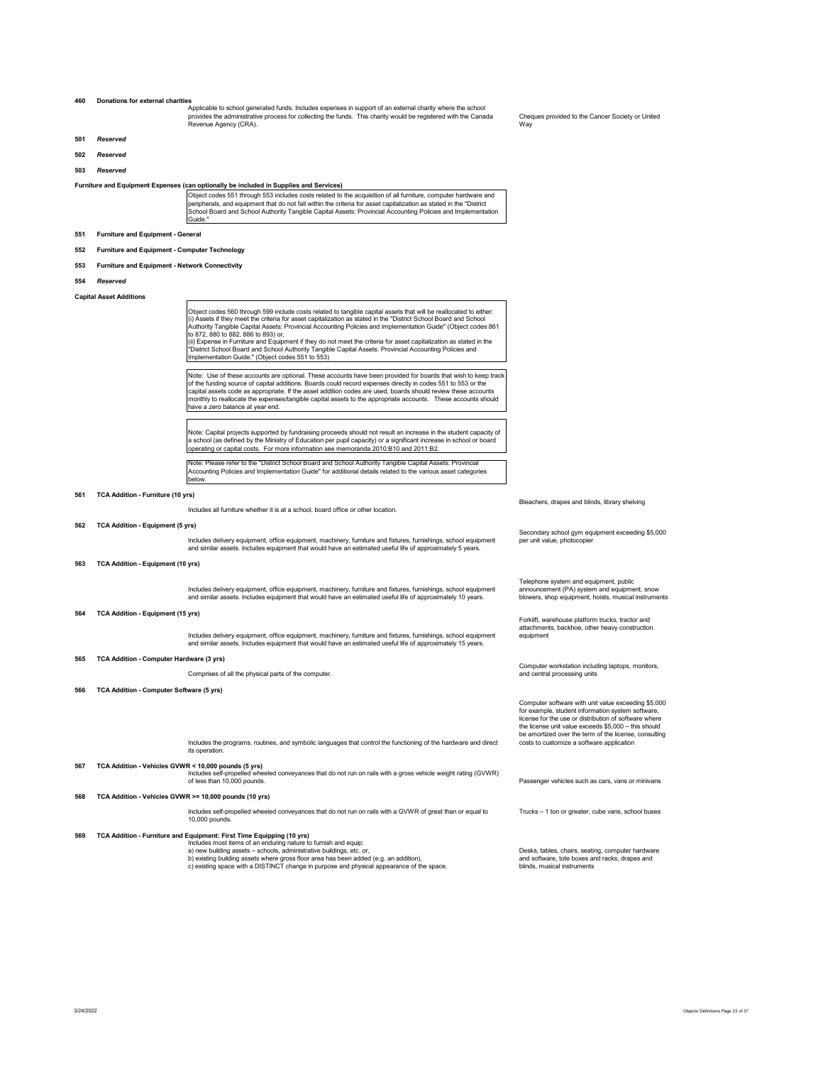**460 Donations for external charities**

Applicable to school generated funds. Includes expenses in support of an external charity where the school provides the administrative process for collecting the funds. This charity would be registered with the Canada Revenue Agency (CRA).

*Examples:* Cheques provided to the Cancer Society or United Way

**501 *Reserved***

**502 *Reserved***

**503 *Reserved***

**Furniture and Equipment Expenses (can optionally be included in Supplies and Services)**

> Object codes 551 through 553 includes costs related to the acquisition of all furniture, computer hardware and peripherals, and equipment that do not fall within the criteria for asset capitalization as stated in the "District School Board and School Authority Tangible Capital Assets: Provincial Accounting Policies and Implementation Guide."

**551 Furniture and Equipment - General**

**552 Furniture and Equipment - Computer Technology**

**553 Furniture and Equipment - Network Connectivity**

**554 *Reserved***

**Capital Asset Additions**

> Object codes 560 through 599 include costs related to tangible capital assets that will be reallocated to either:
> (i) Assets if they meet the criteria for asset capitalization as stated in the "District School Board and School Authority Tangible Capital Assets: Provincial Accounting Policies and Implementation Guide" (Object codes 861 to 872, 880 to 882, 886 to 893) or,
> (ii) Expense in Furniture and Equipment if they do not meet the criteria for asset capitalization as stated in the "District School Board and School Authority Tangible Capital Assets: Provincial Accounting Policies and Implementation Guide." (Object codes 551 to 553)

> Note: Use of these accounts are optional. These accounts have been provided for boards that wish to keep track of the funding source of capital additions. Boards could record expenses directly in codes 551 to 553 or the capital assets code as appropriate. If the asset addition codes are used, boards should review these accounts monthly to reallocate the expenses/tangible capital assets to the appropriate accounts. These accounts should have a zero balance at year end.

> Note: Capital projects supported by fundraising proceeds should not result an increase in the student capacity of a school (as defined by the Ministry of Education per pupil capacity) or a significant increase in school or board operating or capital costs. For more information see memoranda 2010:B10 and 2011:B2.

> Note: Please refer to the "District School Board and School Authority Tangible Capital Assets: Provincial Accounting Policies and Implementation Guide" for additional details related to the various asset categories below.

**561 TCA Addition - Furniture (10 yrs)**

Includes all furniture whether it is at a school, board office or other location.

*Examples:* Bleachers, drapes and blinds, library shelving

**562 TCA Addition - Equipment (5 yrs)**

Includes delivery equipment, office equipment, machinery, furniture and fixtures, furnishings, school equipment and similar assets. Includes equipment that would have an estimated useful life of approximately 5 years.

*Examples:* Secondary school gym equipment exceeding $5,000 per unit value, photocopier

**563 TCA Addition - Equipment (10 yrs)**

Includes delivery equipment, office equipment, machinery, furniture and fixtures, furnishings, school equipment and similar assets. Includes equipment that would have an estimated useful life of approximately 10 years.

*Examples:* Telephone system and equipment, public announcement (PA) system and equipment, snow blowers, shop equipment, hoists, musical instruments

**564 TCA Addition - Equipment (15 yrs)**

Includes delivery equipment, office equipment, machinery, furniture and fixtures, furnishings, school equipment and similar assets. Includes equipment that would have an estimated useful life of approximately 15 years.

*Examples:* Forklift, warehouse platform trucks, tractor and attachments, backhoe, other heavy construction equipment

**565 TCA Addition - Computer Hardware (3 yrs)**

Comprises of all the physical parts of the computer.

*Examples:* Computer workstation including laptops, monitors, and central processing units

**566 TCA Addition - Computer Software (5 yrs)**

Includes the programs, routines, and symbolic languages that control the functioning of the hardware and direct its operation.

*Examples:* Computer software with unit value exceeding $5,000 for example, student information system software, license for the use or distribution of software where the license unit value exceeds $5,000 – this should be amortized over the term of the license, consulting costs to customize a software application

**567 TCA Addition - Vehicles GVWR < 10,000 pounds (5 yrs)**

Includes self-propelled wheeled conveyances that do not run on rails with a gross vehicle weight rating (GVWR) of less than 10,000 pounds.

*Examples:* Passenger vehicles such as cars, vans or minivans

**568 TCA Addition - Vehicles GVWR >= 10,000 pounds (10 yrs)**

Includes self-propelled wheeled conveyances that do not run on rails with a GVWR of great than or equal to 10,000 pounds.

*Examples:* Trucks – 1 ton or greater, cube vans, school buses

**569 TCA Addition - Furniture and Equipment: First Time Equipping (10 yrs)**

Includes most items of an enduring nature to furnish and equip:
a) new building assets – schools, administrative buildings, etc. or,
b) existing building assets where gross floor area has been added (e.g. an addition),
c) existing space with a DISTINCT change in purpose and physical appearance of the space.

*Examples:* Desks, tables, chairs, seating, computer hardware and software, tote boxes and racks, drapes and blinds, musical instruments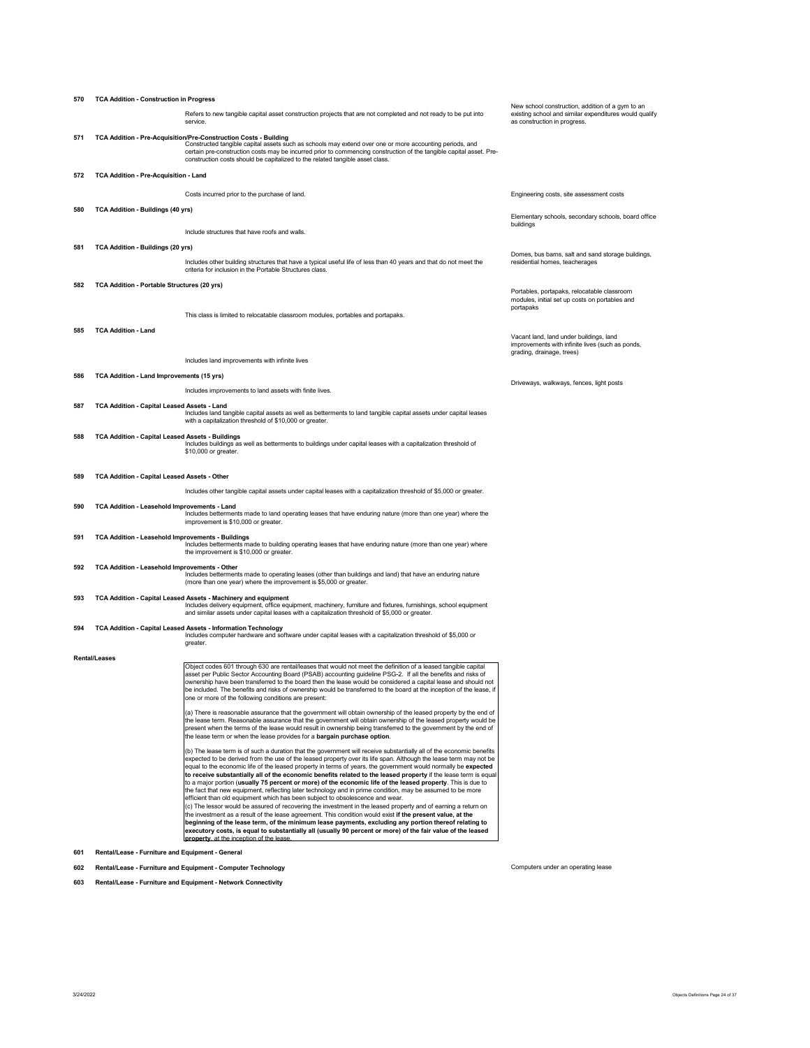| Code | Object | Definition | Examples |
|---|---|---|---|
| 570 | **TCA Addition - Construction in Progress** | Refers to new tangible capital asset construction projects that are not completed and not ready to be put into service. | New school construction, addition of a gym to an existing school and similar expenditures would qualify as construction in progress. |
| 571 | **TCA Addition - Pre-Acquisition/Pre-Construction Costs - Building** | Constructed tangible capital assets such as schools may extend over one or more accounting periods, and certain pre-construction costs may be incurred prior to commencing construction of the tangible capital asset. Pre-construction costs should be capitalized to the related tangible asset class. | |
| 572 | **TCA Addition - Pre-Acquisition - Land** | Costs incurred prior to the purchase of land. | Engineering costs, site assessment costs |
| 580 | **TCA Addition - Buildings (40 yrs)** | Include structures that have roofs and walls. | Elementary schools, secondary schools, board office buildings |
| 581 | **TCA Addition - Buildings (20 yrs)** | Includes other building structures that have a typical useful life of less than 40 years and that do not meet the criteria for inclusion in the Portable Structures class. | Domes, bus barns, salt and sand storage buildings, residential homes, teacherages |
| 582 | **TCA Addition - Portable Structures (20 yrs)** | This class is limited to relocatable classroom modules, portables and portapaks. | Portables, portapaks, relocatable classroom modules, initial set up costs on portables and portapaks |
| 585 | **TCA Addition - Land** | Includes land improvements with infinite lives | Vacant land, land under buildings, land improvements with infinite lives (such as ponds, grading, drainage, trees) |
| 586 | **TCA Addition - Land Improvements (15 yrs)** | Includes improvements to land assets with finite lives. | Driveways, walkways, fences, light posts |
| 587 | **TCA Addition - Capital Leased Assets - Land** | Includes land tangible capital assets as well as betterments to land tangible capital assets under capital leases with a capitalization threshold of $10,000 or greater. | |
| 588 | **TCA Addition - Capital Leased Assets - Buildings** | Includes buildings as well as betterments to buildings under capital leases with a capitalization threshold of $10,000 or greater. | |
| 589 | **TCA Addition - Capital Leased Assets - Other** | Includes other tangible capital assets under capital leases with a capitalization threshold of $5,000 or greater. | |
| 590 | **TCA Addition - Leasehold Improvements - Land** | Includes betterments made to land operating leases that have enduring nature (more than one year) where the improvement is $10,000 or greater. | |
| 591 | **TCA Addition - Leasehold Improvements - Buildings** | Includes betterments made to building operating leases that have enduring nature (more than one year) where the improvement is $10,000 or greater. | |
| 592 | **TCA Addition - Leasehold Improvements - Other** | Includes betterments made to operating leases (other than buildings and land) that have an enduring nature (more than one year) where the improvement is $5,000 or greater. | |
| 593 | **TCA Addition - Capital Leased Assets - Machinery and equipment** | Includes delivery equipment, office equipment, machinery, furniture and fixtures, furnishings, school equipment and similar assets under capital leases with a capitalization threshold of $5,000 or greater. | |
| 594 | **TCA Addition - Capital Leased Assets - Information Technology** | Includes computer hardware and software under capital leases with a capitalization threshold of $5,000 or greater. | |

**Rental/Leases**

Object codes 601 through 630 are rental/leases that would not meet the definition of a leased tangible capital asset per Public Sector Accounting Board (PSAB) accounting guideline PSG-2. If all the benefits and risks of ownership have been transferred to the board then the lease would be considered a capital lease and should not be included. The benefits and risks of ownership would be transferred to the board at the inception of the lease, if one or more of the following conditions are present:

(a) There is reasonable assurance that the government will obtain ownership of the leased property by the end of the lease term. Reasonable assurance that the government will obtain ownership of the leased property would be present when the terms of the lease would result in ownership being transferred to the government by the end of the lease term or when the lease provides for a **bargain purchase option**.

(b) The lease term is of such a duration that the government will receive substantially all of the economic benefits expected to be derived from the use of the leased property over its life span. Although the lease term may not be equal to the economic life of the leased property in terms of years, the government would normally be **expected to receive substantially all of the economic benefits related to the leased property** if the lease term is equal to a major portion (**usually 75 percent or more) of the economic life of the leased property**. This is due to the fact that new equipment, reflecting later technology and in prime condition, may be assumed to be more efficient than old equipment which has been subject to obsolescence and wear.

(c) The lessor would be assured of recovering the investment in the leased property and of earning a return on the investment as a result of the lease agreement. This condition would exist **if the present value, at the beginning of the lease term, of the minimum lease payments, excluding any portion thereof relating to executory costs, is equal to substantially all (usually 90 percent or more) of the fair value of the leased property**, at the inception of the lease.

| Code | Object | Definition | Examples |
|---|---|---|---|
| 601 | **Rental/Lease - Furniture and Equipment - General** | | |
| 602 | **Rental/Lease - Furniture and Equipment - Computer Technology** | | Computers under an operating lease |
| 603 | **Rental/Lease - Furniture and Equipment - Network Connectivity** | | |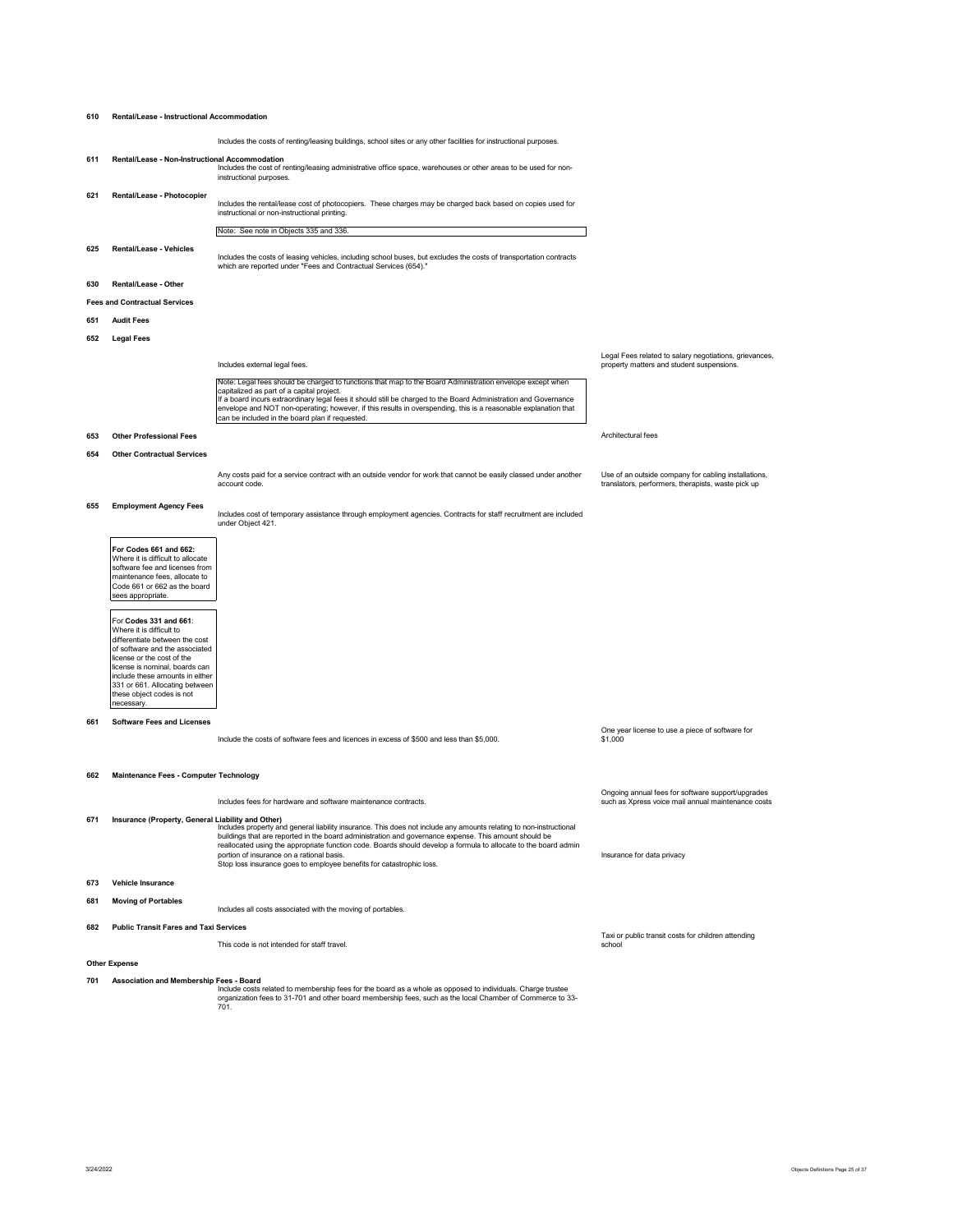**610 Rental/Lease - Instructional Accommodation**

Includes the costs of renting/leasing buildings, school sites or any other facilities for instructional purposes.

**611 Rental/Lease - Non-Instructional Accommodation**

Includes the cost of renting/leasing administrative office space, warehouses or other areas to be used for non-instructional purposes.

**621 Rental/Lease - Photocopier**

Includes the rental/lease cost of photocopiers. These charges may be charged back based on copies used for instructional or non-instructional printing.

> Note: See note in Objects 335 and 336.

**625 Rental/Lease - Vehicles**

Includes the costs of leasing vehicles, including school buses, but excludes the costs of transportation contracts which are reported under "Fees and Contractual Services (654)."

**630 Rental/Lease - Other**

**Fees and Contractual Services**

**651 Audit Fees**

**652 Legal Fees**

Includes external legal fees.

*Example:* Legal Fees related to salary negotiations, grievances, property matters and student suspensions.

> Note: Legal fees should be charged to functions that map to the Board Administration envelope except when capitalized as part of a capital project.
> If a board incurs extraordinary legal fees it should still be charged to the Board Administration and Governance envelope and NOT non-operating; however, if this results in overspending, this is a reasonable explanation that can be included in the board plan if requested.

**653 Other Professional Fees**

*Example:* Architectural fees

**654 Other Contractual Services**

Any costs paid for a service contract with an outside vendor for work that cannot be easily classed under another account code.

*Example:* Use of an outside company for cabling installations, translators, performers, therapists, waste pick up

**655 Employment Agency Fees**

Includes cost of temporary assistance through employment agencies. Contracts for staff recruitment are included under Object 421.

> **For Codes 661 and 662:**
> Where it is difficult to allocate software fee and licenses from maintenance fees, allocate to Code 661 or 662 as the board sees appropriate.

> For **Codes 331 and 661**:
> Where it is difficult to differentiate between the cost of software and the associated license or the cost of the license is nominal, boards can include these amounts in either 331 or 661. Allocating between these object codes is not necessary.

**661 Software Fees and Licenses**

Include the costs of software fees and licences in excess of $500 and less than $5,000.

*Example:* One year license to use a piece of software for $1,000

**662 Maintenance Fees - Computer Technology**

Includes fees for hardware and software maintenance contracts.

*Example:* Ongoing annual fees for software support/upgrades such as Xpress voice mail annual maintenance costs

**671 Insurance (Property, General Liability and Other)**

Includes property and general liability insurance. This does not include any amounts relating to non-instructional buildings that are reported in the board administration and governance expense. This amount should be reallocated using the appropriate function code. Boards should develop a formula to allocate to the board admin portion of insurance on a rational basis.
Stop loss insurance goes to employee benefits for catastrophic loss.

*Example:* Insurance for data privacy

**673 Vehicle Insurance**

**681 Moving of Portables**

Includes all costs associated with the moving of portables.

**682 Public Transit Fares and Taxi Services**

This code is not intended for staff travel.

*Example:* Taxi or public transit costs for children attending school

**Other Expense**

**701 Association and Membership Fees - Board**

Include costs related to membership fees for the board as a whole as opposed to individuals. Charge trustee organization fees to 31-701 and other board membership fees, such as the local Chamber of Commerce to 33-701.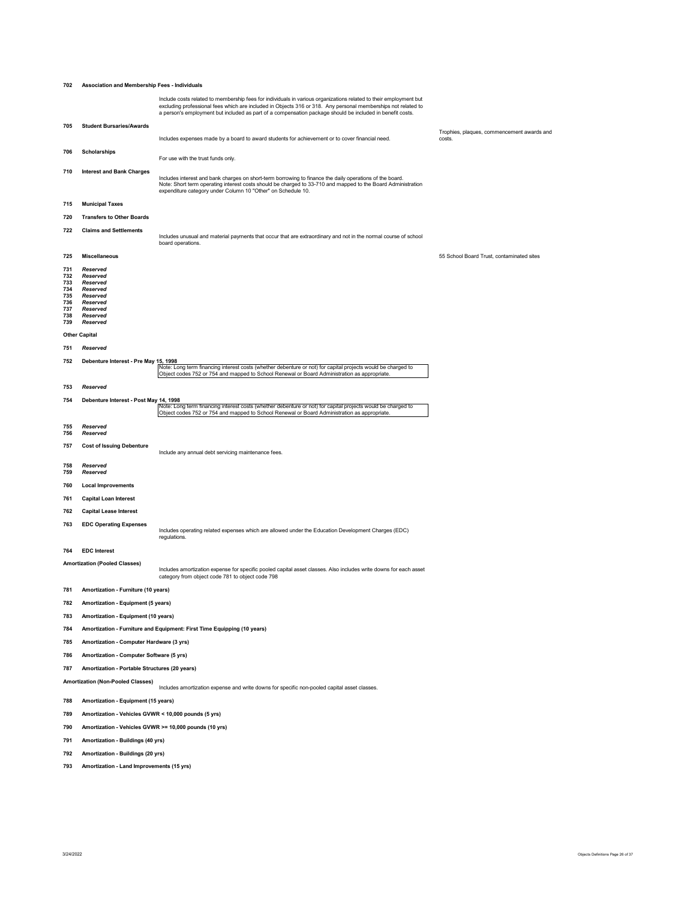**702 Association and Membership Fees - Individuals**

Include costs related to membership fees for individuals in various organizations related to their employment but excluding professional fees which are included in Objects 316 or 318. Any personal memberships not related to a person's employment but included as part of a compensation package should be included in benefit costs.

**705 Student Bursaries/Awards**

Includes expenses made by a board to award students for achievement or to cover financial need.

Trophies, plaques, commencement awards and costs.

**706 Scholarships**

For use with the trust funds only.

**710 Interest and Bank Charges**

Includes interest and bank charges on short-term borrowing to finance the daily operations of the board.
Note: Short term operating interest costs should be charged to 33-710 and mapped to the Board Administration expenditure category under Column 10 "Other" on Schedule 10.

**715 Municipal Taxes**

**720 Transfers to Other Boards**

**722 Claims and Settlements**

Includes unusual and material payments that occur that are extraordinary and not in the normal course of school board operations.

**725 Miscellaneous**

55 School Board Trust, contaminated sites

***731 Reserved***
***732 Reserved***
***733 Reserved***
***734 Reserved***
***735 Reserved***
***736 Reserved***
***737 Reserved***
***738 Reserved***
***739 Reserved***

**Other Capital**

***751 Reserved***

**752 Debenture Interest - Pre May 15, 1998**

Note: Long term financing interest costs (whether debenture or not) for capital projects would be charged to Object codes 752 or 754 and mapped to School Renewal or Board Administration as appropriate.

***753 Reserved***

**754 Debenture Interest - Post May 14, 1998**

Note: Long term financing interest costs (whether debenture or not) for capital projects would be charged to Object codes 752 or 754 and mapped to School Renewal or Board Administration as appropriate.

***755 Reserved***
***756 Reserved***

**757 Cost of Issuing Debenture**

Include any annual debt servicing maintenance fees.

***758 Reserved***
***759 Reserved***

**760 Local Improvements**

**761 Capital Loan Interest**

**762 Capital Lease Interest**

**763 EDC Operating Expenses**

Includes operating related expenses which are allowed under the Education Development Charges (EDC) regulations.

**764 EDC Interest**

**Amortization (Pooled Classes)**

Includes amortization expense for specific pooled capital asset classes. Also includes write downs for each asset category from object code 781 to object code 798

**781 Amortization - Furniture (10 years)**

**782 Amortization - Equipment (5 years)**

**783 Amortization - Equipment (10 years)**

**784 Amortization - Furniture and Equipment: First Time Equipping (10 years)**

**785 Amortization - Computer Hardware (3 yrs)**

**786 Amortization - Computer Software (5 yrs)**

**787 Amortization - Portable Structures (20 years)**

**Amortization (Non-Pooled Classes)**

Includes amortization expense and write downs for specific non-pooled capital asset classes.

**788 Amortization - Equipment (15 years)**

**789 Amortization - Vehicles GVWR < 10,000 pounds (5 yrs)**

**790 Amortization - Vehicles GVWR >= 10,000 pounds (10 yrs)**

**791 Amortization - Buildings (40 yrs)**

**792 Amortization - Buildings (20 yrs)**

**793 Amortization - Land Improvements (15 yrs)**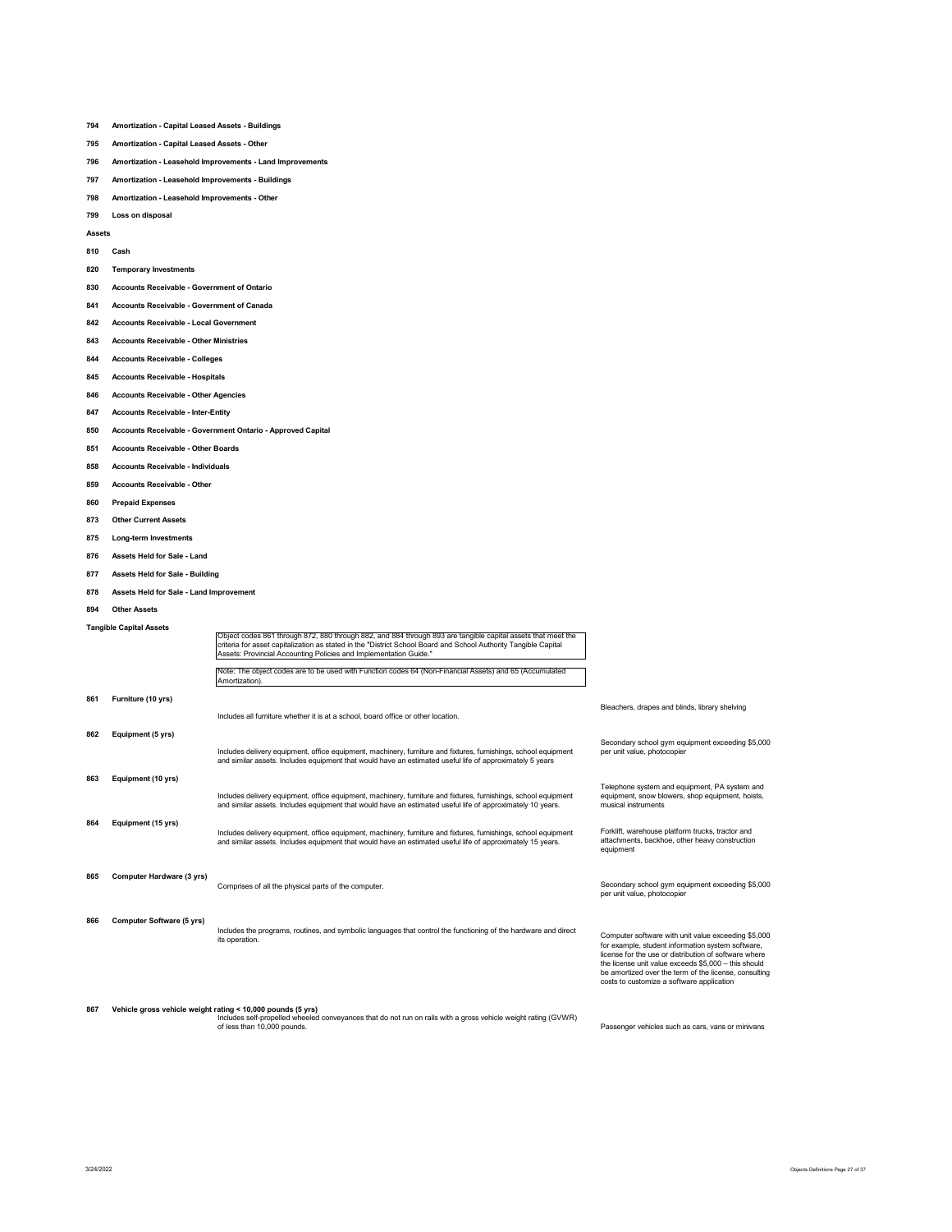**794 Amortization - Capital Leased Assets - Buildings**

**795 Amortization - Capital Leased Assets - Other**

**796 Amortization - Leasehold Improvements - Land Improvements**

**797 Amortization - Leasehold Improvements - Buildings**

**798 Amortization - Leasehold Improvements - Other**

**799 Loss on disposal**

**Assets**

**810 Cash**

**820 Temporary Investments**

**830 Accounts Receivable - Government of Ontario**

**841 Accounts Receivable - Government of Canada**

**842 Accounts Receivable - Local Government**

**843 Accounts Receivable - Other Ministries**

**844 Accounts Receivable - Colleges**

**845 Accounts Receivable - Hospitals**

**846 Accounts Receivable - Other Agencies**

**847 Accounts Receivable - Inter-Entity**

**850 Accounts Receivable - Government Ontario - Approved Capital**

**851 Accounts Receivable - Other Boards**

**858 Accounts Receivable - Individuals**

**859 Accounts Receivable - Other**

**860 Prepaid Expenses**

**873 Other Current Assets**

**875 Long-term Investments**

**876 Assets Held for Sale - Land**

**877 Assets Held for Sale - Building**

**878 Assets Held for Sale - Land Improvement**

**894 Other Assets**

**Tangible Capital Assets**

Object codes 861 through 872, 880 through 882, and 884 through 893 are tangible capital assets that meet the criteria for asset capitalization as stated in the "District School Board and School Authority Tangible Capital Assets: Provincial Accounting Policies and Implementation Guide."

Note: The object codes are to be used with Function codes 64 (Non-Financial Assets) and 65 (Accumulated Amortization).

| Code | Name | Description | Examples |
|---|---|---|---|
| **861** | **Furniture (10 yrs)** | Includes all furniture whether it is at a school, board office or other location. | Bleachers, drapes and blinds, library shelving |
| **862** | **Equipment (5 yrs)** | Includes delivery equipment, office equipment, machinery, furniture and fixtures, furnishings, school equipment and similar assets. Includes equipment that would have an estimated useful life of approximately 5 years | Secondary school gym equipment exceeding $5,000 per unit value, photocopier |
| **863** | **Equipment (10 yrs)** | Includes delivery equipment, office equipment, machinery, furniture and fixtures, furnishings, school equipment and similar assets. Includes equipment that would have an estimated useful life of approximately 10 years. | Telephone system and equipment, PA system and equipment, snow blowers, shop equipment, hoists, musical instruments |
| **864** | **Equipment (15 yrs)** | Includes delivery equipment, office equipment, machinery, furniture and fixtures, furnishings, school equipment and similar assets. Includes equipment that would have an estimated useful life of approximately 15 years. | Forklift, warehouse platform trucks, tractor and attachments, backhoe, other heavy construction equipment |
| **865** | **Computer Hardware (3 yrs)** | Comprises of all the physical parts of the computer. | Secondary school gym equipment exceeding $5,000 per unit value, photocopier |
| **866** | **Computer Software (5 yrs)** | Includes the programs, routines, and symbolic languages that control the functioning of the hardware and direct its operation. | Computer software with unit value exceeding $5,000 for example, student information system software, license for the use or distribution of software where the license unit value exceeds $5,000 – this should be amortized over the term of the license, consulting costs to customize a software application |
| **867** | **Vehicle gross vehicle weight rating < 10,000 pounds (5 yrs)** | Includes self-propelled wheeled conveyances that do not run on rails with a gross vehicle weight rating (GVWR) of less than 10,000 pounds. | Passenger vehicles such as cars, vans or minivans |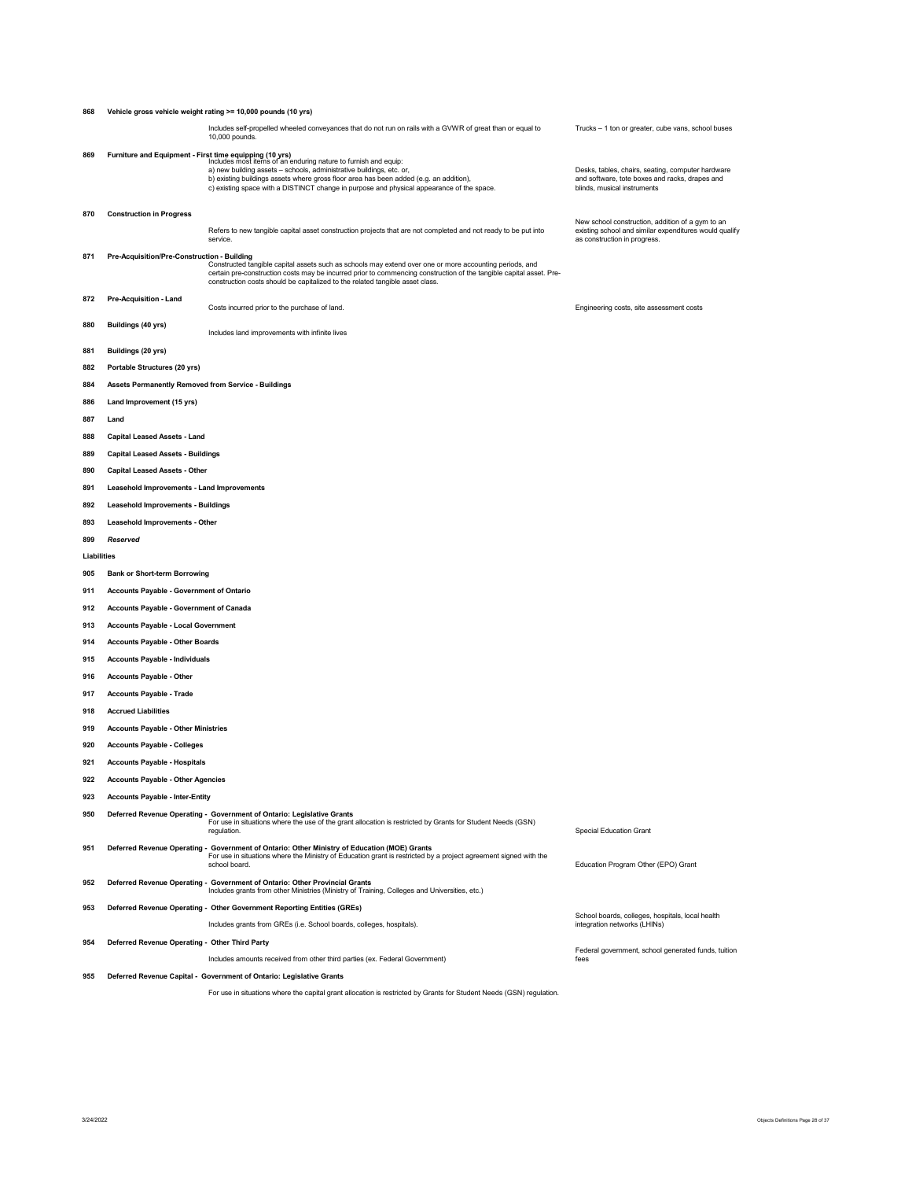| Code | Object | Definition | Examples |
|---|---|---|---|
| **868** | **Vehicle gross vehicle weight rating >= 10,000 pounds (10 yrs)** | Includes self-propelled wheeled conveyances that do not run on rails with a GVWR of great than or equal to 10,000 pounds. | Trucks – 1 ton or greater, cube vans, school buses |
| **869** | **Furniture and Equipment - First time equipping (10 yrs)** | Includes most items of an enduring nature to furnish and equip:<br>a) new building assets – schools, administrative buildings, etc. or,<br>b) existing buildings assets where gross floor area has been added (e.g. an addition),<br>c) existing space with a DISTINCT change in purpose and physical appearance of the space. | Desks, tables, chairs, seating, computer hardware and software, tote boxes and racks, drapes and blinds, musical instruments |
| **870** | **Construction in Progress** | Refers to new tangible capital asset construction projects that are not completed and not ready to be put into service. | New school construction, addition of a gym to an existing school and similar expenditures would qualify as construction in progress. |
| **871** | **Pre-Acquisition/Pre-Construction - Building** | Constructed tangible capital assets such as schools may extend over one or more accounting periods, and certain pre-construction costs may be incurred prior to commencing construction of the tangible capital asset. Pre-construction costs should be capitalized to the related tangible asset class. | |
| **872** | **Pre-Acquisition - Land** | Costs incurred prior to the purchase of land. | Engineering costs, site assessment costs |
| **880** | **Buildings (40 yrs)** | Includes land improvements with infinite lives | |
| **881** | **Buildings (20 yrs)** | | |
| **882** | **Portable Structures (20 yrs)** | | |
| **884** | **Assets Permanently Removed from Service - Buildings** | | |
| **886** | **Land Improvement (15 yrs)** | | |
| **887** | **Land** | | |
| **888** | **Capital Leased Assets - Land** | | |
| **889** | **Capital Leased Assets - Buildings** | | |
| **890** | **Capital Leased Assets - Other** | | |
| **891** | **Leasehold Improvements - Land Improvements** | | |
| **892** | **Leasehold Improvements - Buildings** | | |
| **893** | **Leasehold Improvements - Other** | | |
| **899** | ***Reserved*** | | |

**Liabilities**

| Code | Object | Definition | Examples |
|---|---|---|---|
| **905** | **Bank or Short-term Borrowing** | | |
| **911** | **Accounts Payable - Government of Ontario** | | |
| **912** | **Accounts Payable - Government of Canada** | | |
| **913** | **Accounts Payable - Local Government** | | |
| **914** | **Accounts Payable - Other Boards** | | |
| **915** | **Accounts Payable - Individuals** | | |
| **916** | **Accounts Payable - Other** | | |
| **917** | **Accounts Payable - Trade** | | |
| **918** | **Accrued Liabilities** | | |
| **919** | **Accounts Payable - Other Ministries** | | |
| **920** | **Accounts Payable - Colleges** | | |
| **921** | **Accounts Payable - Hospitals** | | |
| **922** | **Accounts Payable - Other Agencies** | | |
| **923** | **Accounts Payable - Inter-Entity** | | |
| **950** | **Deferred Revenue Operating - Government of Ontario: Legislative Grants** | For use in situations where the use of the grant allocation is restricted by Grants for Student Needs (GSN) regulation. | Special Education Grant |
| **951** | **Deferred Revenue Operating - Government of Ontario: Other Ministry of Education (MOE) Grants** | For use in situations where the Ministry of Education grant is restricted by a project agreement signed with the school board. | Education Program Other (EPO) Grant |
| **952** | **Deferred Revenue Operating - Government of Ontario: Other Provincial Grants** | Includes grants from other Ministries (Ministry of Training, Colleges and Universities, etc.) | |
| **953** | **Deferred Revenue Operating - Other Government Reporting Entities (GREs)** | Includes grants from GREs (i.e. School boards, colleges, hospitals). | School boards, colleges, hospitals, local health integration networks (LHINs) |
| **954** | **Deferred Revenue Operating - Other Third Party** | Includes amounts received from other third parties (ex. Federal Government) | Federal government, school generated funds, tuition fees |
| **955** | **Deferred Revenue Capital - Government of Ontario: Legislative Grants** | For use in situations where the capital grant allocation is restricted by Grants for Student Needs (GSN) regulation. | |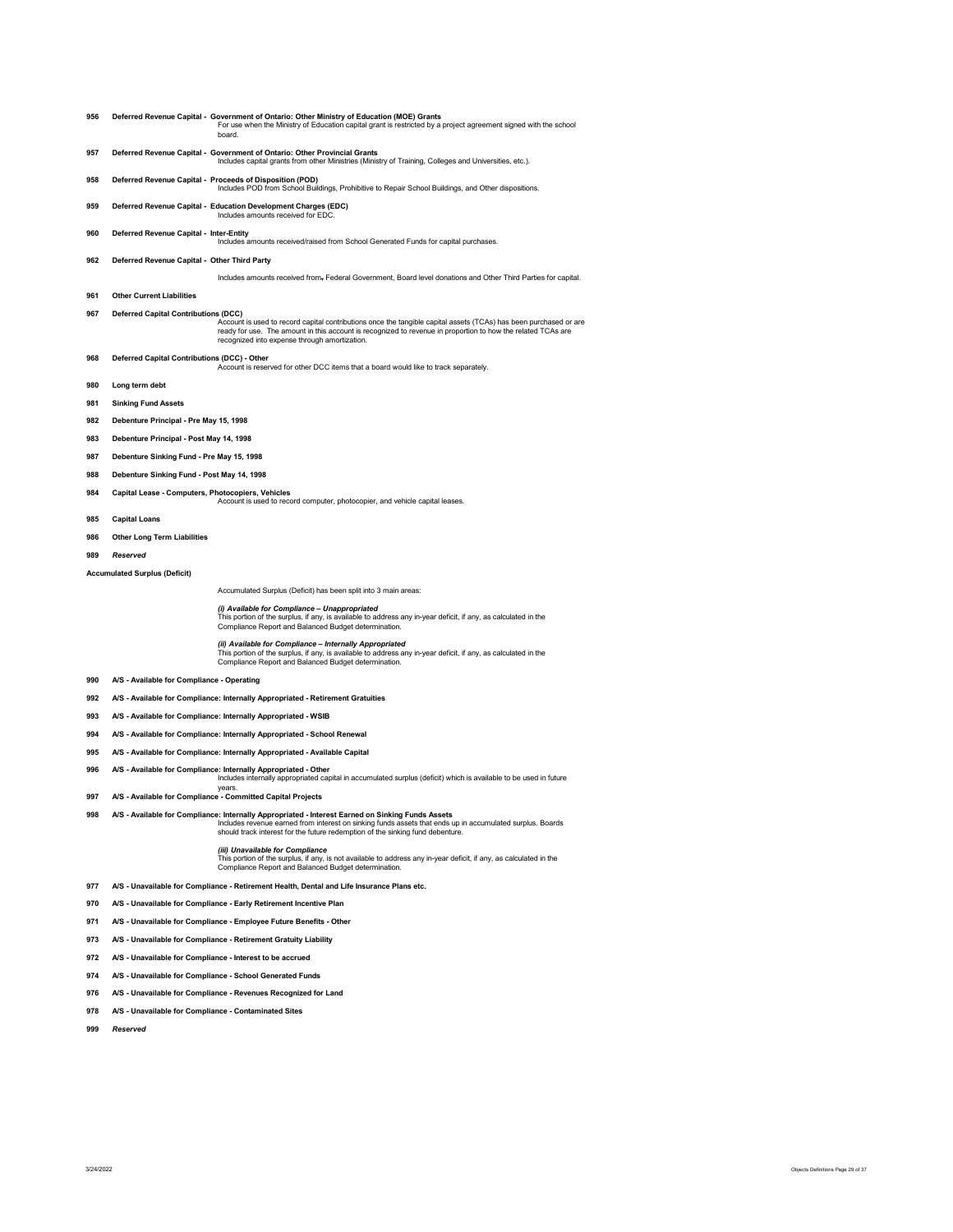**956 Deferred Revenue Capital - Government of Ontario: Other Ministry of Education (MOE) Grants**
For use when the Ministry of Education capital grant is restricted by a project agreement signed with the school board.

**957 Deferred Revenue Capital - Government of Ontario: Other Provincial Grants**
Includes capital grants from other Ministries (Ministry of Training, Colleges and Universities, etc.).

**958 Deferred Revenue Capital - Proceeds of Disposition (POD)**
Includes POD from School Buildings, Prohibitive to Repair School Buildings, and Other dispositions.

**959 Deferred Revenue Capital - Education Development Charges (EDC)**
Includes amounts received for EDC.

**960 Deferred Revenue Capital - Inter-Entity**
Includes amounts received/raised from School Generated Funds for capital purchases.

**962 Deferred Revenue Capital - Other Third Party**

Includes amounts received from, Federal Government, Board level donations and Other Third Parties for capital.

**961 Other Current Liabilities**

**967 Deferred Capital Contributions (DCC)**
Account is used to record capital contributions once the tangible capital assets (TCAs) has been purchased or are ready for use. The amount in this account is recognized to revenue in proportion to how the related TCAs are recognized into expense through amortization.

**968 Deferred Capital Contributions (DCC) - Other**
Account is reserved for other DCC items that a board would like to track separately.

**980 Long term debt**

**981 Sinking Fund Assets**

**982 Debenture Principal - Pre May 15, 1998**

**983 Debenture Principal - Post May 14, 1998**

**987 Debenture Sinking Fund - Pre May 15, 1998**

**988 Debenture Sinking Fund - Post May 14, 1998**

**984 Capital Lease - Computers, Photocopiers, Vehicles**
Account is used to record computer, photocopier, and vehicle capital leases.

**985 Capital Loans**

**986 Other Long Term Liabilities**

**989** ***Reserved***

**Accumulated Surplus (Deficit)**

Accumulated Surplus (Deficit) has been split into 3 main areas:

***(i) Available for Compliance – Unappropriated***
This portion of the surplus, if any, is available to address any in-year deficit, if any, as calculated in the Compliance Report and Balanced Budget determination.

***(ii) Available for Compliance – Internally Appropriated***
This portion of the surplus, if any, is available to address any in-year deficit, if any, as calculated in the Compliance Report and Balanced Budget determination.

**990 A/S - Available for Compliance - Operating**

**992 A/S - Available for Compliance: Internally Appropriated - Retirement Gratuities**

**993 A/S - Available for Compliance: Internally Appropriated - WSIB**

**994 A/S - Available for Compliance: Internally Appropriated - School Renewal**

**995 A/S - Available for Compliance: Internally Appropriated - Available Capital**

**996 A/S - Available for Compliance: Internally Appropriated - Other**
Includes internally appropriated capital in accumulated surplus (deficit) which is available to be used in future years.

**997 A/S - Available for Compliance - Committed Capital Projects**

**998 A/S - Available for Compliance: Internally Appropriated - Interest Earned on Sinking Funds Assets**
Includes revenue earned from interest on sinking funds assets that ends up in accumulated surplus. Boards should track interest for the future redemption of the sinking fund debenture.

***(iii) Unavailable for Compliance***
This portion of the surplus, if any, is not available to address any in-year deficit, if any, as calculated in the Compliance Report and Balanced Budget determination.

**977 A/S - Unavailable for Compliance - Retirement Health, Dental and Life Insurance Plans etc.**

**970 A/S - Unavailable for Compliance - Early Retirement Incentive Plan**

**971 A/S - Unavailable for Compliance - Employee Future Benefits - Other**

**973 A/S - Unavailable for Compliance - Retirement Gratuity Liability**

**972 A/S - Unavailable for Compliance - Interest to be accrued**

**974 A/S - Unavailable for Compliance - School Generated Funds**

**976 A/S - Unavailable for Compliance - Revenues Recognized for Land**

**978 A/S - Unavailable for Compliance - Contaminated Sites**

**999** ***Reserved***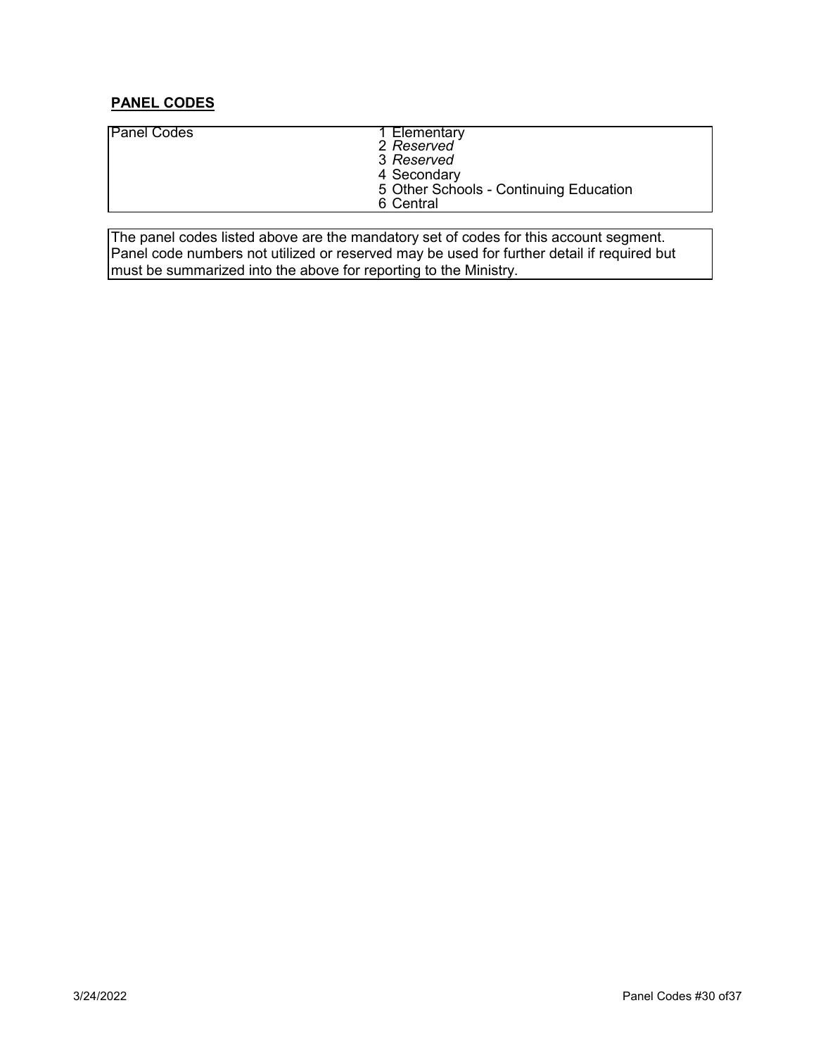## PANEL CODES

| Panel Codes | 1 Elementary<br>2 *Reserved*<br>3 *Reserved*<br>4 Secondary<br>5 Other Schools - Continuing Education<br>6 Central |
|---|---|

The panel codes listed above are the mandatory set of codes for this account segment. Panel code numbers not utilized or reserved may be used for further detail if required but must be summarized into the above for reporting to the Ministry.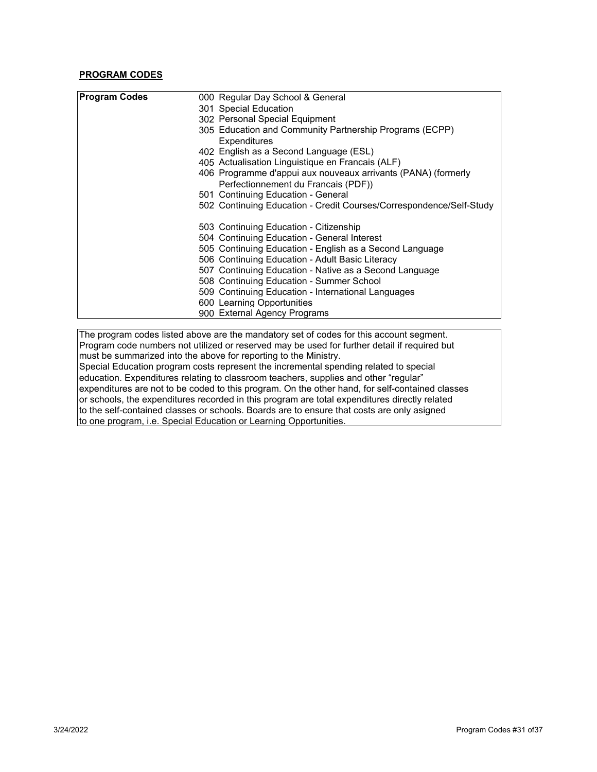**PROGRAM CODES**

| Program Codes | |
|---|---|
| | 000 Regular Day School & General |
| | 301 Special Education |
| | 302 Personal Special Equipment |
| | 305 Education and Community Partnership Programs (ECPP) Expenditures |
| | 402 English as a Second Language (ESL) |
| | 405 Actualisation Linguistique en Francais (ALF) |
| | 406 Programme d'appui aux nouveaux arrivants (PANA) (formerly Perfectionnement du Francais (PDF)) |
| | 501 Continuing Education - General |
| | 502 Continuing Education - Credit Courses/Correspondence/Self-Study |
| | 503 Continuing Education - Citizenship |
| | 504 Continuing Education - General Interest |
| | 505 Continuing Education - English as a Second Language |
| | 506 Continuing Education - Adult Basic Literacy |
| | 507 Continuing Education - Native as a Second Language |
| | 508 Continuing Education - Summer School |
| | 509 Continuing Education - International Languages |
| | 600 Learning Opportunities |
| | 900 External Agency Programs |

The program codes listed above are the mandatory set of codes for this account segment. Program code numbers not utilized or reserved may be used for further detail if required but must be summarized into the above for reporting to the Ministry.
Special Education program costs represent the incremental spending related to special education. Expenditures relating to classroom teachers, supplies and other "regular" expenditures are not to be coded to this program. On the other hand, for self-contained classes or schools, the expenditures recorded in this program are total expenditures directly related to the self-contained classes or schools. Boards are to ensure that costs are only asigned to one program, i.e. Special Education or Learning Opportunities.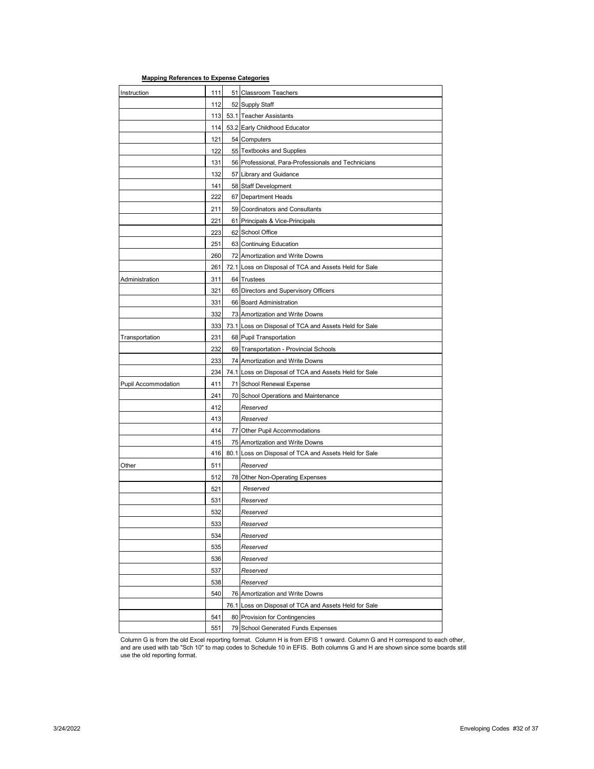**Mapping References to Expense Categories**

| | | | |
|---|---|---|---|
| Instruction | 111 | 51 | Classroom Teachers |
| | 112 | 52 | Supply Staff |
| | 113 | 53.1 | Teacher Assistants |
| | 114 | 53.2 | Early Childhood Educator |
| | 121 | 54 | Computers |
| | 122 | 55 | Textbooks and Supplies |
| | 131 | 56 | Professional, Para-Professionals and Technicians |
| | 132 | 57 | Library and Guidance |
| | 141 | 58 | Staff Development |
| | 222 | 67 | Department Heads |
| | 211 | 59 | Coordinators and Consultants |
| | 221 | 61 | Principals & Vice-Principals |
| | 223 | 62 | School Office |
| | 251 | 63 | Continuing Education |
| | 260 | 72 | Amortization and Write Downs |
| | 261 | 72.1 | Loss on Disposal of TCA and Assets Held for Sale |
| Administration | 311 | 64 | Trustees |
| | 321 | 65 | Directors and Supervisory Officers |
| | 331 | 66 | Board Administration |
| | 332 | 73 | Amortization and Write Downs |
| | 333 | 73.1 | Loss on Disposal of TCA and Assets Held for Sale |
| Transportation | 231 | 68 | Pupil Transportation |
| | 232 | 69 | Transportation - Provincial Schools |
| | 233 | 74 | Amortization and Write Downs |
| | 234 | 74.1 | Loss on Disposal of TCA and Assets Held for Sale |
| Pupil Accommodation | 411 | 71 | School Renewal Expense |
| | 241 | 70 | School Operations and Maintenance |
| | 412 | | *Reserved* |
| | 413 | | *Reserved* |
| | 414 | 77 | Other Pupil Accommodations |
| | 415 | 75 | Amortization and Write Downs |
| | 416 | 80.1 | Loss on Disposal of TCA and Assets Held for Sale |
| Other | 511 | | *Reserved* |
| | 512 | 78 | Other Non-Operating Expenses |
| | 521 | | *Reserved* |
| | 531 | | *Reserved* |
| | 532 | | *Reserved* |
| | 533 | | *Reserved* |
| | 534 | | *Reserved* |
| | 535 | | *Reserved* |
| | 536 | | *Reserved* |
| | 537 | | *Reserved* |
| | 538 | | *Reserved* |
| | 540 | 76 | Amortization and Write Downs |
| | | 76.1 | Loss on Disposal of TCA and Assets Held for Sale |
| | 541 | 80 | Provision for Contingencies |
| | 551 | 79 | School Generated Funds Expenses |

Column G is from the old Excel reporting format. Column H is from EFIS 1 onward. Column G and H correspond to each other, and are used with tab "Sch 10" to map codes to Schedule 10 in EFIS. Both columns G and H are shown since some boards still use the old reporting format.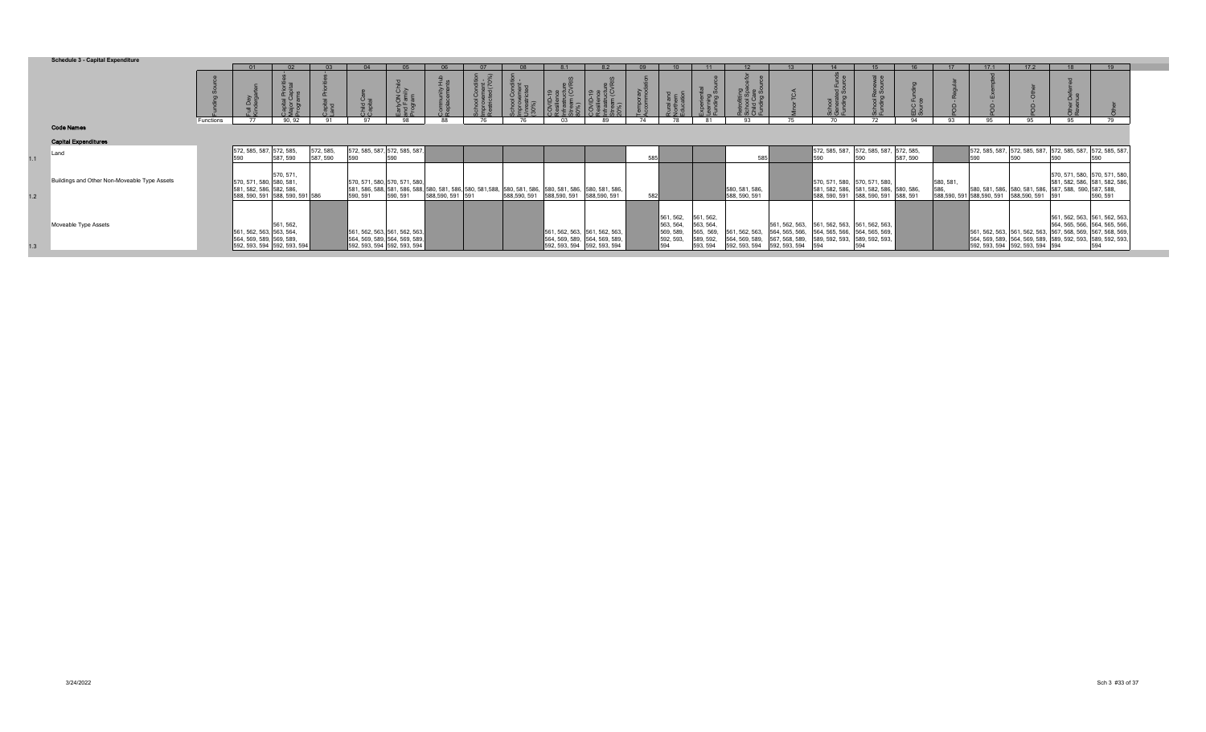# Schedule 3 - Capital Expenditure

| | | Funding Source | Full Day Kindergarten | Capital Priorities - Major Capital Programs | Capital Priorities - Land | Child Care Capital | EarlyON Child and Family Program | Community Hub Replacements | School Condition Improvement - Restricted (70%) | School Condition Improvement - Unrestricted (30%) | COVID-19 Resilience Infrastructure Stream (CVRIS 80%) | COVID-19 Resilience Infrastructure Stream (CVRIS 20%) | Temporary Accommodation | Rural and Northern Education | Experiential Learning Funding Source | Retrofitting School Space for Child Care Funding Source | Minor TCA | School Generated Funds Funding Source | School Renewal Funding Source | EDC Funding Source | POD - Regular | POD - Exempted | POD - Other | Other Deferred Revenue | Other |
|---|---|---|---|---|---|---|---|---|---|---|---|---|---|---|---|---|---|---|---|---|---|---|---|---|---|
| | | | 01 | 02 | 03 | 04 | 05 | 06 | 07 | 08 | 8.1 | 8.2 | 09 | 10 | 11 | 12 | 13 | 14 | 15 | 16 | 17 | 17.1 | 17.2 | 18 | 19 |
| | | Functions | 77 | 90, 92 | 91 | 97 | 98 | 88 | 76 | 76 | 03 | 89 | 74 | 78 | 81 | 93 | 75 | 70 | 72 | 94 | 93 | 95 | 95 | 95 | 79 |
| | **Code Names** | | | | | | | | | | | | | | | | | | | | | | | | |
| | **Capital Expenditures** | | | | | | | | | | | | | | | | | | | | | | | | |
| 1.1 | Land | | 572, 585, 587, 590 | 572, 585, 587, 590 | 572, 585, 587, 590 | 572, 585, 587, 590 | 572, 585, 587, 590 | | | | | | 585 | | | 585 | | 572, 585, 587, 590 | 572, 585, 587, 590 | 572, 585, 587, 590 | | 572, 585, 587, 590 | 572, 585, 587, 590 | 572, 585, 587, 590 | 572, 585, 587, 590 |
| 1.2 | Buildings and Other Non-Moveable Type Assets | | 570, 571, 580, 581, 582, 586, 588, 590, 591 | 570, 571, 580, 581, 582, 586, 588, 590, 591 | 586 | 570, 571, 580, 581, 586, 588, 590, 591 | 570, 571, 580, 581, 586, 588, 590, 591 | 580, 581, 586, 588,590, 591 | 580, 581,588, 591 | 580, 581, 586, 588,590, 591 | 580, 581, 586, 588,590, 591 | 580, 581, 586, 588,590, 591 | 582 | | | 580, 581, 586, 588, 590, 591 | | 570, 571, 580, 581, 582, 586, 588, 590, 591 | 570, 571, 580, 581, 582, 586, 588, 590, 591 | 580, 586, 588, 591 | 580, 581, 586, 588,590, 591 | 580, 581, 586, 588,590, 591 | 580, 581, 586, 588,590, 591 | 570, 571, 580, 581, 582, 586, 587, 588, 590, 591 | 570, 571, 580, 581, 582, 586, 587, 588, 590, 591 |
| 1.3 | Moveable Type Assets | | 561, 562, 563, 564, 569, 589, 592, 593, 594 | 561, 562, 563, 564, 569, 589, 592, 593, 594 | | 561, 562, 563, 564, 569, 589, 592, 593, 594 | 561, 562, 563, 564, 569, 589, 592, 593, 594 | | | | 561, 562, 563, 564, 569, 589, 592, 593, 594 | 561, 562, 563, 564, 569, 589, 592, 593, 594 | | 561, 562, 563, 564, 569, 589, 592, 593, 594 | 561, 562, 563, 564, 565, 569, 589, 592, 593, 594 | 561, 562, 563, 564, 569, 589, 592, 593, 594 | 561, 562, 563, 564, 565, 566, 567, 568, 589, 592, 593, 594 | 561, 562, 563, 564, 565, 566, 589, 592, 593, 594 | 561, 562, 563, 564, 565, 569, 589, 592, 593, 594 | | | 561, 562, 563, 564, 569, 589, 592, 593, 594 | 561, 562, 563, 564, 569, 589, 592, 593, 594 | 561, 562, 563, 564, 565, 566, 567, 568, 569, 589, 592, 593, 594 | 561, 562, 563, 564, 565, 566, 567, 568, 569, 589, 592, 593, 594 |

3/24/2022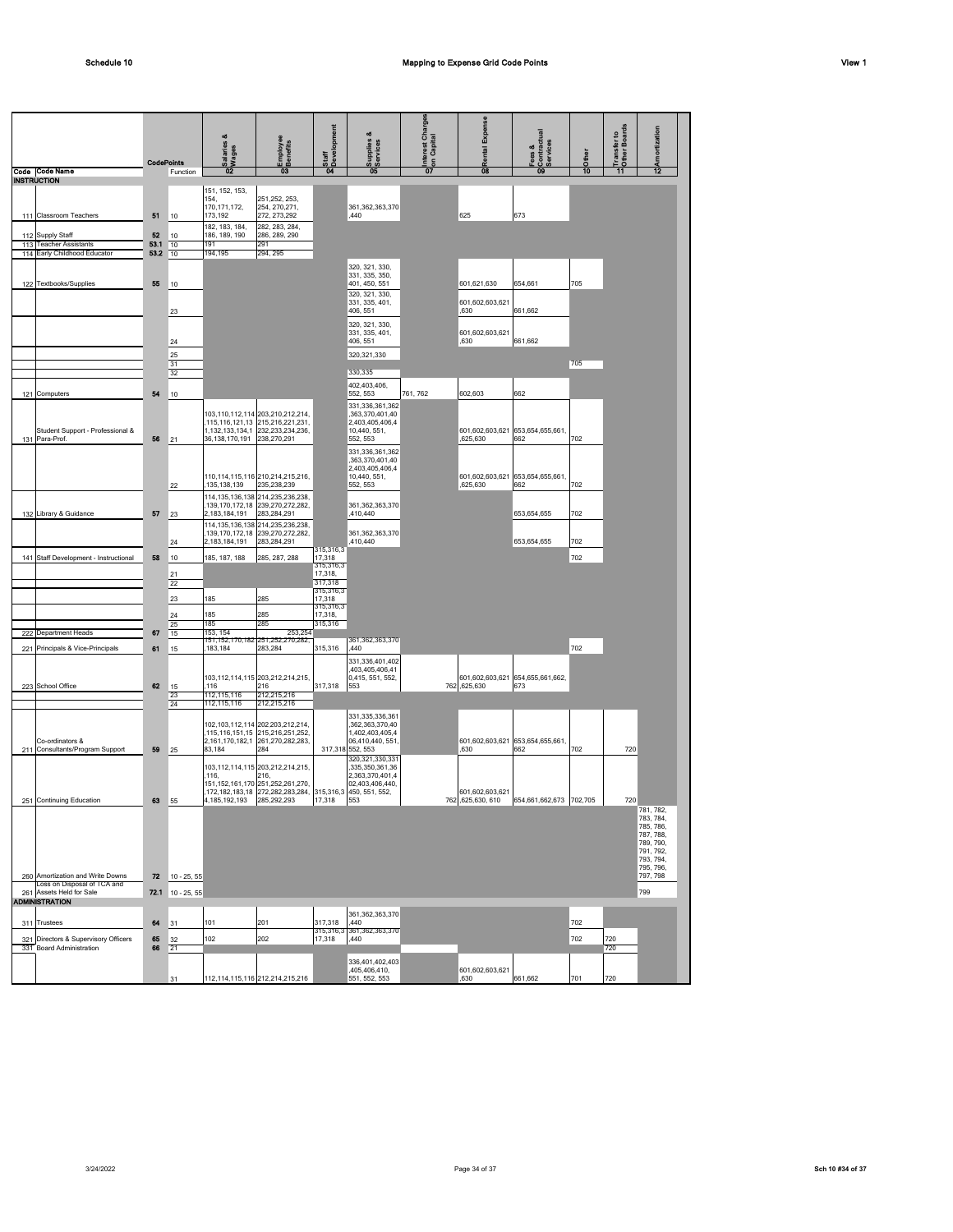# Schedule 10 — Mapping to Expense Grid Code Points — View 1

| Code | Code Name | CodePoints | Function | Salaries & Wages 02 | Employee Benefits 03 | Staff Development 04 | Supplies & Services 05 | Interest Charges on Capital 07 | Rental Expense 08 | Fees & Contractual Services 09 | Other 10 | Transfer to Other Boards 11 | Amortization 12 |
|---|---|---|---|---|---|---|---|---|---|---|---|---|---|
| **INSTRUCTION** | | | | | | | | | | | | | |
| 111 | Classroom Teachers | 51 | 10 | 151, 152, 153, 154, 170,171,172, 173,192 | 251,252, 253, 254, 270,271, 272, 273,292 | | 361,362,363,370,440 | | 625 | 673 | | | |
| 112 | Supply Staff | 52 | 10 | 182, 183, 184, 186, 189, 190 | 282, 283, 284, 286, 289, 290 | | | | | | | | |
| 113 | Teacher Assistants | 53.1 | 10 | 191 | 291 | | | | | | | | |
| 114 | Early Childhood Educator | 53.2 | 10 | 194,195 | 294, 295 | | | | | | | | |
| 122 | Textbooks/Supplies | 55 | 10 | | | | 320, 321, 330, 331, 335, 350, 401, 450, 551 | | 601,621,630 | 654,661 | 705 | | |
| | | | 23 | | | | 320, 321, 330, 331, 335, 401, 406, 551 | | 601,602,603,621,630 | 661,662 | | | |
| | | | 24 | | | | 320, 321, 330, 331, 335, 401, 406, 551 | | 601,602,603,621,630 | 661,662 | | | |
| | | | 25 | | | | 320,321,330 | | | | | | |
| | | | 31 | | | | | | | | 705 | | |
| | | | 32 | | | | 330,335 | | | | | | |
| 121 | Computers | 54 | 10 | | | | 402,403,406, 552, 553 | 761, 762 | 602,603 | 662 | | | |
| 131 | Student Support - Professional & Para-Prof. | 56 | 21 | 103,110,112,114,115,116,121,131,132,133,134,136,138,170,191 | 203,210,212,214,215,216,221,231,232,233,234,236,238,270,291 | | 331,336,361,362,363,370,401,402,403,405,406,410,440, 551, 552, 553 | | 601,602,603,621,625,630 | 653,654,655,661,662 | 702 | | |
| | | | 22 | 110,114,115,116,135,138,139 | 210,214,215,216,235,238,239 | | 331,336,361,362,363,370,401,402,403,405,406,410,440, 551, 552, 553 | | 601,602,603,621,625,630 | 653,654,655,661,662 | 702 | | |
| 132 | Library & Guidance | 57 | 23 | 114,135,136,138,139,170,172,182,183,184,191 | 214,235,236,238,239,270,272,282,283,284,291 | | 361,362,363,370,410,440 | | | 653,654,655 | 702 | | |
| | | | 24 | 114,135,136,138,139,170,172,182,183,184,191 | 214,235,236,238,239,270,272,282,283,284,291 | | 361,362,363,370,410,440 | | | 653,654,655 | 702 | | |
| 141 | Staff Development - Instructional | 58 | 10 | 185, 187, 188 | 285, 287, 288 | 315,316,317,318 | | | | | 702 | | |
| | | | 21 | | | 315,316,317,318, | | | | | | | |
| | | | 22 | | | 317,318 | | | | | | | |
| | | | 23 | 185 | 285 | 315,316,317,318 | | | | | | | |
| | | | 24 | 185 | 285 | 315,316,317,318, | | | | | | | |
| | | | 25 | 185 | 285 | 315,316 | | | | | | | |
| 222 | Department Heads | 67 | 15 | 153, 154 | 253,254 | | | | | | | | |
| 221 | Principals & Vice-Principals | 61 | 15 | 151,152,170,182,183,184 | 251,252,270,282,283,284 | 315,316 | 361,362,363,370,440 | | | | 702 | | |
| 223 | School Office | 62 | 15 | 103,112,114,115,116 | 203,212,214,215,216 | 317,318 | 331,336,401,402,403,405,406,410,415, 551, 552, 553 | 762 | 601,602,603,621,625,630 | 654,655,661,662,673 | | | |
| | | | 23 | 112,115,116 | 212,215,216 | | | | | | | | |
| | | | 24 | 112,115,116 | 212,215,216 | | | | | | | | |
| 211 | Co-ordinators & Consultants/Program Support | 59 | 25 | 102,103,112,114,115,116,151,152,161,170,182,183,184 | 202,203,212,214,215,216,251,252,261,270,282,283,284 | 317,318 | 331,335,336,361,362,363,370,401,402,403,405,406,410,440, 551, 552, 553 | | 601,602,603,621,630 | 653,654,655,661,662 | 702 | 720 | |
| 251 | Continuing Education | 63 | 55 | 103,112,114,115,116, 151,152,161,170,172,182,183,184,185,192,193 | 203,212,214,215,216, 251,252,261,270,272,282,283,284,285,292,293 | 315,316,317,318 | 320,321,330,331,335,350,361,362,363,370,401,402,403,406,440,450, 551, 552, 553 | 762 | 601,602,603,621,625,630, 610 | 654,661,662,673 | 702,705 | 720 | |
| 260 | Amortization and Write Downs | 72 | 10 - 25, 55 | | | | | | | | | | 781, 782, 783, 784, 785, 786, 787, 788, 789, 790, 791, 792, 793, 794, 795, 796, 797, 798 |
| 261 | Loss on Disposal of TCA and Assets Held for Sale | 72.1 | 10 - 25, 55 | | | | | | | | | | 799 |
| **ADMINISTRATION** | | | | | | | | | | | | | |
| 311 | Trustees | 64 | 31 | 101 | 201 | 317,318 | 361,362,363,370,440 | | | | 702 | | |
| 321 | Directors & Supervisory Officers | 65 | 32 | 102 | 202 | 315,316,317,318 | 361,362,363,370,440 | | | | 702 | 720 | |
| 331 | Board Administration | 66 | 21 | | | | | | | | | 720 | |
| | | | 31 | 112,114,115,116 | 212,214,215,216 | | 336,401,402,403,405,406,410, 551, 552, 553 | | 601,602,603,621,630 | 661,662 | 701 | 720 | |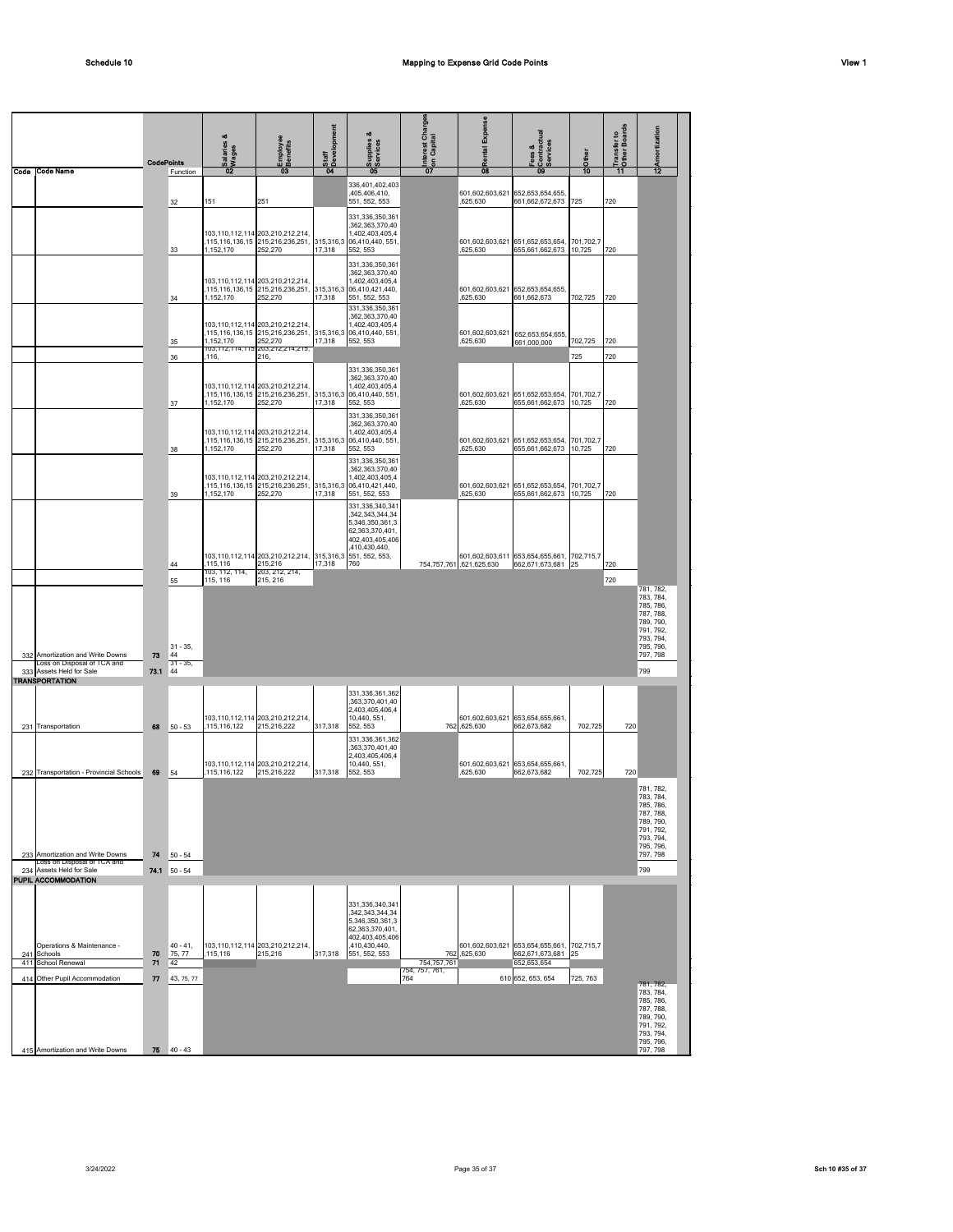**Schedule 10** — **Mapping to Expense Grid Code Points** — **View 1**

| Code | Code Name | CodePoints | Function | Salaries & Wages 02 | Employee Benefits 03 | Staff Development 04 | Supplies & Services 05 | Interest Charges on Capital 07 | Rental Expense 08 | Fees & Contractual Services 09 | Other 10 | Transfer to Other Boards 11 | Amortization 12 |
|---|---|---|---|---|---|---|---|---|---|---|---|---|---|
| | | | 32 | 151 | 251 | | 336,401,402,403,405,406,410, 551, 552, 553 | | 601,602,603,621,625,630 | 652,653,654,655, 661,662,672,673 | 725 | 720 | |
| | | | 33 | 103,110,112,114,115,116,136,151,152,170 | 203,210,212,214, 215,216,236,251, 252,270 | 315,316,317,318 | 331,336,350,361,362,363,370,401,402,403,405,406,410,440, 551, 552, 553 | | 601,602,603,621,625,630 | 651,652,653,654, 655,661,662,673 | 701,702,710,725 | 720 | |
| | | | 34 | 103,110,112,114,115,116,136,151,152,170 | 203,210,212,214, 215,216,236,251, 252,270 | 315,316,317,318 | 331,336,350,361,362,363,370,401,402,403,405,406,410,421,440, 551, 552, 553 | | 601,602,603,621,625,630 | 652,653,654,655, 661,662,673 | 702,725 | 720 | |
| | | | 35 | 103,110,112,114,115,116,136,151,152,170 | 203,210,212,214, 215,216,236,251, 252,270 | 315,316,317,318 | 331,336,350,361,362,363,370,401,402,403,405,406,410,440, 551, 552, 553 | | 601,602,603,621,625,630 | 652,653,654,655, 661,000,000 | 702,725 | 720 | |
| | | | 36 | 103,112,114,115,116, | 203,212,214,215, 216, | | | | | | 725 | 720 | |
| | | | 37 | 103,110,112,114,115,116,136,151,152,170 | 203,210,212,214, 215,216,236,251, 252,270 | 315,316,317,318 | 331,336,350,361,362,363,370,401,402,403,405,406,410,440, 551, 552, 553 | | 601,602,603,621,625,630 | 651,652,653,654, 655,661,662,673 | 701,702,710,725 | 720 | |
| | | | 38 | 103,110,112,114,115,116,136,151,152,170 | 203,210,212,214, 215,216,236,251, 252,270 | 315,316,317,318 | 331,336,350,361,362,363,370,401,402,403,405,406,410,440, 551, 552, 553 | | 601,602,603,621,625,630 | 651,652,653,654, 655,661,662,673 | 701,702,710,725 | 720 | |
| | | | 39 | 103,110,112,114,115,116,136,151,152,170 | 203,210,212,214, 215,216,236,251, 252,270 | 315,316,317,318 | 331,336,350,361,362,363,370,401,402,403,405,406,410,421,440, 551, 552, 553 | | 601,602,603,621,625,630 | 651,652,653,654, 655,661,662,673 | 701,702,710,725 | 720 | |
| | | | 44 | 103,110,112,114,115,116 | 203,210,212,214, 215,216 | 315,316,317,318 | 331,336,340,341,342,343,344,345,346,350,361,362,363,370,401,402,403,405,406,410,430,440, 551, 552, 553, 760 | 754,757,761 | 601,602,603,611,621,625,630 | 653,654,655,661, 662,671,673,681 | 702,715,725 | 720 | |
| | | | 55 | 103, 112, 114, 115, 116 | 203, 212, 214, 215, 216 | | | | | | | 720 | |
| 332 | Amortization and Write Downs | 73 | 31 - 35, 44 | | | | | | | | | | 781, 782, 783, 784, 785, 786, 787, 788, 789, 790, 791, 792, 793, 794, 795, 796, 797, 798 |
| 333 | Loss on Disposal of TCA and Assets Held for Sale | 73.1 | 31 - 35, 44 | | | | | | | | | | 799 |
| **TRANSPORTATION** | | | | | | | | | | | | | |
| 231 | Transportation | 68 | 50 - 53 | 103,110,112,114,115,116,122 | 203,210,212,214, 215,216,222 | 317,318 | 331,336,361,362,363,370,401,402,403,405,406,410,440, 551, 552, 553 | 762 | 601,602,603,621,625,630 | 653,654,655,661, 662,673,682 | 702,725 | 720 | |
| 232 | Transportation - Provincial Schools | 69 | 54 | 103,110,112,114,115,116,122 | 203,210,212,214, 215,216,222 | 317,318 | 331,336,361,362,363,370,401,402,403,405,406,410,440, 551, 552, 553 | | 601,602,603,621,625,630 | 653,654,655,661, 662,673,682 | 702,725 | 720 | |
| 233 | Amortization and Write Downs | 74 | 50 - 54 | | | | | | | | | | 781, 782, 783, 784, 785, 786, 787, 788, 789, 790, 791, 792, 793, 794, 795, 796, 797, 798 |
| 234 | Loss on Disposal of TCA and Assets Held for Sale | 74.1 | 50 - 54 | | | | | | | | | | 799 |
| **PUPIL ACCOMMODATION** | | | | | | | | | | | | | |
| 241 | Operations & Maintenance - Schools | 70 | 40 - 41, 75, 77 | 103,110,112,114,115,116 | 203,210,212,214, 215,216 | 317,318 | 331,336,340,341,342,343,344,345,346,350,361,362,363,370,401,402,403,405,406,410,430,440, 551, 552, 553 | 762 | 601,602,603,621,625,630 | 653,654,655,661, 662,671,673,681 | 702,715,725 | | |
| 411 | School Renewal | 71 | 42 | | | | | 754,757,761 | | 652,653,654 | | | |
| 414 | Other Pupil Accommodation | 77 | 43, 75, 77 | | | | | 754, 757, 761, 764 | 610 | 652, 653, 654 | 725, 763 | | |
| 415 | Amortization and Write Downs | 75 | 40 - 43 | | | | | | | | | | 781, 782, 783, 784, 785, 786, 787, 788, 789, 790, 791, 792, 793, 794, 795, 796, 797, 798 |

3/24/2022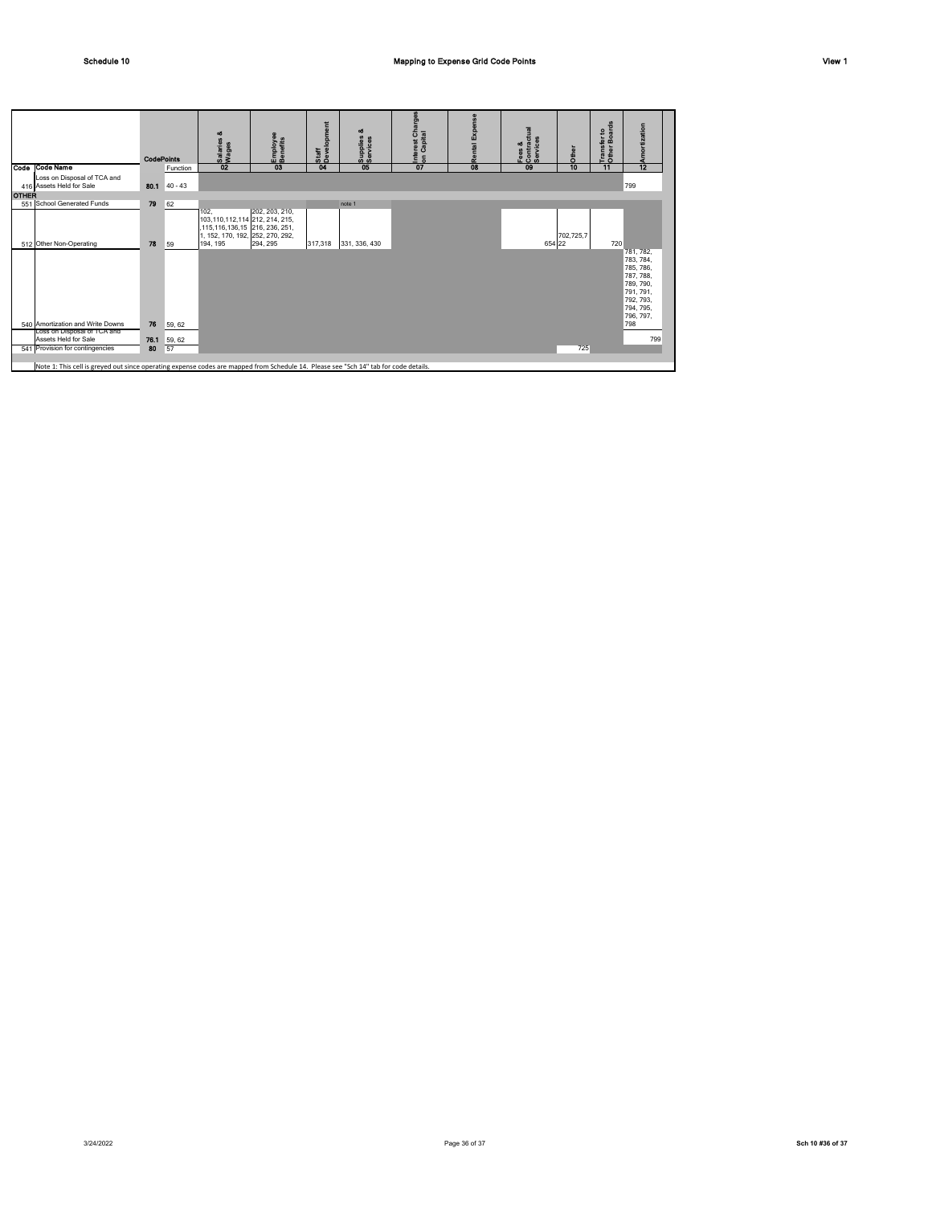Schedule 10 — Mapping to Expense Grid Code Points — View 1

| Code | Code Name | CodePoints | Function | Salaries & Wages 02 | Employee Benefits 03 | Staff Development 04 | Supplies & Services 05 | Interest Charges on Capital 07 | Rental Expense 08 | Fees & Contractual Services 09 | Other 10 | Transfer to Other Boards 11 | Amortization 12 |
|---|---|---|---|---|---|---|---|---|---|---|---|---|---|
| 416 | Loss on Disposal of TCA and Assets Held for Sale | 80.1 | 40 - 43 | | | | | | | | | | 799 |
| **OTHER** | | | | | | | | | | | | | |
| 551 | School Generated Funds | 79 | 62 | | | | note 1 | | | | | | |
| 512 | Other Non-Operating | 78 | 59 | 102, 103,110,112,114 ,115,116,136,151, 152, 170, 192, 194, 195 | 202, 203, 210, 212, 214, 215, 216, 236, 251, 252, 270, 292, 294, 295 | 317,318 | 331, 336, 430 | | | 654 | 702,725,722 | 720 | |
| 540 | Amortization and Write Downs | 76 | 59, 62 | | | | | | | | | | 781, 782, 783, 784, 785, 786, 787, 788, 789, 790, 791, 791, 792, 793, 794, 795, 796, 797, 798 |
| | Loss on Disposal of TCA and Assets Held for Sale | 76.1 | 59, 62 | | | | | | | | | | 799 |
| 541 | Provision for contingencies | 80 | 57 | | | | | | | | 725 | | |

Note 1: This cell is greyed out since operating expense codes are mapped from Schedule 14. Please see "Sch 14" tab for code details.

3/24/2022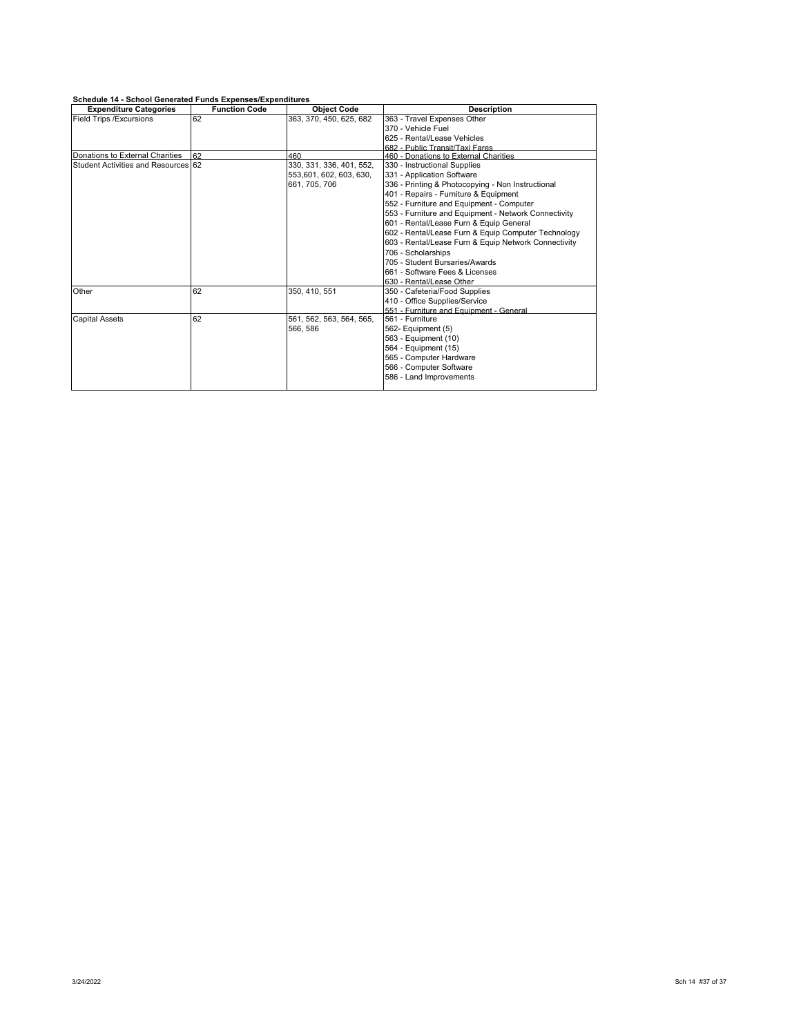**Schedule 14 - School Generated Funds Expenses/Expenditures**

| Expenditure Categories | Function Code | Object Code | Description |
|---|---|---|---|
| Field Trips /Excursions | 62 | 363, 370, 450, 625, 682 | 363 - Travel Expenses Other<br>370 - Vehicle Fuel<br>625 - Rental/Lease Vehicles<br>682 - Public Transit/Taxi Fares |
| Donations to External Charities | 62 | 460 | 460 - Donations to External Charities |
| Student Activities and Resources | 62 | 330, 331, 336, 401, 552, 553,601, 602, 603, 630, 661, 705, 706 | 330 - Instructional Supplies<br>331 - Application Software<br>336 - Printing & Photocopying - Non Instructional<br>401 - Repairs - Furniture & Equipment<br>552 - Furniture and Equipment - Computer<br>553 - Furniture and Equipment - Network Connectivity<br>601 - Rental/Lease Furn & Equip General<br>602 - Rental/Lease Furn & Equip Computer Technology<br>603 - Rental/Lease Furn & Equip Network Connectivity<br>706 - Scholarships<br>705 - Student Bursaries/Awards<br>661 - Software Fees & Licenses<br>630 - Rental/Lease Other |
| Other | 62 | 350, 410, 551 | 350 - Cafeteria/Food Supplies<br>410 - Office Supplies/Service<br>551 - Furniture and Equipment - General |
| Capital Assets | 62 | 561, 562, 563, 564, 565, 566, 586 | 561 - Furniture<br>562- Equipment (5)<br>563 - Equipment (10)<br>564 - Equipment (15)<br>565 - Computer Hardware<br>566 - Computer Software<br>586 - Land Improvements |

3/24/2022

Sch 14